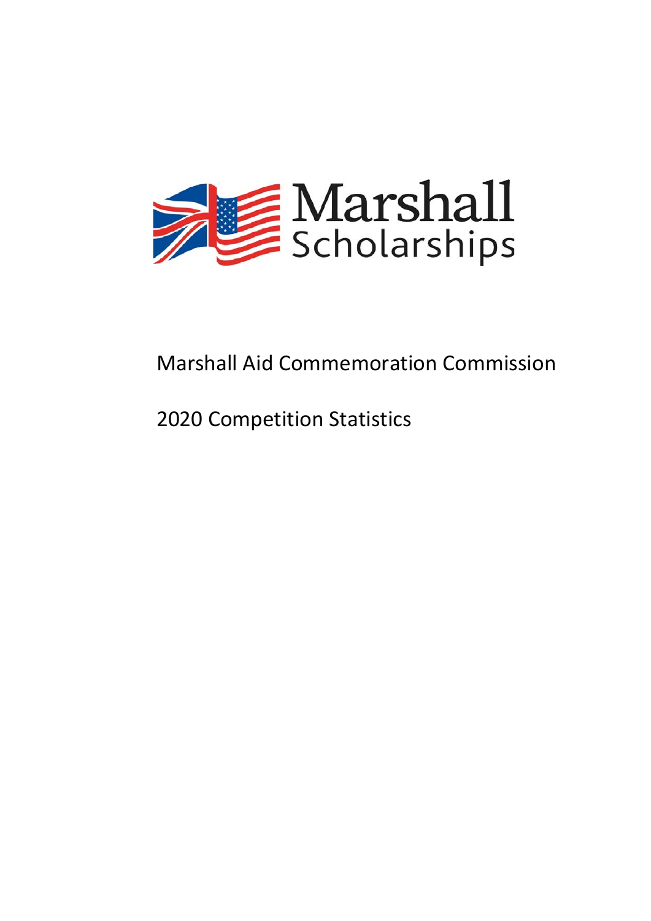Marshall Scholarships

# Marshall Aid Commemoration Commission

## 2020 Competition Statistics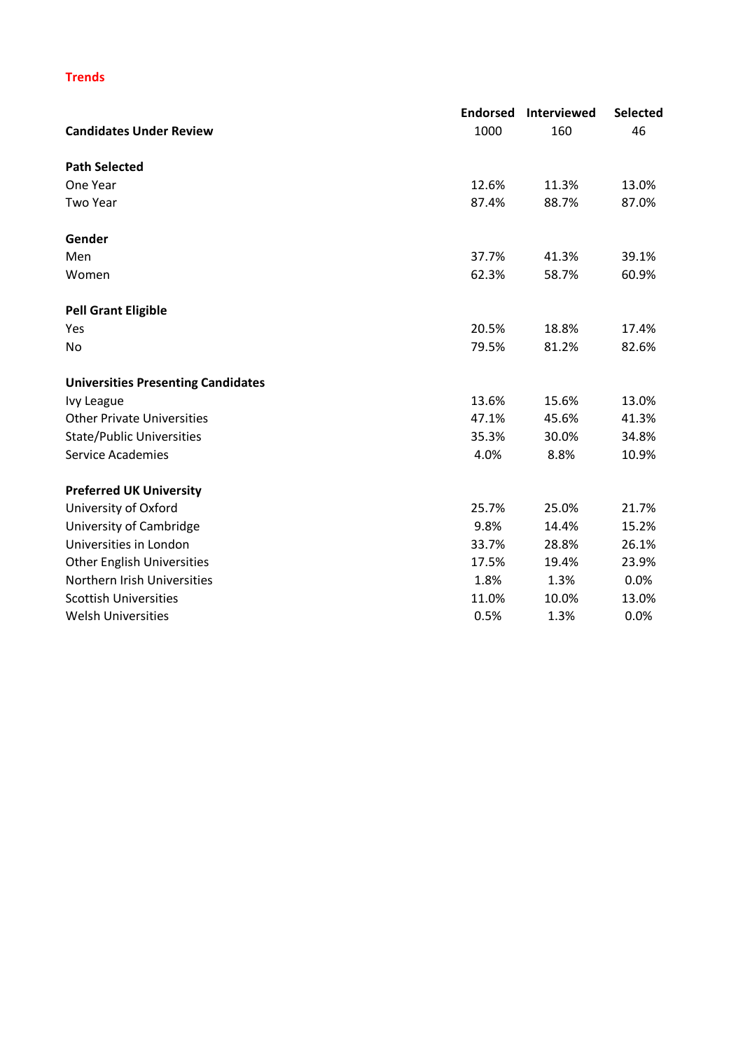## Trends

| | Endorsed | Interviewed | Selected |
|---|---|---|---|
| **Candidates Under Review** | 1000 | 160 | 46 |
| | | | |
| **Path Selected** | | | |
| One Year | 12.6% | 11.3% | 13.0% |
| Two Year | 87.4% | 88.7% | 87.0% |
| | | | |
| **Gender** | | | |
| Men | 37.7% | 41.3% | 39.1% |
| Women | 62.3% | 58.7% | 60.9% |
| | | | |
| **Pell Grant Eligible** | | | |
| Yes | 20.5% | 18.8% | 17.4% |
| No | 79.5% | 81.2% | 82.6% |
| | | | |
| **Universities Presenting Candidates** | | | |
| Ivy League | 13.6% | 15.6% | 13.0% |
| Other Private Universities | 47.1% | 45.6% | 41.3% |
| State/Public Universities | 35.3% | 30.0% | 34.8% |
| Service Academies | 4.0% | 8.8% | 10.9% |
| | | | |
| **Preferred UK University** | | | |
| University of Oxford | 25.7% | 25.0% | 21.7% |
| University of Cambridge | 9.8% | 14.4% | 15.2% |
| Universities in London | 33.7% | 28.8% | 26.1% |
| Other English Universities | 17.5% | 19.4% | 23.9% |
| Northern Irish Universities | 1.8% | 1.3% | 0.0% |
| Scottish Universities | 11.0% | 10.0% | 13.0% |
| Welsh Universities | 0.5% | 1.3% | 0.0% |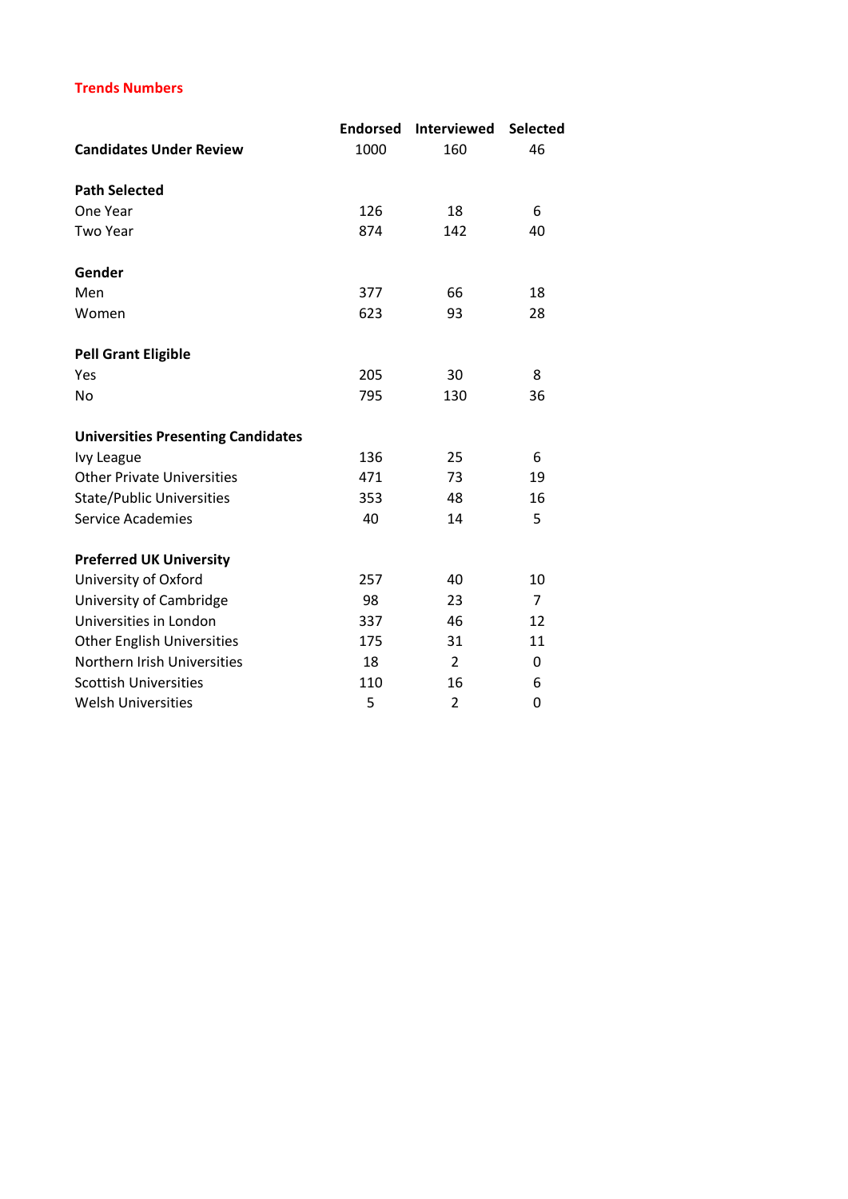**Trends Numbers**

| | Endorsed | Interviewed | Selected |
|---|---|---|---|
| **Candidates Under Review** | 1000 | 160 | 46 |
| | | | |
| **Path Selected** | | | |
| One Year | 126 | 18 | 6 |
| Two Year | 874 | 142 | 40 |
| | | | |
| **Gender** | | | |
| Men | 377 | 66 | 18 |
| Women | 623 | 93 | 28 |
| | | | |
| **Pell Grant Eligible** | | | |
| Yes | 205 | 30 | 8 |
| No | 795 | 130 | 36 |
| | | | |
| **Universities Presenting Candidates** | | | |
| Ivy League | 136 | 25 | 6 |
| Other Private Universities | 471 | 73 | 19 |
| State/Public Universities | 353 | 48 | 16 |
| Service Academies | 40 | 14 | 5 |
| | | | |
| **Preferred UK University** | | | |
| University of Oxford | 257 | 40 | 10 |
| University of Cambridge | 98 | 23 | 7 |
| Universities in London | 337 | 46 | 12 |
| Other English Universities | 175 | 31 | 11 |
| Northern Irish Universities | 18 | 2 | 0 |
| Scottish Universities | 110 | 16 | 6 |
| Welsh Universities | 5 | 2 | 0 |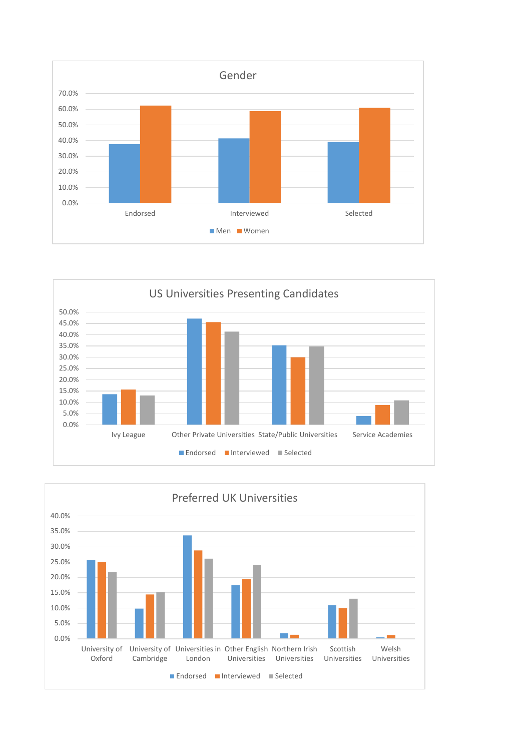**Gender**

70.0%
60.0%
50.0%
40.0%
30.0%
20.0%
10.0%
0.0%

Endorsed  Interviewed  Selected

■ Men ■ Women

**US Universities Presenting Candidates**

50.0%
45.0%
40.0%
35.0%
30.0%
25.0%
20.0%
15.0%
10.0%
5.0%
0.0%

Ivy League  Other Private Universities  State/Public Universities  Service Academies

■ Endorsed ■ Interviewed ■ Selected

**Preferred UK Universities**

40.0%
35.0%
30.0%
25.0%
20.0%
15.0%
10.0%
5.0%
0.0%

University of Oxford  University of Cambridge  Universities in London  Other English Universities  Northern Irish Universities  Scottish Universities  Welsh Universities

■ Endorsed ■ Interviewed ■ Selected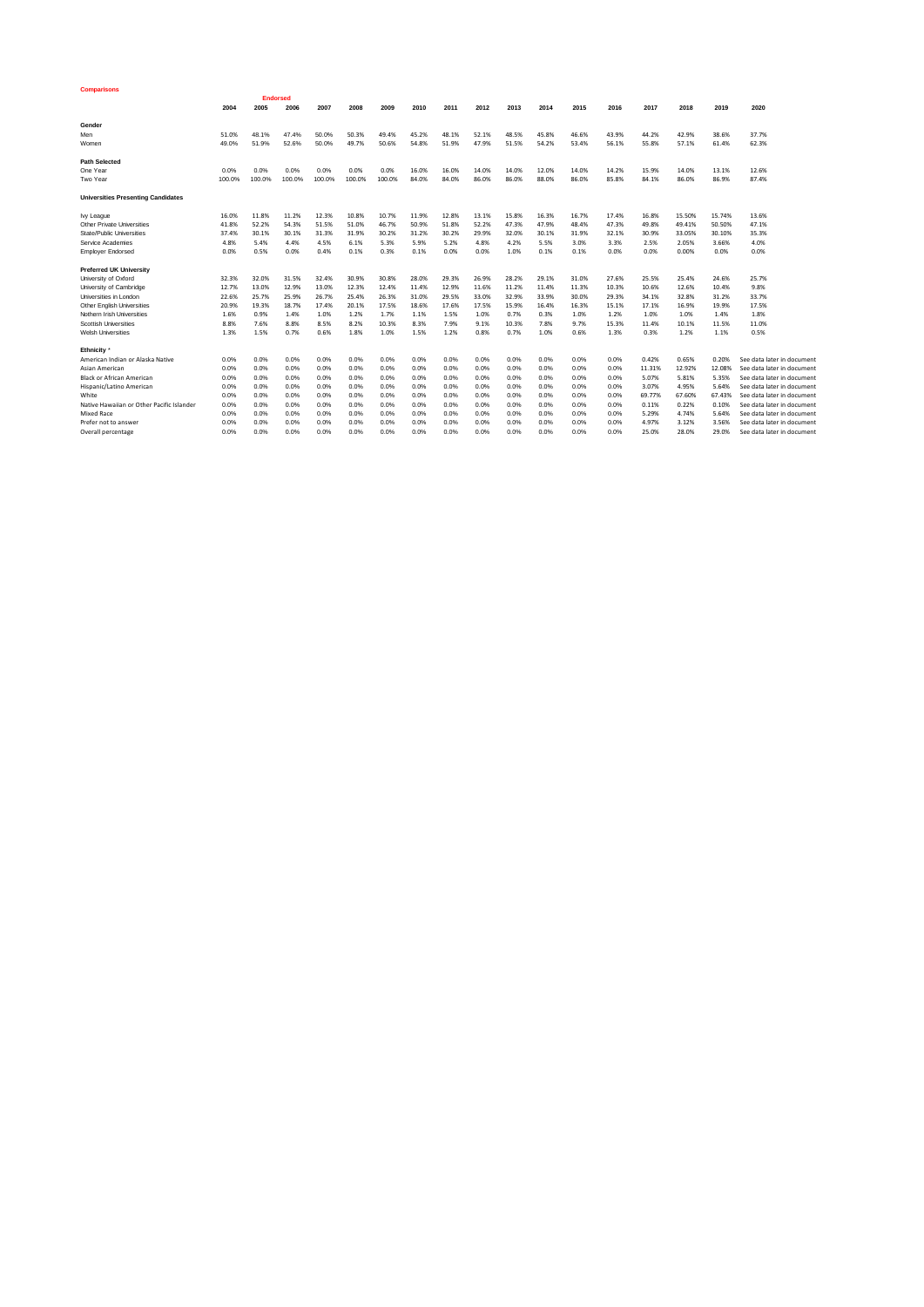**Comparisons**

| | 2004 | 2005 | Endorsed<br>2006 | 2007 | 2008 | 2009 | 2010 | 2011 | 2012 | 2013 | 2014 | 2015 | 2016 | 2017 | 2018 | 2019 | 2020 |
|---|---|---|---|---|---|---|---|---|---|---|---|---|---|---|---|---|---|
| **Gender** | | | | | | | | | | | | | | | | | |
| Men | 51.0% | 48.1% | 47.4% | 50.0% | 50.3% | 49.4% | 45.2% | 48.1% | 52.1% | 48.5% | 45.8% | 46.6% | 43.9% | 44.2% | 42.9% | 38.6% | 37.7% |
| Women | 49.0% | 51.9% | 52.6% | 50.0% | 49.7% | 50.6% | 54.8% | 51.9% | 47.9% | 51.5% | 54.2% | 53.4% | 56.1% | 55.8% | 57.1% | 61.4% | 62.3% |
| **Path Selected** | | | | | | | | | | | | | | | | | |
| One Year | 0.0% | 0.0% | 0.0% | 0.0% | 0.0% | 0.0% | 16.0% | 16.0% | 14.0% | 14.0% | 12.0% | 14.0% | 14.2% | 15.9% | 14.0% | 13.1% | 12.6% |
| Two Year | 100.0% | 100.0% | 100.0% | 100.0% | 100.0% | 100.0% | 84.0% | 84.0% | 86.0% | 86.0% | 88.0% | 86.0% | 85.8% | 84.1% | 86.0% | 86.9% | 87.4% |
| **Universities Presenting Candidates** | | | | | | | | | | | | | | | | | |
| Ivy League | 16.0% | 11.8% | 11.2% | 12.3% | 10.8% | 10.7% | 11.9% | 12.8% | 13.1% | 15.8% | 16.3% | 16.7% | 17.4% | 16.8% | 15.50% | 15.74% | 13.6% |
| Other Private Universities | 41.8% | 52.2% | 54.3% | 51.5% | 51.0% | 46.7% | 50.9% | 51.8% | 52.2% | 47.3% | 47.9% | 48.4% | 47.3% | 49.8% | 49.41% | 50.50% | 47.1% |
| State/Public Universities | 37.4% | 30.1% | 30.1% | 31.3% | 31.9% | 30.2% | 31.2% | 30.2% | 29.9% | 32.0% | 30.1% | 31.9% | 32.1% | 30.9% | 33.05% | 30.10% | 35.3% |
| Service Academies | 4.8% | 5.4% | 4.4% | 4.5% | 6.1% | 5.3% | 5.9% | 5.2% | 4.8% | 4.2% | 5.5% | 3.0% | 3.3% | 2.5% | 2.05% | 3.66% | 4.0% |
| Employer Endorsed | 0.0% | 0.5% | 0.0% | 0.4% | 0.1% | 0.3% | 0.1% | 0.0% | 0.0% | 1.0% | 0.1% | 0.1% | 0.0% | 0.0% | 0.00% | 0.0% | 0.0% |
| **Preferred UK University** | | | | | | | | | | | | | | | | | |
| University of Oxford | 32.3% | 32.0% | 31.5% | 32.4% | 30.9% | 30.8% | 28.0% | 29.3% | 26.9% | 28.2% | 29.1% | 31.0% | 27.6% | 25.5% | 25.4% | 24.6% | 25.7% |
| University of Cambridge | 12.7% | 13.0% | 12.9% | 13.0% | 12.3% | 12.4% | 11.4% | 12.9% | 11.6% | 11.2% | 11.4% | 11.3% | 10.3% | 10.6% | 12.6% | 10.4% | 9.8% |
| Universities in London | 22.6% | 25.7% | 25.9% | 26.7% | 25.4% | 26.3% | 31.0% | 29.5% | 33.0% | 32.9% | 33.9% | 30.0% | 29.3% | 34.1% | 32.8% | 31.2% | 33.7% |
| Other English Universities | 20.9% | 19.3% | 18.7% | 17.4% | 20.1% | 17.5% | 18.6% | 17.6% | 17.5% | 15.9% | 16.4% | 16.3% | 15.1% | 17.1% | 16.9% | 19.9% | 17.5% |
| Nothern Irish Universities | 1.6% | 0.9% | 1.4% | 1.0% | 1.2% | 1.7% | 1.1% | 1.5% | 1.0% | 0.7% | 0.3% | 1.0% | 1.2% | 1.0% | 1.0% | 1.4% | 1.8% |
| Scottish Universities | 8.8% | 7.6% | 8.8% | 8.5% | 8.2% | 10.3% | 8.3% | 7.9% | 9.1% | 10.3% | 7.8% | 9.7% | 15.3% | 11.4% | 10.1% | 11.5% | 11.0% |
| Welsh Universities | 1.3% | 1.5% | 0.7% | 0.6% | 1.8% | 1.0% | 1.5% | 1.2% | 0.8% | 0.7% | 1.0% | 0.6% | 1.3% | 0.3% | 1.2% | 1.1% | 0.5% |
| **Ethnicity** * | | | | | | | | | | | | | | | | | |
| American Indian or Alaska Native | 0.0% | 0.0% | 0.0% | 0.0% | 0.0% | 0.0% | 0.0% | 0.0% | 0.0% | 0.0% | 0.0% | 0.0% | 0.0% | 0.42% | 0.65% | 0.20% | See data later in document |
| Asian American | 0.0% | 0.0% | 0.0% | 0.0% | 0.0% | 0.0% | 0.0% | 0.0% | 0.0% | 0.0% | 0.0% | 0.0% | 0.0% | 11.31% | 12.92% | 12.08% | See data later in document |
| Black or African American | 0.0% | 0.0% | 0.0% | 0.0% | 0.0% | 0.0% | 0.0% | 0.0% | 0.0% | 0.0% | 0.0% | 0.0% | 0.0% | 5.07% | 5.81% | 5.35% | See data later in document |
| Hispanic/Latino American | 0.0% | 0.0% | 0.0% | 0.0% | 0.0% | 0.0% | 0.0% | 0.0% | 0.0% | 0.0% | 0.0% | 0.0% | 0.0% | 3.07% | 4.95% | 5.64% | See data later in document |
| White | 0.0% | 0.0% | 0.0% | 0.0% | 0.0% | 0.0% | 0.0% | 0.0% | 0.0% | 0.0% | 0.0% | 0.0% | 0.0% | 69.77% | 67.60% | 67.43% | See data later in document |
| Native Hawaiian or Other Pacific Islander | 0.0% | 0.0% | 0.0% | 0.0% | 0.0% | 0.0% | 0.0% | 0.0% | 0.0% | 0.0% | 0.0% | 0.0% | 0.0% | 0.11% | 0.22% | 0.10% | See data later in document |
| Mixed Race | 0.0% | 0.0% | 0.0% | 0.0% | 0.0% | 0.0% | 0.0% | 0.0% | 0.0% | 0.0% | 0.0% | 0.0% | 0.0% | 5.29% | 4.74% | 5.64% | See data later in document |
| Prefer not to answer | 0.0% | 0.0% | 0.0% | 0.0% | 0.0% | 0.0% | 0.0% | 0.0% | 0.0% | 0.0% | 0.0% | 0.0% | 0.0% | 4.97% | 3.12% | 3.56% | See data later in document |
| Overall percentage | 0.0% | 0.0% | 0.0% | 0.0% | 0.0% | 0.0% | 0.0% | 0.0% | 0.0% | 0.0% | 0.0% | 0.0% | 0.0% | 25.0% | 28.0% | 29.0% | See data later in document |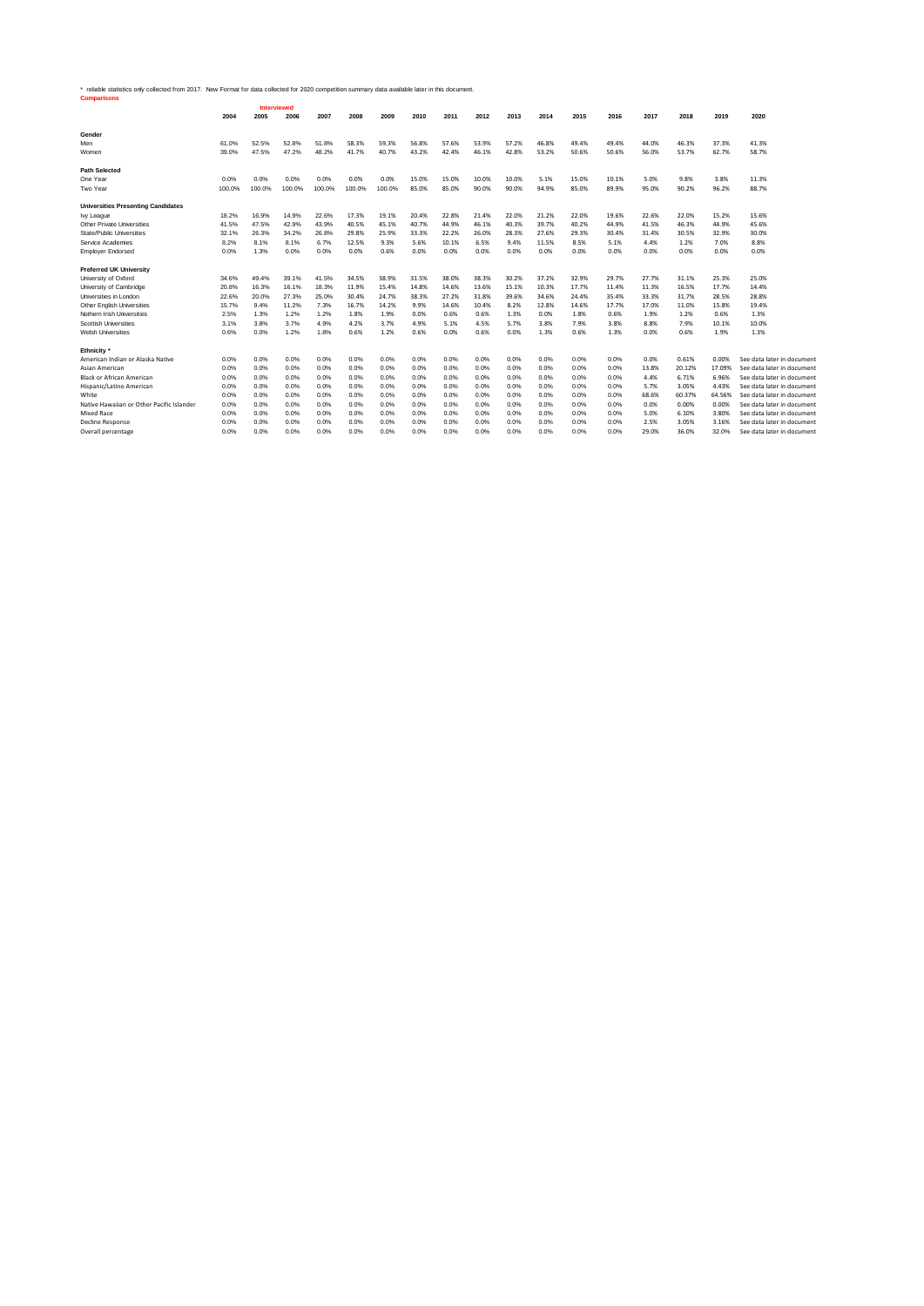* reliable statistics only collected from 2017. New Format for data collected for 2020 competition summary data available later in this document.

**Comparisons**

| | Interviewed | | | | | | | | | | | | | | | | |
|---|---|---|---|---|---|---|---|---|---|---|---|---|---|---|---|---|---|
| | 2004 | 2005 | 2006 | 2007 | 2008 | 2009 | 2010 | 2011 | 2012 | 2013 | 2014 | 2015 | 2016 | 2017 | 2018 | 2019 | 2020 |
| **Gender** | | | | | | | | | | | | | | | | | |
| Men | 61.0% | 52.5% | 52.8% | 51.8% | 58.3% | 59.3% | 56.8% | 57.6% | 53.9% | 57.2% | 46.8% | 49.4% | 49.4% | 44.0% | 46.3% | 37.3% | 41.3% |
| Women | 39.0% | 47.5% | 47.2% | 48.2% | 41.7% | 40.7% | 43.2% | 42.4% | 46.1% | 42.8% | 53.2% | 50.6% | 50.6% | 56.0% | 53.7% | 62.7% | 58.7% |
| **Path Selected** | | | | | | | | | | | | | | | | | |
| One Year | 0.0% | 0.0% | 0.0% | 0.0% | 0.0% | 0.0% | 15.0% | 15.0% | 10.0% | 10.0% | 5.1% | 15.0% | 10.1% | 5.0% | 9.8% | 3.8% | 11.3% |
| Two Year | 100.0% | 100.0% | 100.0% | 100.0% | 100.0% | 100.0% | 85.0% | 85.0% | 90.0% | 90.0% | 94.9% | 85.0% | 89.9% | 95.0% | 90.2% | 96.2% | 88.7% |
| **Universities Presenting Candidates** | | | | | | | | | | | | | | | | | |
| Ivy League | 18.2% | 16.9% | 14.9% | 22.6% | 17.3% | 19.1% | 20.4% | 22.8% | 21.4% | 22.0% | 21.2% | 22.0% | 19.6% | 22.6% | 22.0% | 15.2% | 15.6% |
| Other Private Universities | 41.5% | 47.5% | 42.9% | 43.9% | 40.5% | 45.1% | 40.7% | 44.9% | 46.1% | 40.3% | 39.7% | 40.2% | 44.9% | 41.5% | 46.3% | 44.9% | 45.6% |
| State/Public Universities | 32.1% | 26.3% | 34.2% | 26.8% | 29.8% | 25.9% | 33.3% | 22.2% | 26.0% | 28.3% | 27.6% | 29.3% | 30.4% | 31.4% | 30.5% | 32.9% | 30.0% |
| Service Academies | 8.2% | 8.1% | 8.1% | 6.7% | 12.5% | 9.3% | 5.6% | 10.1% | 6.5% | 9.4% | 11.5% | 8.5% | 5.1% | 4.4% | 1.2% | 7.0% | 8.8% |
| Employer Endorsed | 0.0% | 1.3% | 0.0% | 0.0% | 0.0% | 0.6% | 0.0% | 0.0% | 0.0% | 0.0% | 0.0% | 0.0% | 0.0% | 0.0% | 0.0% | 0.0% | 0.0% |
| **Preferred UK University** | | | | | | | | | | | | | | | | | |
| University of Oxford | 34.6% | 49.4% | 39.1% | 41.5% | 34.5% | 38.9% | 31.5% | 38.0% | 38.3% | 30.2% | 37.2% | 32.9% | 29.7% | 27.7% | 31.1% | 25.3% | 25.0% |
| University of Cambridge | 20.8% | 16.3% | 16.1% | 18.3% | 11.9% | 15.4% | 14.8% | 14.6% | 13.6% | 15.1% | 10.3% | 17.7% | 11.4% | 11.3% | 16.5% | 17.7% | 14.4% |
| Universities in London | 22.6% | 20.0% | 27.3% | 25.0% | 30.4% | 24.7% | 38.3% | 27.2% | 31.8% | 39.6% | 34.6% | 24.4% | 35.4% | 33.3% | 31.7% | 28.5% | 28.8% |
| Other English Universities | 15.7% | 9.4% | 11.2% | 7.3% | 16.7% | 14.2% | 9.9% | 14.6% | 10.4% | 8.2% | 12.8% | 14.6% | 17.7% | 17.0% | 11.0% | 15.8% | 19.4% |
| Nothern Irish Universities | 2.5% | 1.3% | 1.2% | 1.2% | 1.8% | 1.9% | 0.0% | 0.6% | 0.6% | 1.3% | 0.0% | 1.8% | 0.6% | 1.9% | 1.2% | 0.6% | 1.3% |
| Scottish Universities | 3.1% | 3.8% | 3.7% | 4.9% | 4.2% | 3.7% | 4.9% | 5.1% | 4.5% | 5.7% | 3.8% | 7.9% | 3.8% | 8.8% | 7.9% | 10.1% | 10.0% |
| Welsh Universities | 0.6% | 0.0% | 1.2% | 1.8% | 0.6% | 1.2% | 0.6% | 0.0% | 0.6% | 0.0% | 1.3% | 0.6% | 1.3% | 0.0% | 0.6% | 1.9% | 1.3% |
| **Ethnicity *** | | | | | | | | | | | | | | | | | |
| American Indian or Alaska Native | 0.0% | 0.0% | 0.0% | 0.0% | 0.0% | 0.0% | 0.0% | 0.0% | 0.0% | 0.0% | 0.0% | 0.0% | 0.0% | 0.0% | 0.61% | 0.00% | See data later in document |
| Asian American | 0.0% | 0.0% | 0.0% | 0.0% | 0.0% | 0.0% | 0.0% | 0.0% | 0.0% | 0.0% | 0.0% | 0.0% | 0.0% | 13.8% | 20.12% | 17.09% | See data later in document |
| Black or African American | 0.0% | 0.0% | 0.0% | 0.0% | 0.0% | 0.0% | 0.0% | 0.0% | 0.0% | 0.0% | 0.0% | 0.0% | 0.0% | 4.4% | 6.71% | 6.96% | See data later in document |
| Hispanic/Latino American | 0.0% | 0.0% | 0.0% | 0.0% | 0.0% | 0.0% | 0.0% | 0.0% | 0.0% | 0.0% | 0.0% | 0.0% | 0.0% | 5.7% | 3.05% | 4.43% | See data later in document |
| White | 0.0% | 0.0% | 0.0% | 0.0% | 0.0% | 0.0% | 0.0% | 0.0% | 0.0% | 0.0% | 0.0% | 0.0% | 0.0% | 68.6% | 60.37% | 64.56% | See data later in document |
| Native Hawaiian or Other Pacific Islander | 0.0% | 0.0% | 0.0% | 0.0% | 0.0% | 0.0% | 0.0% | 0.0% | 0.0% | 0.0% | 0.0% | 0.0% | 0.0% | 0.0% | 0.00% | 0.00% | See data later in document |
| Mixed Race | 0.0% | 0.0% | 0.0% | 0.0% | 0.0% | 0.0% | 0.0% | 0.0% | 0.0% | 0.0% | 0.0% | 0.0% | 0.0% | 5.0% | 6.10% | 3.80% | See data later in document |
| Decline Response | 0.0% | 0.0% | 0.0% | 0.0% | 0.0% | 0.0% | 0.0% | 0.0% | 0.0% | 0.0% | 0.0% | 0.0% | 0.0% | 2.5% | 3.05% | 3.16% | See data later in document |
| Overall percentage | 0.0% | 0.0% | 0.0% | 0.0% | 0.0% | 0.0% | 0.0% | 0.0% | 0.0% | 0.0% | 0.0% | 0.0% | 0.0% | 29.0% | 36.0% | 32.0% | See data later in document |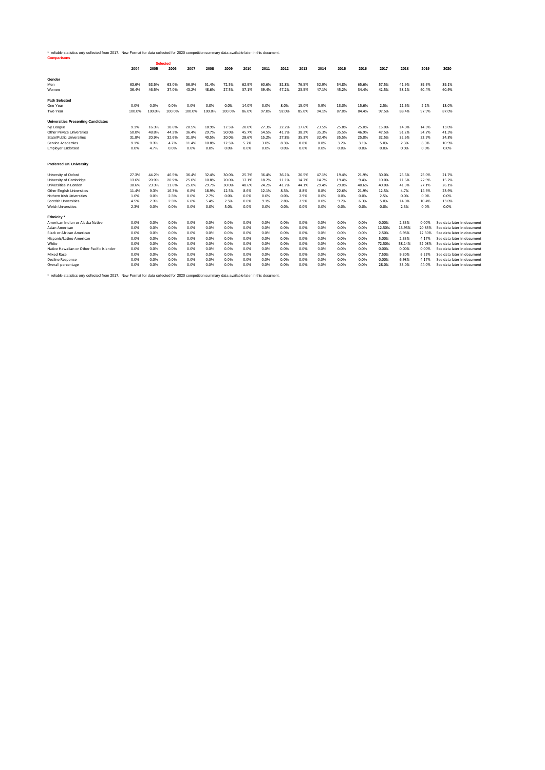* reliable statistics only collected from 2017. New Format for data collected for 2020 competition summary data available later in this document.

**Comparisons**

| | Selected | | | | | | | | | | | | | | | | |
|---|---|---|---|---|---|---|---|---|---|---|---|---|---|---|---|---|---|
| | 2004 | 2005 | 2006 | 2007 | 2008 | 2009 | 2010 | 2011 | 2012 | 2013 | 2014 | 2015 | 2016 | 2017 | 2018 | 2019 | 2020 |
| **Gender** | | | | | | | | | | | | | | | | | |
| Men | 63.6% | 53.5% | 63.0% | 56.8% | 51.4% | 72.5% | 62.9% | 60.6% | 52.8% | 76.5% | 52.9% | 54.8% | 65.6% | 57.5% | 41.9% | 39.6% | 39.1% |
| Women | 36.4% | 46.5% | 37.0% | 43.2% | 48.6% | 27.5% | 37.1% | 39.4% | 47.2% | 23.5% | 47.1% | 45.2% | 34.4% | 42.5% | 58.1% | 60.4% | 60.9% |
| **Path Selected** | | | | | | | | | | | | | | | | | |
| One Year | 0.0% | 0.0% | 0.0% | 0.0% | 0.0% | 0.0% | 14.0% | 3.0% | 8.0% | 15.0% | 5.9% | 13.0% | 15.6% | 2.5% | 11.6% | 2.1% | 13.0% |
| Two Year | 100.0% | 100.0% | 100.0% | 100.0% | 100.0% | 100.0% | 86.0% | 97.0% | 92.0% | 85.0% | 94.1% | 87.0% | 84.4% | 97.5% | 88.4% | 97.9% | 87.0% |
| **Universities Presenting Candidates** | | | | | | | | | | | | | | | | | |
| Ivy League | 9.1% | 16.3% | 18.6% | 20.5% | 18.9% | 17.5% | 20.0% | 27.3% | 22.2% | 17.6% | 23.5% | 25.8% | 25.0% | 15.0% | 14.0% | 14.6% | 13.0% |
| Other Private Universities | 50.0% | 48.8% | 44.2% | 36.4% | 29.7% | 50.0% | 45.7% | 54.5% | 41.7% | 38.2% | 35.3% | 35.5% | 46.9% | 47.5% | 51.2% | 54.2% | 41.3% |
| State/Public Universities | 31.8% | 20.9% | 32.6% | 31.8% | 40.5% | 20.0% | 28.6% | 15.2% | 27.8% | 35.3% | 32.4% | 35.5% | 25.0% | 32.5% | 32.6% | 22.9% | 34.8% |
| Service Academies | 9.1% | 9.3% | 4.7% | 11.4% | 10.8% | 12.5% | 5.7% | 3.0% | 8.3% | 8.8% | 8.8% | 3.2% | 3.1% | 5.0% | 2.3% | 8.3% | 10.9% |
| Employer Endorsed | 0.0% | 4.7% | 0.0% | 0.0% | 0.0% | 0.0% | 0.0% | 0.0% | 0.0% | 0.0% | 0.0% | 0.0% | 0.0% | 0.0% | 0.0% | 0.0% | 0.0% |
| **Preferred UK University** | | | | | | | | | | | | | | | | | |
| University of Oxford | 27.3% | 44.2% | 46.5% | 36.4% | 32.4% | 30.0% | 25.7% | 36.4% | 36.1% | 26.5% | 47.1% | 19.4% | 21.9% | 30.0% | 25.6% | 25.0% | 21.7% |
| University of Cambridge | 13.6% | 20.9% | 20.9% | 25.0% | 10.8% | 20.0% | 17.1% | 18.2% | 11.1% | 14.7% | 14.7% | 19.4% | 9.4% | 10.0% | 11.6% | 22.9% | 15.2% |
| Universities in London | 38.6% | 23.3% | 11.6% | 25.0% | 29.7% | 30.0% | 48.6% | 24.2% | 41.7% | 44.1% | 29.4% | 29.0% | 40.6% | 40.0% | 41.9% | 27.1% | 26.1% |
| Other English Universities | 11.4% | 9.3% | 16.3% | 6.8% | 18.9% | 12.5% | 8.6% | 12.1% | 8.3% | 8.8% | 8.8% | 22.6% | 21.9% | 12.5% | 4.7% | 14.6% | 23.9% |
| Nothern Irish Universities | 1.6% | 0.0% | 2.3% | 0.0% | 2.7% | 0.0% | 0.0% | 0.0% | 0.0% | 2.9% | 0.0% | 0.0% | 0.0% | 2.5% | 0.0% | 0.0% | 0.0% |
| Scottish Universities | 4.5% | 2.3% | 2.3% | 6.8% | 5.4% | 2.5% | 0.0% | 9.1% | 2.8% | 2.9% | 0.0% | 9.7% | 6.3% | 5.0% | 14.0% | 10.4% | 13.0% |
| Welsh Universities | 2.3% | 0.0% | 0.0% | 0.0% | 0.0% | 5.0% | 0.0% | 0.0% | 0.0% | 0.0% | 0.0% | 0.0% | 0.0% | 0.0% | 2.3% | 0.0% | 0.0% |
| **Ethnicity \*** | | | | | | | | | | | | | | | | | |
| American Indian or Alaska Native | 0.0% | 0.0% | 0.0% | 0.0% | 0.0% | 0.0% | 0.0% | 0.0% | 0.0% | 0.0% | 0.0% | 0.0% | 0.0% | 0.00% | 2.33% | 0.00% | See data later in document |
| Asian American | 0.0% | 0.0% | 0.0% | 0.0% | 0.0% | 0.0% | 0.0% | 0.0% | 0.0% | 0.0% | 0.0% | 0.0% | 0.0% | 12.50% | 13.95% | 20.83% | See data later in document |
| Black or African American | 0.0% | 0.0% | 0.0% | 0.0% | 0.0% | 0.0% | 0.0% | 0.0% | 0.0% | 0.0% | 0.0% | 0.0% | 0.0% | 2.50% | 6.98% | 12.50% | See data later in document |
| Hispanic/Latino American | 0.0% | 0.0% | 0.0% | 0.0% | 0.0% | 0.0% | 0.0% | 0.0% | 0.0% | 0.0% | 0.0% | 0.0% | 0.0% | 5.00% | 2.33% | 4.17% | See data later in document |
| White | 0.0% | 0.0% | 0.0% | 0.0% | 0.0% | 0.0% | 0.0% | 0.0% | 0.0% | 0.0% | 0.0% | 0.0% | 0.0% | 72.50% | 58.14% | 52.08% | See data later in document |
| Native Hawaiian or Other Pacific Islander | 0.0% | 0.0% | 0.0% | 0.0% | 0.0% | 0.0% | 0.0% | 0.0% | 0.0% | 0.0% | 0.0% | 0.0% | 0.0% | 0.00% | 0.00% | 0.00% | See data later in document |
| Mixed Race | 0.0% | 0.0% | 0.0% | 0.0% | 0.0% | 0.0% | 0.0% | 0.0% | 0.0% | 0.0% | 0.0% | 0.0% | 0.0% | 7.50% | 9.30% | 6.25% | See data later in document |
| Decline Response | 0.0% | 0.0% | 0.0% | 0.0% | 0.0% | 0.0% | 0.0% | 0.0% | 0.0% | 0.0% | 0.0% | 0.0% | 0.0% | 0.00% | 6.98% | 4.17% | See data later in document |
| Overall percentage | 0.0% | 0.0% | 0.0% | 0.0% | 0.0% | 0.0% | 0.0% | 0.0% | 0.0% | 0.0% | 0.0% | 0.0% | 0.0% | 28.0% | 33.0% | 44.0% | See data later in document |

* reliable statistics only collected from 2017. New Format for data collected for 2020 competition summary data available later in this document.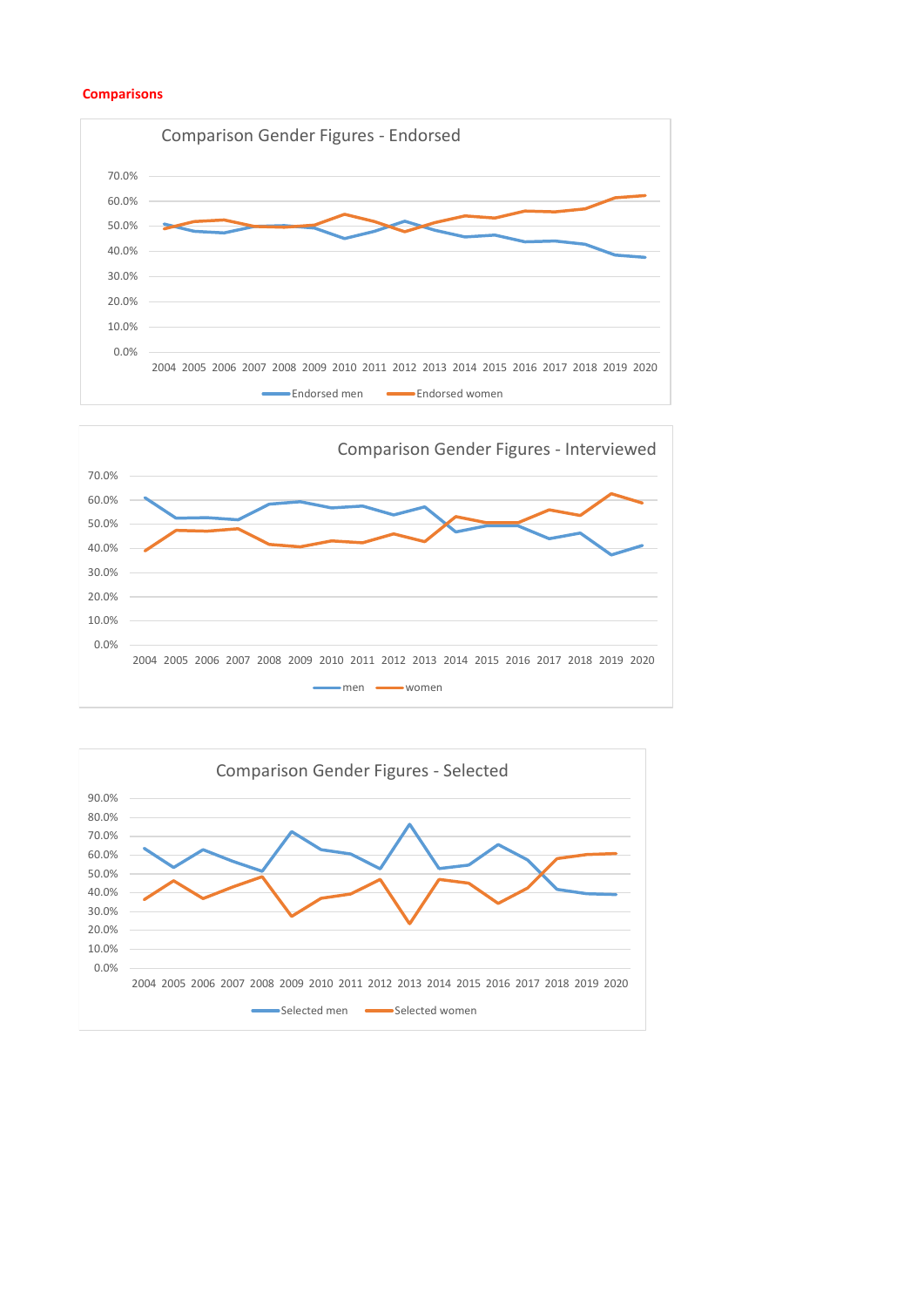**Comparisons**

Comparison Gender Figures - Endorsed

70.0%
60.0%
50.0%
40.0%
30.0%
20.0%
10.0%
0.0%

2004 2005 2006 2007 2008 2009 2010 2011 2012 2013 2014 2015 2016 2017 2018 2019 2020

Endorsed men — Endorsed women

Comparison Gender Figures - Interviewed

70.0%
60.0%
50.0%
40.0%
30.0%
20.0%
10.0%
0.0%

2004 2005 2006 2007 2008 2009 2010 2011 2012 2013 2014 2015 2016 2017 2018 2019 2020

men — women

Comparison Gender Figures - Selected

90.0%
80.0%
70.0%
60.0%
50.0%
40.0%
30.0%
20.0%
10.0%
0.0%

2004 2005 2006 2007 2008 2009 2010 2011 2012 2013 2014 2015 2016 2017 2018 2019 2020

Selected men — Selected women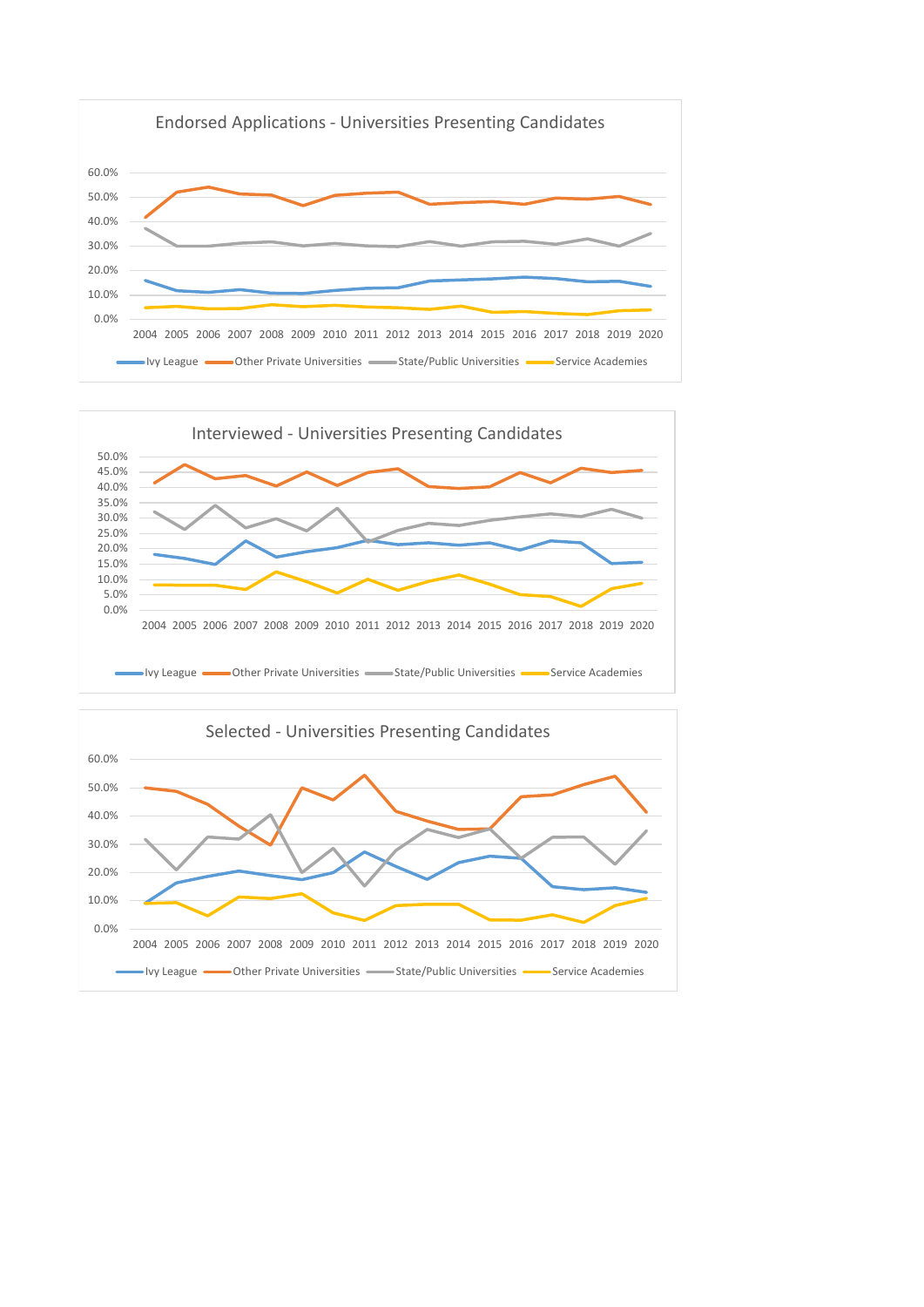## Endorsed Applications - Universities Presenting Candidates

## Interviewed - Universities Presenting Candidates

## Selected - Universities Presenting Candidates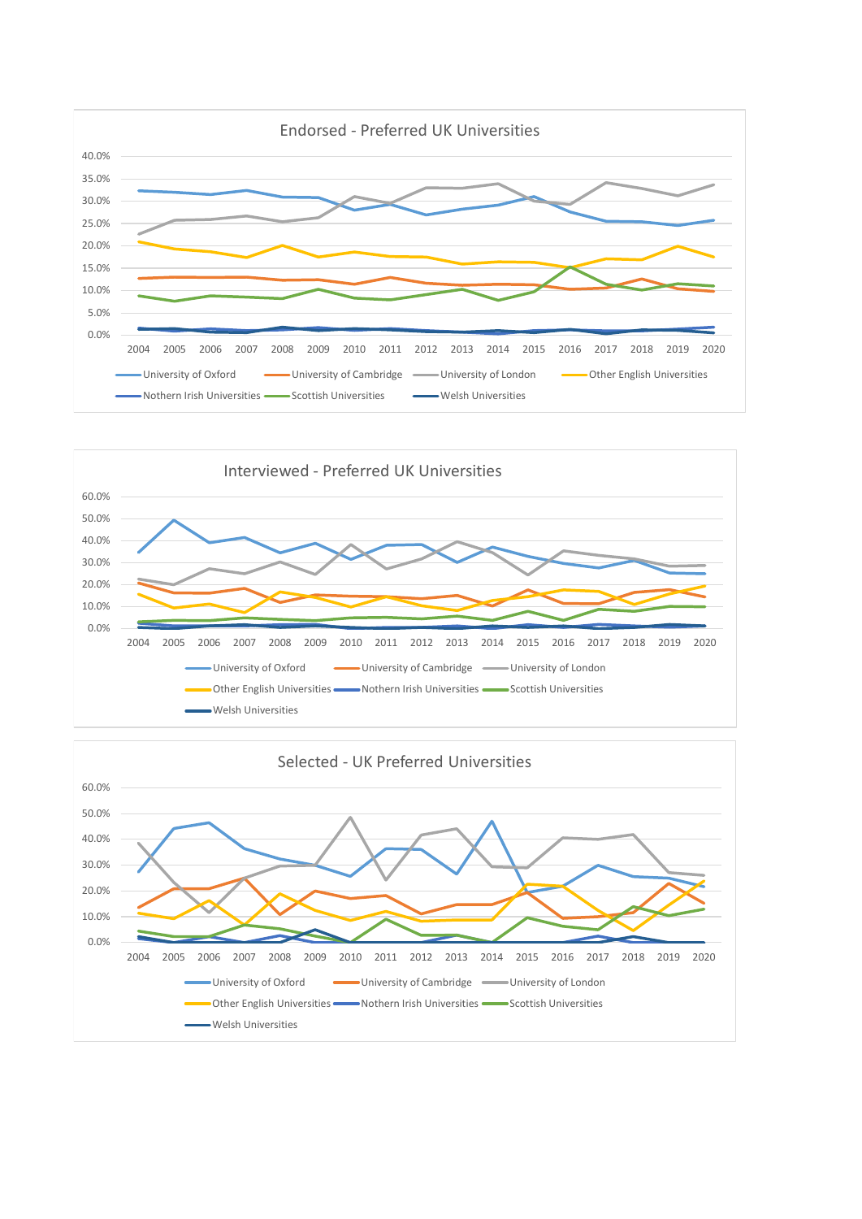## Endorsed - Preferred UK Universities

40.0%
35.0%
30.0%
25.0%
20.0%
15.0%
10.0%
5.0%
0.0%

2004 2005 2006 2007 2008 2009 2010 2011 2012 2013 2014 2015 2016 2017 2018 2019 2020

University of Oxford — University of Cambridge — University of London — Other English Universities — Nothern Irish Universities — Scottish Universities — Welsh Universities

## Interviewed - Preferred UK Universities

60.0%
50.0%
40.0%
30.0%
20.0%
10.0%
0.0%

2004 2005 2006 2007 2008 2009 2010 2011 2012 2013 2014 2015 2016 2017 2018 2019 2020

University of Oxford — University of Cambridge — University of London — Other English Universities — Nothern Irish Universities — Scottish Universities — Welsh Universities

## Selected - UK Preferred Universities

60.0%
50.0%
40.0%
30.0%
20.0%
10.0%
0.0%

2004 2005 2006 2007 2008 2009 2010 2011 2012 2013 2014 2015 2016 2017 2018 2019 2020

University of Oxford — University of Cambridge — University of London — Other English Universities — Nothern Irish Universities — Scottish Universities — Welsh Universities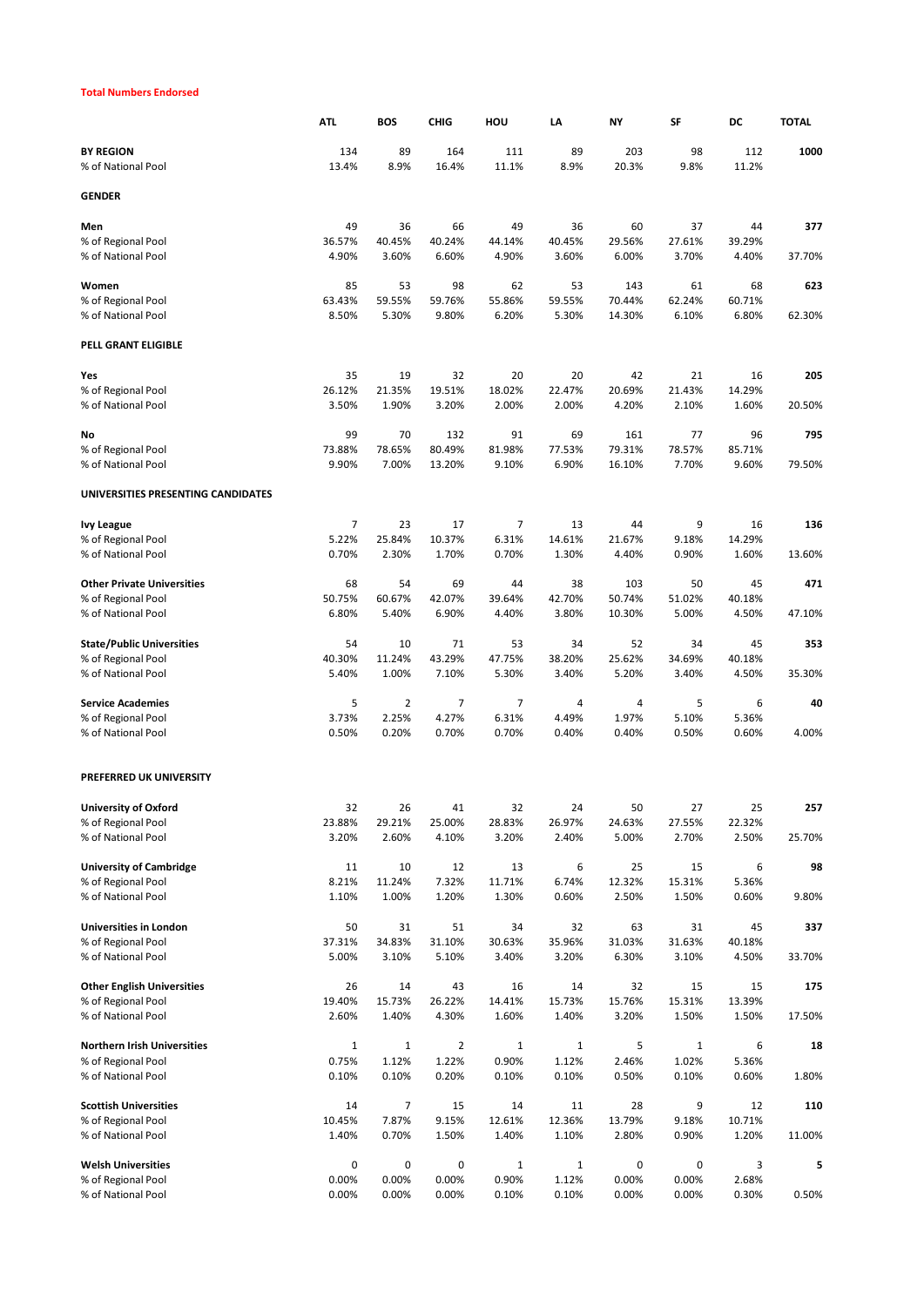**Total Numbers Endorsed**

| | ATL | BOS | CHIG | HOU | LA | NY | SF | DC | TOTAL |
|---|---|---|---|---|---|---|---|---|---|
| **BY REGION** | 134 | 89 | 164 | 111 | 89 | 203 | 98 | 112 | **1000** |
| % of National Pool | 13.4% | 8.9% | 16.4% | 11.1% | 8.9% | 20.3% | 9.8% | 11.2% | |
| **GENDER** | | | | | | | | | |
| **Men** | 49 | 36 | 66 | 49 | 36 | 60 | 37 | 44 | **377** |
| % of Regional Pool | 36.57% | 40.45% | 40.24% | 44.14% | 40.45% | 29.56% | 27.61% | 39.29% | |
| % of National Pool | 4.90% | 3.60% | 6.60% | 4.90% | 3.60% | 6.00% | 3.70% | 4.40% | 37.70% |
| **Women** | 85 | 53 | 98 | 62 | 53 | 143 | 61 | 68 | **623** |
| % of Regional Pool | 63.43% | 59.55% | 59.76% | 55.86% | 59.55% | 70.44% | 62.24% | 60.71% | |
| % of National Pool | 8.50% | 5.30% | 9.80% | 6.20% | 5.30% | 14.30% | 6.10% | 6.80% | 62.30% |
| **PELL GRANT ELIGIBLE** | | | | | | | | | |
| **Yes** | 35 | 19 | 32 | 20 | 20 | 42 | 21 | 16 | **205** |
| % of Regional Pool | 26.12% | 21.35% | 19.51% | 18.02% | 22.47% | 20.69% | 21.43% | 14.29% | |
| % of National Pool | 3.50% | 1.90% | 3.20% | 2.00% | 2.00% | 4.20% | 2.10% | 1.60% | 20.50% |
| **No** | 99 | 70 | 132 | 91 | 69 | 161 | 77 | 96 | **795** |
| % of Regional Pool | 73.88% | 78.65% | 80.49% | 81.98% | 77.53% | 79.31% | 78.57% | 85.71% | |
| % of National Pool | 9.90% | 7.00% | 13.20% | 9.10% | 6.90% | 16.10% | 7.70% | 9.60% | 79.50% |
| **UNIVERSITIES PRESENTING CANDIDATES** | | | | | | | | | |
| **Ivy League** | 7 | 23 | 17 | 7 | 13 | 44 | 9 | 16 | **136** |
| % of Regional Pool | 5.22% | 25.84% | 10.37% | 6.31% | 14.61% | 21.67% | 9.18% | 14.29% | |
| % of National Pool | 0.70% | 2.30% | 1.70% | 0.70% | 1.30% | 4.40% | 0.90% | 1.60% | 13.60% |
| **Other Private Universities** | 68 | 54 | 69 | 44 | 38 | 103 | 50 | 45 | **471** |
| % of Regional Pool | 50.75% | 60.67% | 42.07% | 39.64% | 42.70% | 50.74% | 51.02% | 40.18% | |
| % of National Pool | 6.80% | 5.40% | 6.90% | 4.40% | 3.80% | 10.30% | 5.00% | 4.50% | 47.10% |
| **State/Public Universities** | 54 | 10 | 71 | 53 | 34 | 52 | 34 | 45 | **353** |
| % of Regional Pool | 40.30% | 11.24% | 43.29% | 47.75% | 38.20% | 25.62% | 34.69% | 40.18% | |
| % of National Pool | 5.40% | 1.00% | 7.10% | 5.30% | 3.40% | 5.20% | 3.40% | 4.50% | 35.30% |
| **Service Academies** | 5 | 2 | 7 | 7 | 4 | 4 | 5 | 6 | **40** |
| % of Regional Pool | 3.73% | 2.25% | 4.27% | 6.31% | 4.49% | 1.97% | 5.10% | 5.36% | |
| % of National Pool | 0.50% | 0.20% | 0.70% | 0.70% | 0.40% | 0.40% | 0.50% | 0.60% | 4.00% |
| **PREFERRED UK UNIVERSITY** | | | | | | | | | |
| **University of Oxford** | 32 | 26 | 41 | 32 | 24 | 50 | 27 | 25 | **257** |
| % of Regional Pool | 23.88% | 29.21% | 25.00% | 28.83% | 26.97% | 24.63% | 27.55% | 22.32% | |
| % of National Pool | 3.20% | 2.60% | 4.10% | 3.20% | 2.40% | 5.00% | 2.70% | 2.50% | 25.70% |
| **University of Cambridge** | 11 | 10 | 12 | 13 | 6 | 25 | 15 | 6 | **98** |
| % of Regional Pool | 8.21% | 11.24% | 7.32% | 11.71% | 6.74% | 12.32% | 15.31% | 5.36% | |
| % of National Pool | 1.10% | 1.00% | 1.20% | 1.30% | 0.60% | 2.50% | 1.50% | 0.60% | 9.80% |
| **Universities in London** | 50 | 31 | 51 | 34 | 32 | 63 | 31 | 45 | **337** |
| % of Regional Pool | 37.31% | 34.83% | 31.10% | 30.63% | 35.96% | 31.03% | 31.63% | 40.18% | |
| % of National Pool | 5.00% | 3.10% | 5.10% | 3.40% | 3.20% | 6.30% | 3.10% | 4.50% | 33.70% |
| **Other English Universities** | 26 | 14 | 43 | 16 | 14 | 32 | 15 | 15 | **175** |
| % of Regional Pool | 19.40% | 15.73% | 26.22% | 14.41% | 15.73% | 15.76% | 15.31% | 13.39% | |
| % of National Pool | 2.60% | 1.40% | 4.30% | 1.60% | 1.40% | 3.20% | 1.50% | 1.50% | 17.50% |
| **Northern Irish Universities** | 1 | 1 | 2 | 1 | 1 | 5 | 1 | 6 | **18** |
| % of Regional Pool | 0.75% | 1.12% | 1.22% | 0.90% | 1.12% | 2.46% | 1.02% | 5.36% | |
| % of National Pool | 0.10% | 0.10% | 0.20% | 0.10% | 0.10% | 0.50% | 0.10% | 0.60% | 1.80% |
| **Scottish Universities** | 14 | 7 | 15 | 14 | 11 | 28 | 9 | 12 | **110** |
| % of Regional Pool | 10.45% | 7.87% | 9.15% | 12.61% | 12.36% | 13.79% | 9.18% | 10.71% | |
| % of National Pool | 1.40% | 0.70% | 1.50% | 1.40% | 1.10% | 2.80% | 0.90% | 1.20% | 11.00% |
| **Welsh Universities** | 0 | 0 | 0 | 1 | 1 | 0 | 0 | 3 | **5** |
| % of Regional Pool | 0.00% | 0.00% | 0.00% | 0.90% | 1.12% | 0.00% | 0.00% | 2.68% | |
| % of National Pool | 0.00% | 0.00% | 0.00% | 0.10% | 0.10% | 0.00% | 0.00% | 0.30% | 0.50% |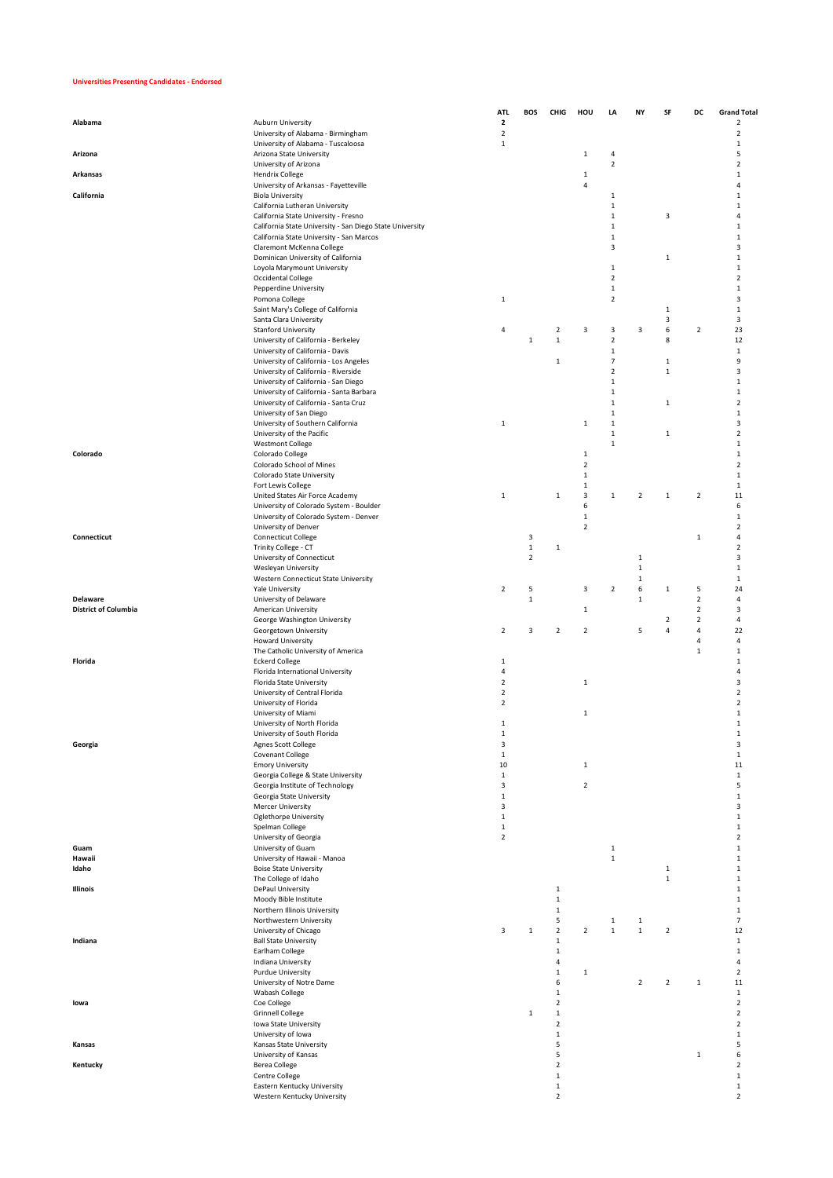**Universities Presenting Candidates - Endorsed**

| | | ATL | BOS | CHIG | HOU | LA | NY | SF | DC | Grand Total |
|---|---|---|---|---|---|---|---|---|---|---|
| **Alabama** | Auburn University | 2 | | | | | | | | 2 |
| | University of Alabama - Birmingham | 2 | | | | | | | | 2 |
| | University of Alabama - Tuscaloosa | 1 | | | | | | | | 1 |
| **Arizona** | Arizona State University | | | | 1 | 4 | | | | 5 |
| | University of Arizona | | | | | 2 | | | | 2 |
| **Arkansas** | Hendrix College | | | | 1 | | | | | 1 |
| | University of Arkansas - Fayetteville | | | | 4 | | | | | 4 |
| **California** | Biola University | | | | | 1 | | | | 1 |
| | California Lutheran University | | | | | 1 | | | | 1 |
| | California State University - Fresno | | | | | 1 | | 3 | | 4 |
| | California State University - San Diego State University | | | | | 1 | | | | 1 |
| | California State University - San Marcos | | | | | 1 | | | | 1 |
| | Claremont McKenna College | | | | | 3 | | | | 3 |
| | Dominican University of California | | | | | | | 1 | | 1 |
| | Loyola Marymount University | | | | | 1 | | | | 1 |
| | Occidental College | | | | | 2 | | | | 2 |
| | Pepperdine University | | | | | 1 | | | | 1 |
| | Pomona College | 1 | | | | 2 | | | | 3 |
| | Saint Mary's College of California | | | | | | | 1 | | 1 |
| | Santa Clara University | | | | | | | 3 | | 3 |
| | Stanford University | 4 | | 2 | 3 | 3 | 3 | 6 | 2 | 23 |
| | University of California - Berkeley | | 1 | 1 | | 2 | | 8 | | 12 |
| | University of California - Davis | | | | | 1 | | | | 1 |
| | University of California - Los Angeles | | | 1 | | 7 | | 1 | | 9 |
| | University of California - Riverside | | | | | 2 | | 1 | | 3 |
| | University of California - San Diego | | | | | 1 | | | | 1 |
| | University of California - Santa Barbara | | | | | 1 | | | | 1 |
| | University of California - Santa Cruz | | | | | 1 | | 1 | | 2 |
| | University of San Diego | | | | | 1 | | | | 1 |
| | University of Southern California | 1 | | | 1 | 1 | | | | 3 |
| | University of the Pacific | | | | | 1 | | 1 | | 2 |
| | Westmont College | | | | | 1 | | | | 1 |
| **Colorado** | Colorado College | | | | 1 | | | | | 1 |
| | Colorado School of Mines | | | | 2 | | | | | 2 |
| | Colorado State University | | | | 1 | | | | | 1 |
| | Fort Lewis College | | | | 1 | | | | | 1 |
| | United States Air Force Academy | 1 | | 1 | 3 | 1 | 2 | 1 | 2 | 11 |
| | University of Colorado System - Boulder | | | | 6 | | | | | 6 |
| | University of Colorado System - Denver | | | | 1 | | | | | 1 |
| | University of Denver | | | | 2 | | | | | 2 |
| **Connecticut** | Connecticut College | | 3 | | | | | | 1 | 4 |
| | Trinity College - CT | | 1 | 1 | | | | | | 2 |
| | University of Connecticut | | 2 | | | | 1 | | | 3 |
| | Wesleyan University | | | | | | 1 | | | 1 |
| | Western Connecticut State University | | | | | | 1 | | | 1 |
| | Yale University | 2 | 5 | | 3 | 2 | 6 | 1 | 5 | 24 |
| **Delaware** | University of Delaware | | 1 | | | | 1 | | 2 | 4 |
| **District of Columbia** | American University | | | | 1 | | | | 2 | 3 |
| | George Washington University | | | | | | | 2 | 2 | 4 |
| | Georgetown University | 2 | 3 | 2 | 2 | | 5 | 4 | 4 | 22 |
| | Howard University | | | | | | | | 4 | 4 |
| | The Catholic University of America | | | | | | | | 1 | 1 |
| **Florida** | Eckerd College | 1 | | | | | | | | 1 |
| | Florida International University | 4 | | | | | | | | 4 |
| | Florida State University | 2 | | | 1 | | | | | 3 |
| | University of Central Florida | 2 | | | | | | | | 2 |
| | University of Florida | 2 | | | | | | | | 2 |
| | University of Miami | | | | 1 | | | | | 1 |
| | University of North Florida | 1 | | | | | | | | 1 |
| | University of South Florida | 1 | | | | | | | | 1 |
| **Georgia** | Agnes Scott College | 3 | | | | | | | | 3 |
| | Covenant College | 1 | | | | | | | | 1 |
| | Emory University | 10 | | | 1 | | | | | 11 |
| | Georgia College & State University | 1 | | | | | | | | 1 |
| | Georgia Institute of Technology | 3 | | | 2 | | | | | 5 |
| | Georgia State University | 1 | | | | | | | | 1 |
| | Mercer University | 3 | | | | | | | | 3 |
| | Oglethorpe University | 1 | | | | | | | | 1 |
| | Spelman College | 1 | | | | | | | | 1 |
| | University of Georgia | 2 | | | | | | | | 2 |
| **Guam** | University of Guam | | | | | 1 | | | | 1 |
| **Hawaii** | University of Hawaii - Manoa | | | | | 1 | | | | 1 |
| **Idaho** | Boise State University | | | | | | | 1 | | 1 |
| | The College of Idaho | | | | | | | 1 | | 1 |
| **Illinois** | DePaul University | | | 1 | | | | | | 1 |
| | Moody Bible Institute | | | 1 | | | | | | 1 |
| | Northern Illinois University | | | 1 | | | | | | 1 |
| | Northwestern University | | | 5 | | 1 | 1 | | | 7 |
| | University of Chicago | 3 | 1 | 2 | 2 | 1 | 1 | 2 | | 12 |
| **Indiana** | Ball State University | | | 1 | | | | | | 1 |
| | Earlham College | | | 1 | | | | | | 1 |
| | Indiana University | | | 4 | | | | | | 4 |
| | Purdue University | | | 1 | 1 | | | | | 2 |
| | University of Notre Dame | | | 6 | | | 2 | 2 | 1 | 11 |
| | Wabash College | | | 1 | | | | | | 1 |
| **Iowa** | Coe College | | | 2 | | | | | | 2 |
| | Grinnell College | | 1 | 1 | | | | | | 2 |
| | Iowa State University | | | 2 | | | | | | 2 |
| | University of Iowa | | | 1 | | | | | | 1 |
| **Kansas** | Kansas State University | | | 5 | | | | | | 5 |
| | University of Kansas | | | 5 | | | | | 1 | 6 |
| **Kentucky** | Berea College | | | 2 | | | | | | 2 |
| | Centre College | | | 1 | | | | | | 1 |
| | Eastern Kentucky University | | | 1 | | | | | | 1 |
| | Western Kentucky University | | | 2 | | | | | | 2 |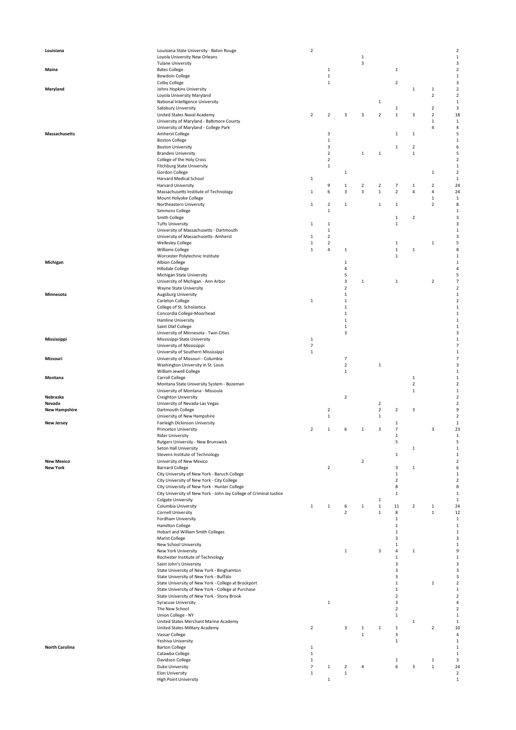| | | | | | | | | | | |
|---|---|---|---|---|---|---|---|---|---|---|
| **Louisiana** | Louisiana State University - Baton Rouge | 2 | | | | | | | | 2 |
| | Loyola University New Orleans | | | | 1 | | | | | 1 |
| | Tulane University | | | | 3 | | | | | 3 |
| **Maine** | Bates College | | 1 | | | | 1 | | | 2 |
| | Bowdoin College | | 1 | | | | | | | 1 |
| | Colby College | | 1 | | | | 2 | | | 3 |
| **Maryland** | Johns Hopkins University | | | | | | | 1 | 1 | 2 |
| | Loyola University Maryland | | | | | | | | 2 | 2 |
| | National Intelligence University | | | | | 1 | | | | 1 |
| | Salisbury University | | | | | | 1 | | 2 | 3 |
| | United States Naval Academy | 2 | 2 | 3 | 3 | 2 | 1 | 3 | 2 | 18 |
| | University of Maryland - Baltimore County | | | | | | | | 1 | 1 |
| | University of Maryland - College Park | | | | | | | | 4 | 4 |
| **Massachusetts** | Amherst College | | 3 | | | | 1 | 1 | | 5 |
| | Boston College | | 1 | | | | | | | 1 |
| | Boston University | | 3 | | | | 1 | 2 | | 6 |
| | Brandeis University | | 2 | | 1 | 1 | | 1 | | 5 |
| | College of the Holy Cross | | 2 | | | | | | | 2 |
| | Fitchburg State University | | 1 | | | | | | | 1 |
| | Gordon College | | | 1 | | | | | 1 | 2 |
| | Harvard Medical School | 1 | | | | | | | | 1 |
| | Harvard University | | 9 | 1 | 2 | 2 | 7 | 1 | 2 | 24 |
| | Massachusetts Institute of Technology | 1 | 6 | 3 | 3 | 1 | 2 | 4 | 4 | 24 |
| | Mount Holyoke College | | | | | | | | 1 | 1 |
| | Northeastern University | 1 | 2 | 1 | | 1 | 1 | | 2 | 8 |
| | Simmons College | | 1 | | | | | | | 1 |
| | Smith College | | | | | | 1 | 2 | | 3 |
| | Tufts University | 1 | 1 | | | | 1 | | | 3 |
| | University of Massachusetts - Dartmouth | | 1 | | | | | | | 1 |
| | University of Massachusetts- Amherst | 1 | 2 | | | | | | | 3 |
| | Wellesley College | 1 | 2 | | | | 1 | | 1 | 5 |
| | Williams College | 1 | 4 | 1 | | | 1 | 1 | | 8 |
| | Worcester Polytechnic Institute | | | | | | 1 | | | 1 |
| **Michigan** | Albion College | | | 1 | | | | | | 1 |
| | Hillsdale College | | | 4 | | | | | | 4 |
| | Michigan State University | | | 5 | | | | | | 5 |
| | University of Michigan - Ann Arbor | | | 3 | 1 | | 1 | | 2 | 7 |
| | Wayne State University | | | 2 | | | | | | 2 |
| **Minnesota** | Augsburg University | | | 1 | | | | | | 1 |
| | Carleton College | 1 | | 1 | | | | | | 2 |
| | College of St. Scholastica | | | 1 | | | | | | 1 |
| | Concordia College-Moorhead | | | 1 | | | | | | 1 |
| | Hamline University | | | 1 | | | | | | 1 |
| | Saint Olaf College | | | 1 | | | | | | 1 |
| | University of Minnesota - Twin Cities | | | 3 | | | | | | 3 |
| **Mississippi** | Mississippi State University | 1 | | | | | | | | 1 |
| | University of Mississippi | 7 | | | | | | | | 7 |
| | University of Southern Mississippi | 1 | | | | | | | | 1 |
| **Missouri** | University of Missouri - Columbia | | | 7 | | | | | | 7 |
| | Washington University in St. Louis | | | 2 | | 1 | | | | 3 |
| | William Jewell College | | | 1 | | | | | | 1 |
| **Montana** | Carroll College | | | | | | | 1 | | 1 |
| | Montana State University System - Bozeman | | | | | | | 2 | | 2 |
| | University of Montana - Missoula | | | | | | | 1 | | 1 |
| **Nebraska** | Creighton University | | | 2 | | | | | | 2 |
| **Nevada** | University of Nevada-Las Vegas | | | | | 2 | | | | 2 |
| **New Hampshire** | Dartmouth College | | 2 | | | 2 | 2 | 3 | | 9 |
| | University of New Hampshire | | 1 | | | 1 | | | | 2 |
| **New Jersey** | Fairleigh Dickinson University | | | | | | 1 | | | 1 |
| | Princeton University | 2 | 1 | 6 | 1 | 3 | 7 | | 3 | 23 |
| | Rider University | | | | | | 1 | | | 1 |
| | Rutgers University - New Brunswick | | | | | | 5 | | | 5 |
| | Seton Hall University | | | | | | | 1 | | 1 |
| | Stevens Institute of Technology | | | | | | 1 | | | 1 |
| **New Mexico** | University of New Mexico | | | | 2 | | | | | 2 |
| **New York** | Barnard College | | 2 | | | | 3 | 1 | | 6 |
| | City University of New York - Baruch College | | | | | | 1 | | | 1 |
| | City University of New York - City College | | | | | | 2 | | | 2 |
| | City University of New York - Hunter College | | | | | | 8 | | | 8 |
| | City University of New York - John Jay College of Criminal Justice | | | | | | 1 | | | 1 |
| | Colgate University | | | | | 1 | | | | 1 |
| | Columbia University | 1 | 1 | 6 | 1 | 1 | 11 | 2 | 1 | 24 |
| | Cornell University | | | 2 | | 1 | 8 | | 1 | 12 |
| | Fordham University | | | | | | 1 | | | 1 |
| | Hamilton College | | | | | | 1 | | | 1 |
| | Hobart and William Smith Colleges | | | | | | 1 | | | 1 |
| | Marist College | | | | | | 3 | | | 3 |
| | New School University | | | | | | 1 | | | 1 |
| | New York University | | | 1 | | 3 | 4 | 1 | | 9 |
| | Rochester Institute of Technology | | | | | | 1 | | | 1 |
| | Saint John's University | | | | | | 3 | | | 3 |
| | State University of New York - Binghamton | | | | | | 3 | | | 3 |
| | State University of New York - Buffalo | | | | | | 3 | | | 3 |
| | State University of New York - College at Brockport | | | | | | 1 | | 1 | 2 |
| | State University of New York - College at Purchase | | | | | | 1 | | | 1 |
| | State University of New York - Stony Brook | | | | | | 2 | | | 2 |
| | Syracuse University | | 1 | | | | 3 | | | 4 |
| | The New School | | | | | | 2 | | | 2 |
| | Union College - NY | | | | | | 1 | | | 1 |
| | United States Merchant Marine Academy | | | | | | | 1 | | 1 |
| | United States Military Academy | 2 | | 3 | 1 | 1 | 1 | | 2 | 10 |
| | Vassar College | | | | 1 | | 3 | | | 4 |
| | Yeshiva University | | | | | | 1 | | | 1 |
| **North Carolina** | Barton College | 1 | | | | | | | | 1 |
| | Catawba College | 1 | | | | | | | | 1 |
| | Davidson College | 1 | | | | | 1 | | 1 | 3 |
| | Duke University | 7 | 1 | 2 | 4 | | 6 | 3 | 1 | 24 |
| | Elon University | 1 | | 1 | | | | | | 2 |
| | High Point University | | 1 | | | | | | | 1 |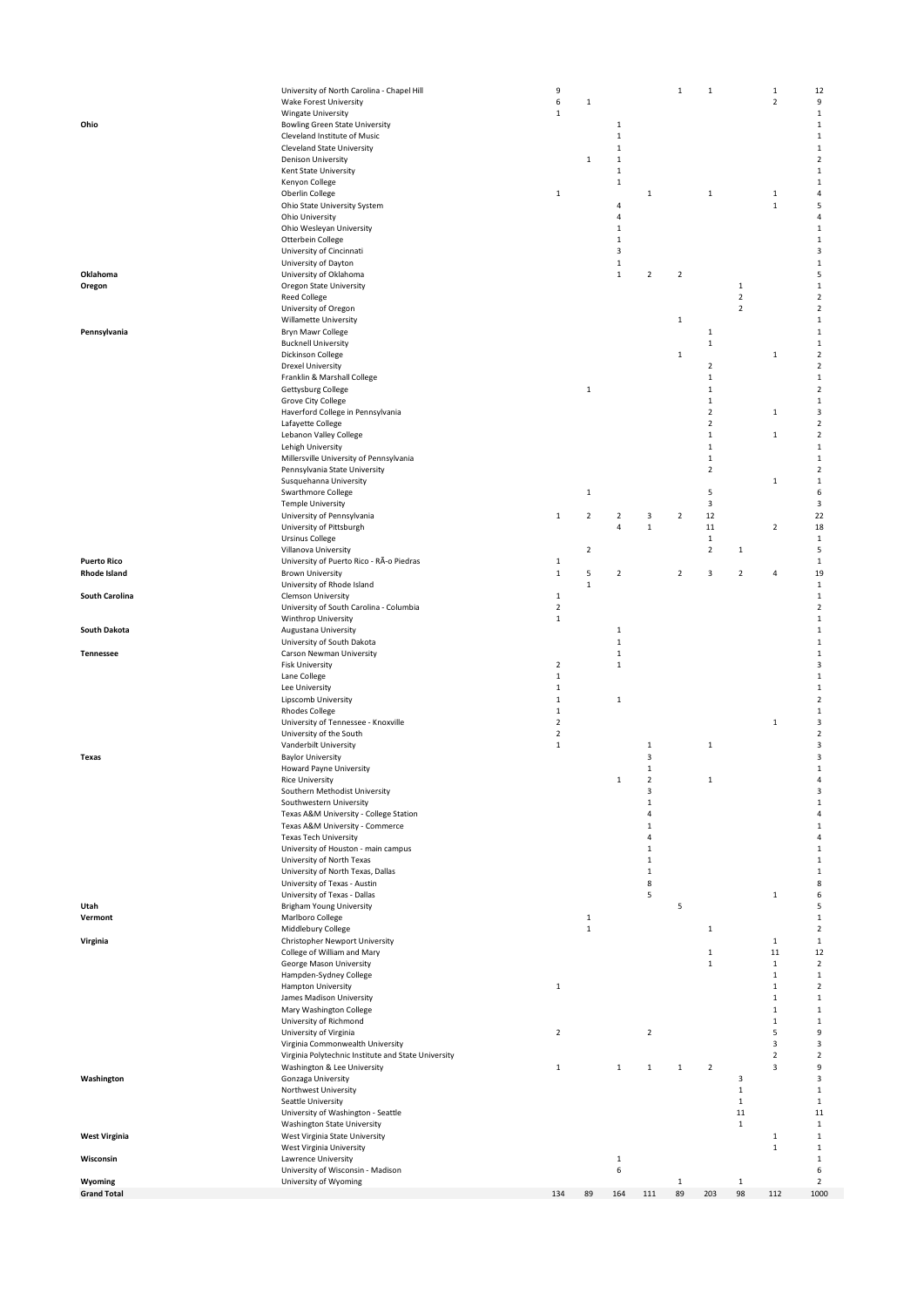| | | | | | | | | | | |
|---|---|---|---|---|---|---|---|---|---|---|
| | University of North Carolina - Chapel Hill | 9 | | | | 1 | 1 | | 1 | 12 |
| | Wake Forest University | 6 | 1 | | | | | | 2 | 9 |
| | Wingate University | 1 | | | | | | | | 1 |
| **Ohio** | Bowling Green State University | | | 1 | | | | | | 1 |
| | Cleveland Institute of Music | | | 1 | | | | | | 1 |
| | Cleveland State University | | | 1 | | | | | | 1 |
| | Denison University | | 1 | 1 | | | | | | 2 |
| | Kent State University | | | 1 | | | | | | 1 |
| | Kenyon College | | | 1 | | | | | | 1 |
| | Oberlin College | 1 | | | 1 | | 1 | | 1 | 4 |
| | Ohio State University System | | | 4 | | | | | 1 | 5 |
| | Ohio University | | | 4 | | | | | | 4 |
| | Ohio Wesleyan University | | | 1 | | | | | | 1 |
| | Otterbein College | | | 1 | | | | | | 1 |
| | University of Cincinnati | | | 3 | | | | | | 3 |
| | University of Dayton | | | 1 | | | | | | 1 |
| **Oklahoma** | University of Oklahoma | | | 1 | 2 | 2 | | | | 5 |
| **Oregon** | Oregon State University | | | | | | | 1 | | 1 |
| | Reed College | | | | | | | 2 | | 2 |
| | University of Oregon | | | | | | | 2 | | 2 |
| | Willamette University | | | | | 1 | | | | 1 |
| **Pennsylvania** | Bryn Mawr College | | | | | | 1 | | | 1 |
| | Bucknell University | | | | | | 1 | | | 1 |
| | Dickinson College | | | | | 1 | | | 1 | 2 |
| | Drexel University | | | | | | 2 | | | 2 |
| | Franklin & Marshall College | | | | | | 1 | | | 1 |
| | Gettysburg College | | 1 | | | | 1 | | | 2 |
| | Grove City College | | | | | | 1 | | | 1 |
| | Haverford College in Pennsylvania | | | | | | 2 | | 1 | 3 |
| | Lafayette College | | | | | | 2 | | | 2 |
| | Lebanon Valley College | | | | | | 1 | | 1 | 2 |
| | Lehigh University | | | | | | 1 | | | 1 |
| | Millersville University of Pennsylvania | | | | | | 1 | | | 1 |
| | Pennsylvania State University | | | | | | 2 | | | 2 |
| | Susquehanna University | | | | | | | | 1 | 1 |
| | Swarthmore College | | 1 | | | | 5 | | | 6 |
| | Temple University | | | | | | 3 | | | 3 |
| | University of Pennsylvania | 1 | 2 | 2 | 3 | 2 | 12 | | | 22 |
| | University of Pittsburgh | | | 4 | 1 | | 11 | | 2 | 18 |
| | Ursinus College | | | | | | 1 | | | 1 |
| | Villanova University | | 2 | | | | 2 | 1 | | 5 |
| **Puerto Rico** | University of Puerto Rico - RÃ­o Piedras | 1 | | | | | | | | 1 |
| **Rhode Island** | Brown University | 1 | 5 | 2 | | 2 | 3 | 2 | 4 | 19 |
| | University of Rhode Island | | 1 | | | | | | | 1 |
| **South Carolina** | Clemson University | 1 | | | | | | | | 1 |
| | University of South Carolina - Columbia | 2 | | | | | | | | 2 |
| | Winthrop University | 1 | | | | | | | | 1 |
| **South Dakota** | Augustana University | | | 1 | | | | | | 1 |
| | University of South Dakota | | | 1 | | | | | | 1 |
| **Tennessee** | Carson Newman University | | | 1 | | | | | | 1 |
| | Fisk University | 2 | | 1 | | | | | | 3 |
| | Lane College | 1 | | | | | | | | 1 |
| | Lee University | 1 | | | | | | | | 1 |
| | Lipscomb University | 1 | | 1 | | | | | | 2 |
| | Rhodes College | 1 | | | | | | | | 1 |
| | University of Tennessee - Knoxville | 2 | | | | | | | 1 | 3 |
| | University of the South | 2 | | | | | | | | 2 |
| | Vanderbilt University | 1 | | | 1 | | 1 | | | 3 |
| **Texas** | Baylor University | | | | 3 | | | | | 3 |
| | Howard Payne University | | | | 1 | | | | | 1 |
| | Rice University | | | 1 | 2 | | 1 | | | 4 |
| | Southern Methodist University | | | | 3 | | | | | 3 |
| | Southwestern University | | | | 1 | | | | | 1 |
| | Texas A&M University - College Station | | | | 4 | | | | | 4 |
| | Texas A&M University - Commerce | | | | 1 | | | | | 1 |
| | Texas Tech University | | | | 4 | | | | | 4 |
| | University of Houston - main campus | | | | 1 | | | | | 1 |
| | University of North Texas | | | | 1 | | | | | 1 |
| | University of North Texas, Dallas | | | | 1 | | | | | 1 |
| | University of Texas - Austin | | | | 8 | | | | | 8 |
| | University of Texas - Dallas | | | | 5 | | | | 1 | 6 |
| **Utah** | Brigham Young University | | | | | 5 | | | | 5 |
| **Vermont** | Marlboro College | | 1 | | | | | | | 1 |
| | Middlebury College | | 1 | | | | 1 | | | 2 |
| **Virginia** | Christopher Newport University | | | | | | | | 1 | 1 |
| | College of William and Mary | | | | | | 1 | | 11 | 12 |
| | George Mason University | | | | | | 1 | | 1 | 2 |
| | Hampden-Sydney College | | | | | | | | 1 | 1 |
| | Hampton University | 1 | | | | | | | 1 | 2 |
| | James Madison University | | | | | | | | 1 | 1 |
| | Mary Washington College | | | | | | | | 1 | 1 |
| | University of Richmond | | | | | | | | 1 | 1 |
| | University of Virginia | 2 | | | 2 | | | | 5 | 9 |
| | Virginia Commonwealth University | | | | | | | | 3 | 3 |
| | Virginia Polytechnic Institute and State University | | | | | | | | 2 | 2 |
| | Washington & Lee University | 1 | | 1 | 1 | 1 | 2 | | 3 | 9 |
| **Washington** | Gonzaga University | | | | | | | 3 | | 3 |
| | Northwest University | | | | | | | 1 | | 1 |
| | Seattle University | | | | | | | 1 | | 1 |
| | University of Washington - Seattle | | | | | | | 11 | | 11 |
| | Washington State University | | | | | | | 1 | | 1 |
| **West Virginia** | West Virginia State University | | | | | | | | 1 | 1 |
| | West Virginia University | | | | | | | | 1 | 1 |
| **Wisconsin** | Lawrence University | | | 1 | | | | | | 1 |
| | University of Wisconsin - Madison | | | 6 | | | | | | 6 |
| **Wyoming** | University of Wyoming | | | | | 1 | | 1 | | 2 |
| **Grand Total** | | 134 | 89 | 164 | 111 | 89 | 203 | 98 | 112 | 1000 |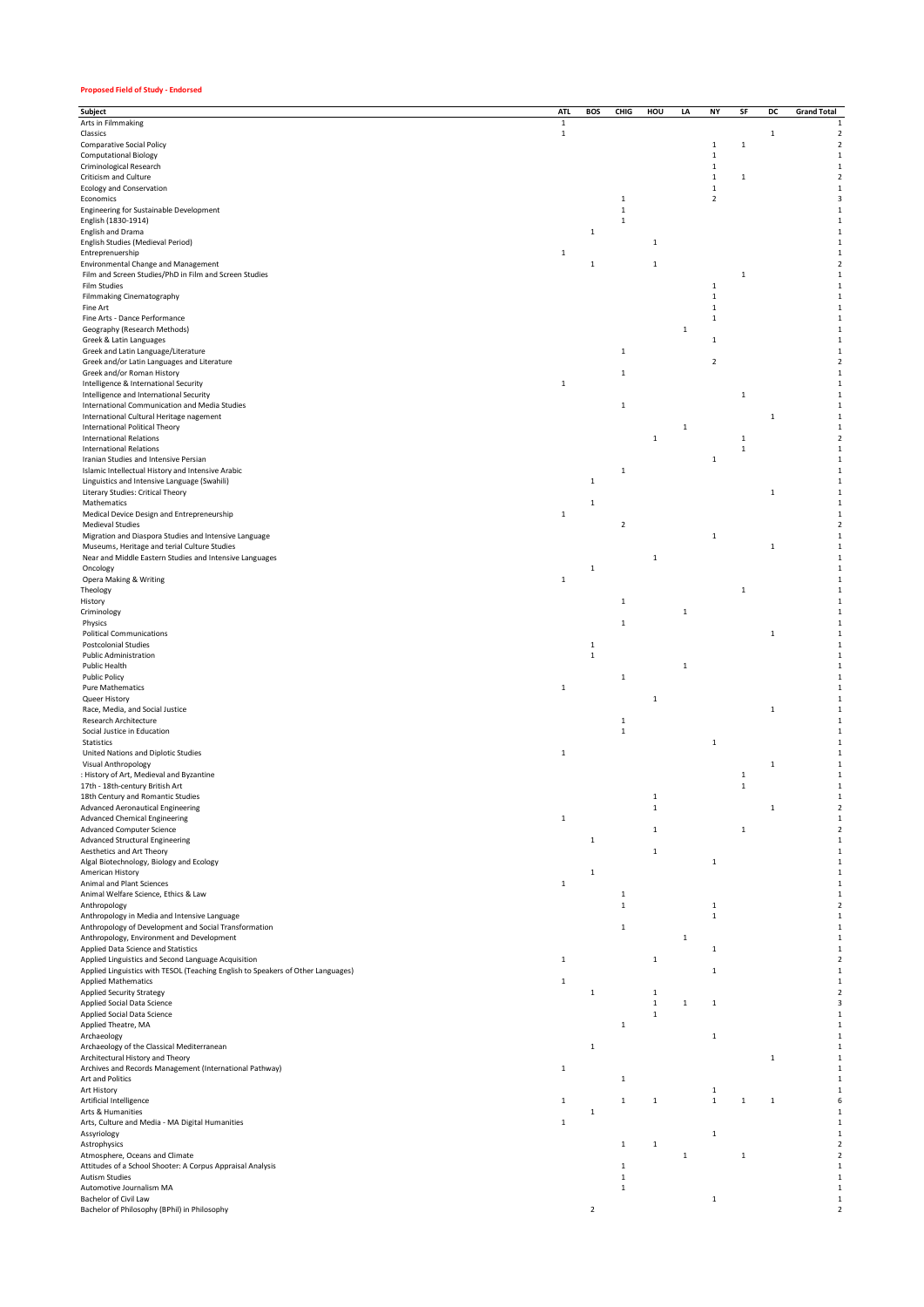**Proposed Field of Study - Endorsed**

| Subject | ATL | BOS | CHIG | HOU | LA | NY | SF | DC | Grand Total |
|---|---|---|---|---|---|---|---|---|---|
| Arts in Filmmaking | 1 | | | | | | | | 1 |
| Classics | 1 | | | | | | | 1 | 2 |
| Comparative Social Policy | | | | | | 1 | 1 | | 2 |
| Computational Biology | | | | | | 1 | | | 1 |
| Criminological Research | | | | | | 1 | | | 1 |
| Criticism and Culture | | | | | | 1 | 1 | | 2 |
| Ecology and Conservation | | | | | | 1 | | | 1 |
| Economics | | | 1 | | | 2 | | | 3 |
| Engineering for Sustainable Development | | | 1 | | | | | | 1 |
| English (1830-1914) | | | 1 | | | | | | 1 |
| English and Drama | | 1 | | | | | | | 1 |
| English Studies (Medieval Period) | | | | 1 | | | | | 1 |
| Entreprenuership | 1 | | | | | | | | 1 |
| Environmental Change and Management | | 1 | | 1 | | | | | 2 |
| Film and Screen Studies/PhD in Film and Screen Studies | | | | | | | 1 | | 1 |
| Film Studies | | | | | | 1 | | | 1 |
| Filmmaking Cinematography | | | | | | 1 | | | 1 |
| Fine Art | | | | | | 1 | | | 1 |
| Fine Arts - Dance Performance | | | | | | 1 | | | 1 |
| Geography (Research Methods) | | | | | 1 | | | | 1 |
| Greek & Latin Languages | | | | | | 1 | | | 1 |
| Greek and Latin Language/Literature | | | 1 | | | | | | 1 |
| Greek and/or Latin Languages and Literature | | | | | | 2 | | | 2 |
| Greek and/or Roman History | | | 1 | | | | | | 1 |
| Intelligence & International Security | 1 | | | | | | | | 1 |
| Intelligence and International Security | | | | | | | 1 | | 1 |
| International Communication and Media Studies | | | 1 | | | | | | 1 |
| International Cultural Heritage nagement | | | | | | | | 1 | 1 |
| International Political Theory | | | | | 1 | | | | 1 |
| International Relations | | | | 1 | | | 1 | | 2 |
| International Relations | | | | | | | 1 | | 1 |
| Iranian Studies and Intensive Persian | | | | | | 1 | | | 1 |
| Islamic Intellectual History and Intensive Arabic | | | 1 | | | | | | 1 |
| Linguistics and Intensive Language (Swahili) | | 1 | | | | | | | 1 |
| Literary Studies: Critical Theory | | | | | | | | 1 | 1 |
| Mathematics | | 1 | | | | | | | 1 |
| Medical Device Design and Entrepreneurship | 1 | | | | | | | | 1 |
| Medieval Studies | | | 2 | | | | | | 2 |
| Migration and Diaspora Studies and Intensive Language | | | | | | 1 | | | 1 |
| Museums, Heritage and terial Culture Studies | | | | | | | | 1 | 1 |
| Near and Middle Eastern Studies and Intensive Languages | | | | 1 | | | | | 1 |
| Oncology | | 1 | | | | | | | 1 |
| Opera Making & Writing | 1 | | | | | | | | 1 |
| Theology | | | | | | | 1 | | 1 |
| History | | | 1 | | | | | | 1 |
| Criminology | | | | | 1 | | | | 1 |
| Physics | | | 1 | | | | | | 1 |
| Political Communications | | | | | | | | 1 | 1 |
| Postcolonial Studies | | 1 | | | | | | | 1 |
| Public Administration | | 1 | | | | | | | 1 |
| Public Health | | | | | 1 | | | | 1 |
| Public Policy | | | 1 | | | | | | 1 |
| Pure Mathematics | 1 | | | | | | | | 1 |
| Queer History | | | | 1 | | | | | 1 |
| Race, Media, and Social Justice | | | | | | | | 1 | 1 |
| Research Architecture | | | 1 | | | | | | 1 |
| Social Justice in Education | | | 1 | | | | | | 1 |
| Statistics | | | | | | 1 | | | 1 |
| United Nations and Diplotic Studies | 1 | | | | | | | | 1 |
| Visual Anthropology | | | | | | | | 1 | 1 |
| : History of Art, Medieval and Byzantine | | | | | | | 1 | | 1 |
| 17th - 18th-century British Art | | | | | | | 1 | | 1 |
| 18th Century and Romantic Studies | | | | 1 | | | | | 1 |
| Advanced Aeronautical Engineering | | | | 1 | | | | 1 | 2 |
| Advanced Chemical Engineering | 1 | | | | | | | | 1 |
| Advanced Computer Science | | | | 1 | | | 1 | | 2 |
| Advanced Structural Engineering | | 1 | | | | | | | 1 |
| Aesthetics and Art Theory | | | | 1 | | | | | 1 |
| Algal Biotechnology, Biology and Ecology | | | | | | 1 | | | 1 |
| American History | | 1 | | | | | | | 1 |
| Animal and Plant Sciences | 1 | | | | | | | | 1 |
| Animal Welfare Science, Ethics & Law | | | 1 | | | | | | 1 |
| Anthropology | | | 1 | | | 1 | | | 2 |
| Anthropology in Media and Intensive Language | | | | | | 1 | | | 1 |
| Anthropology of Development and Social Transformation | | | 1 | | | | | | 1 |
| Anthropology, Environment and Development | | | | | 1 | | | | 1 |
| Applied Data Science and Statistics | | | | | | 1 | | | 1 |
| Applied Linguistics and Second Language Acquisition | 1 | | | 1 | | | | | 2 |
| Applied Linguistics with TESOL (Teaching English to Speakers of Other Languages) | | | | | | 1 | | | 1 |
| Applied Mathematics | 1 | | | | | | | | 1 |
| Applied Security Strategy | | 1 | | 1 | | | | | 2 |
| Applied Social Data Science | | | | 1 | 1 | 1 | | | 3 |
| Applied Social Data Science | | | | 1 | | | | | 1 |
| Applied Theatre, MA | | | 1 | | | | | | 1 |
| Archaeology | | | | | | 1 | | | 1 |
| Archaeology of the Classical Mediterranean | | 1 | | | | | | | 1 |
| Architectural History and Theory | | | | | | | | 1 | 1 |
| Archives and Records Management (International Pathway) | 1 | | | | | | | | 1 |
| Art and Politics | | | 1 | | | | | | 1 |
| Art History | | | | | | 1 | | | 1 |
| Artificial Intelligence | 1 | | 1 | 1 | | 1 | 1 | 1 | 6 |
| Arts & Humanities | | 1 | | | | | | | 1 |
| Arts, Culture and Media - MA Digital Humanities | 1 | | | | | | | | 1 |
| Assyriology | | | | | | 1 | | | 1 |
| Astrophysics | | | 1 | 1 | | | | | 2 |
| Atmosphere, Oceans and Climate | | | | | 1 | | 1 | | 2 |
| Attitudes of a School Shooter: A Corpus Appraisal Analysis | | | 1 | | | | | | 1 |
| Autism Studies | | | 1 | | | | | | 1 |
| Automotive Journalism MA | | | 1 | | | | | | 1 |
| Bachelor of Civil Law | | | | | | 1 | | | 1 |
| Bachelor of Philosophy (BPhil) in Philosophy | | 2 | | | | | | | 2 |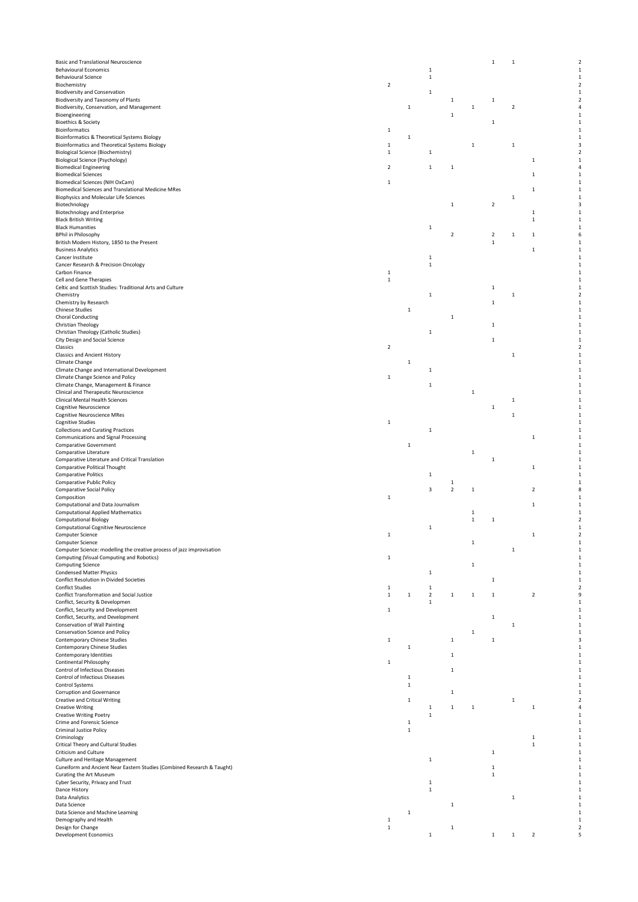| | | | | | | | | | |
|---|---|---|---|---|---|---|---|---|---|
| Basic and Translational Neuroscience | | | | | | 1 | 1 | | 2 |
| Behavioural Economics | | | 1 | | | | | | 1 |
| Behavioural Science | | | 1 | | | | | | 1 |
| Biochemistry | 2 | | | | | | | | 2 |
| Biodiversity and Conservation | | | 1 | | | | | | 1 |
| Biodiversity and Taxonomy of Plants | | | | 1 | | 1 | | | 2 |
| Biodiversity, Conservation, and Management | | 1 | | | 1 | | 2 | | 4 |
| Bioengineering | | | | 1 | | | | | 1 |
| Bioethics & Society | | | | | | 1 | | | 1 |
| Bioinformatics | 1 | | | | | | | | 1 |
| Bioinformatics & Theoretical Systems Biology | | 1 | | | | | | | 1 |
| Bioinformatics and Theoretical Systems Biology | 1 | | | | 1 | | 1 | | 3 |
| Biological Science (Biochemistry) | 1 | | 1 | | | | | | 2 |
| Biological Science (Psychology) | | | | | | | | 1 | 1 |
| Biomedical Engineering | 2 | | 1 | 1 | | | | | 4 |
| Biomedical Sciences | | | | | | | | 1 | 1 |
| Biomedical Sciences (NIH OxCam) | 1 | | | | | | | | 1 |
| Biomedical Sciences and Translational Medicine MRes | | | | | | | | 1 | 1 |
| Biophysics and Molecular Life Sciences | | | | | | | 1 | | 1 |
| Biotechnology | | | | 1 | | 2 | | | 3 |
| Biotechnology and Enterprise | | | | | | | | 1 | 1 |
| Black British Writing | | | | | | | | 1 | 1 |
| Black Humanities | | | 1 | | | | | | 1 |
| BPhil in Philosophy | | | | 2 | | 2 | 1 | 1 | 6 |
| British Modern History, 1850 to the Present | | | | | | 1 | | | 1 |
| Business Analytics | | | | | | | | 1 | 1 |
| Cancer Institute | | | 1 | | | | | | 1 |
| Cancer Research & Precision Oncology | | | 1 | | | | | | 1 |
| Carbon Finance | 1 | | | | | | | | 1 |
| Cell and Gene Therapies | 1 | | | | | | | | 1 |
| Celtic and Scottish Studies: Traditional Arts and Culture | | | | | | 1 | | | 1 |
| Chemistry | | | 1 | | | | 1 | | 2 |
| Chemistry by Research | | | | | | 1 | | | 1 |
| Chinese Studies | | 1 | | | | | | | 1 |
| Choral Conducting | | | | 1 | | | | | 1 |
| Christian Theology | | | | | | 1 | | | 1 |
| Christian Theology (Catholic Studies) | | | 1 | | | | | | 1 |
| City Design and Social Science | | | | | | 1 | | | 1 |
| Classics | 2 | | | | | | | | 2 |
| Classics and Ancient History | | | | | | | 1 | | 1 |
| Climate Change | | 1 | | | | | | | 1 |
| Climate Change and International Development | | | 1 | | | | | | 1 |
| Climate Change Science and Policy | 1 | | | | | | | | 1 |
| Climate Change, Management & Finance | | | 1 | | | | | | 1 |
| Clinical and Therapeutic Neuroscience | | | | | 1 | | | | 1 |
| Clinical Mental Health Sciences | | | | | | | 1 | | 1 |
| Cognitive Neuroscience | | | | | | 1 | | | 1 |
| Cognitive Neuroscience MRes | | | | | | | 1 | | 1 |
| Cognitive Studies | 1 | | | | | | | | 1 |
| Collections and Curating Practices | | | 1 | | | | | | 1 |
| Communications and Signal Processing | | | | | | | | 1 | 1 |
| Comparative Government | | 1 | | | | | | | 1 |
| Comparative Literature | | | | | 1 | | | | 1 |
| Comparative Literature and Critical Translation | | | | | | 1 | | | 1 |
| Comparative Political Thought | | | | | | | | 1 | 1 |
| Comparative Politics | | | 1 | | | | | | 1 |
| Comparative Public Policy | | | | 1 | | | | | 1 |
| Comparative Social Policy | | | 3 | 2 | 1 | | | 2 | 8 |
| Composition | 1 | | | | | | | | 1 |
| Computational and Data Journalism | | | | | | | | 1 | 1 |
| Computational Applied Mathematics | | | | | 1 | | | | 1 |
| Computational Biology | | | | | 1 | 1 | | | 2 |
| Computational Cognitive Neuroscience | | | 1 | | | | | | 1 |
| Computer Science | 1 | | | | | | | 1 | 2 |
| Computer Science | | | | | 1 | | | | 1 |
| Computer Science: modelling the creative process of jazz improvisation | | | | | | | 1 | | 1 |
| Computing (Visual Computing and Robotics) | 1 | | | | | | | | 1 |
| Computing Science | | | | | 1 | | | | 1 |
| Condensed Matter Physics | | | 1 | | | | | | 1 |
| Conflict Resolution in Divided Societies | | | | | | 1 | | | 1 |
| Conflict Studies | 1 | | 1 | | | | | | 2 |
| Conflict Transformation and Social Justice | 1 | 1 | 2 | 1 | 1 | 1 | | 2 | 9 |
| Conflict, Security & Developmen | | | 1 | | | | | | 1 |
| Conflict, Security and Development | 1 | | | | | | | | 1 |
| Conflict, Security, and Development | | | | | | 1 | | | 1 |
| Conservation of Wall Painting | | | | | | | 1 | | 1 |
| Conservation Science and Policy | | | | | 1 | | | | 1 |
| Contemporary Chinese Studies | 1 | | | 1 | | 1 | | | 3 |
| Contemporary Chinese Studies | | 1 | | | | | | | 1 |
| Contemporary Identities | | | | 1 | | | | | 1 |
| Continental Philosophy | 1 | | | | | | | | 1 |
| Control of Infectious Diseases | | | | 1 | | | | | 1 |
| Control of Infectious Diseases | | 1 | | | | | | | 1 |
| Control Systems | | 1 | | | | | | | 1 |
| Corruption and Governance | | | | 1 | | | | | 1 |
| Creative and Critical Writing | | 1 | | | | | 1 | | 2 |
| Creative Writing | | | 1 | 1 | 1 | | | 1 | 4 |
| Creative Writing Poetry | | | 1 | | | | | | 1 |
| Crime and Forensic Science | | 1 | | | | | | | 1 |
| Criminal Justice Policy | | 1 | | | | | | | 1 |
| Criminology | | | | | | | | 1 | 1 |
| Critical Theory and Cultural Studies | | | | | | | | 1 | 1 |
| Criticism and Culture | | | | | | 1 | | | 1 |
| Culture and Heritage Management | | | 1 | | | | | | 1 |
| Cuneiform and Ancient Near Eastern Studies (Combined Research & Taught) | | | | | | 1 | | | 1 |
| Curating the Art Museum | | | | | | 1 | | | 1 |
| Cyber Security, Privacy and Trust | | | 1 | | | | | | 1 |
| Dance History | | | 1 | | | | | | 1 |
| Data Analytics | | | | | | | 1 | | 1 |
| Data Science | | | | 1 | | | | | 1 |
| Data Science and Machine Learning | | 1 | | | | | | | 1 |
| Demography and Health | 1 | | | | | | | | 1 |
| Design for Change | 1 | | | 1 | | | | | 2 |
| Development Economics | | | 1 | | | 1 | 1 | 2 | 5 |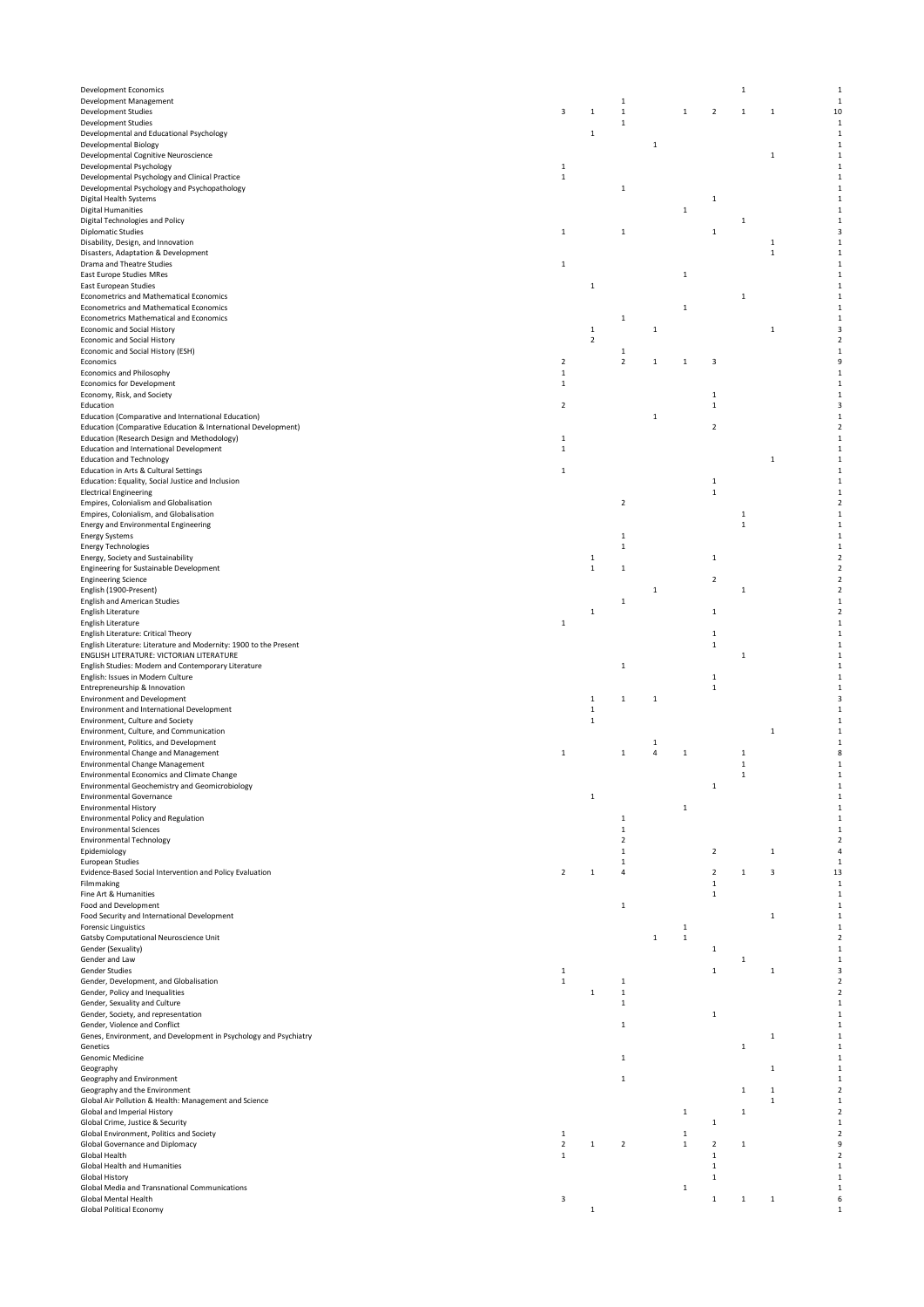| | | | | | | | | | |
|---|---|---|---|---|---|---|---|---|---|
| Development Economics | | | | | | | 1 | | 1 |
| Development Management | | | 1 | | | | | | 1 |
| Development Studies | 3 | 1 | 1 | | 1 | 2 | 1 | 1 | 10 |
| Development Studies | | | 1 | | | | | | 1 |
| Developmental and Educational Psychology | | 1 | | | | | | | 1 |
| Developmental Biology | | | | 1 | | | | | 1 |
| Developmental Cognitive Neuroscience | | | | | | | | 1 | 1 |
| Developmental Psychology | 1 | | | | | | | | 1 |
| Developmental Psychology and Clinical Practice | 1 | | | | | | | | 1 |
| Developmental Psychology and Psychopathology | | | 1 | | | | | | 1 |
| Digital Health Systems | | | | | | 1 | | | 1 |
| Digital Humanities | | | | | 1 | | | | 1 |
| Digital Technologies and Policy | | | | | | | 1 | | 1 |
| Diplomatic Studies | 1 | | 1 | | | 1 | | | 3 |
| Disability, Design, and Innovation | | | | | | | | 1 | 1 |
| Disasters, Adaptation & Development | | | | | | | | 1 | 1 |
| Drama and Theatre Studies | 1 | | | | | | | | 1 |
| East Europe Studies MRes | | | | | 1 | | | | 1 |
| East European Studies | | 1 | | | | | | | 1 |
| Econometrics and Mathematical Economics | | | | | | | 1 | | 1 |
| Econometrics and Mathematical Economics | | | | | 1 | | | | 1 |
| Econometrics Mathematical and Economics | | | 1 | | | | | | 1 |
| Economic and Social History | | 1 | | 1 | | | | 1 | 3 |
| Economic and Social History | | 2 | | | | | | | 2 |
| Economic and Social History (ESH) | | | 1 | | | | | | 1 |
| Economics | 2 | | 2 | 1 | 1 | 3 | | | 9 |
| Economics and Philosophy | 1 | | | | | | | | 1 |
| Economics for Development | 1 | | | | | | | | 1 |
| Economy, Risk, and Society | | | | | | 1 | | | 1 |
| Education | 2 | | | | | 1 | | | 3 |
| Education (Comparative and International Education) | | | | 1 | | | | | 1 |
| Education (Comparative Education & International Development) | | | | | | 2 | | | 2 |
| Education (Research Design and Methodology) | 1 | | | | | | | | 1 |
| Education and International Development | 1 | | | | | | | | 1 |
| Education and Technology | | | | | | | | 1 | 1 |
| Education in Arts & Cultural Settings | 1 | | | | | | | | 1 |
| Education: Equality, Social Justice and Inclusion | | | | | | 1 | | | 1 |
| Electrical Engineering | | | | | | 1 | | | 1 |
| Empires, Colonialism and Globalisation | | | 2 | | | | | | 2 |
| Empires, Colonialism, and Globalisation | | | | | | | 1 | | 1 |
| Energy and Environmental Engineering | | | | | | | 1 | | 1 |
| Energy Systems | | | 1 | | | | | | 1 |
| Energy Technologies | | | 1 | | | | | | 1 |
| Energy, Society and Sustainability | | 1 | | | | 1 | | | 2 |
| Engineering for Sustainable Development | | 1 | 1 | | | | | | 2 |
| Engineering Science | | | | | | 2 | | | 2 |
| English (1900-Present) | | | | 1 | | | 1 | | 2 |
| English and American Studies | | | 1 | | | | | | 1 |
| English Literature | | 1 | | | | 1 | | | 2 |
| English Literature | 1 | | | | | | | | 1 |
| English Literature: Critical Theory | | | | | | 1 | | | 1 |
| English Literature: Literature and Modernity: 1900 to the Present | | | | | | 1 | | | 1 |
| ENGLISH LITERATURE: VICTORIAN LITERATURE | | | | | | | 1 | | 1 |
| English Studies: Modern and Contemporary Literature | | | 1 | | | | | | 1 |
| English: Issues in Modern Culture | | | | | | 1 | | | 1 |
| Entrepreneurship & Innovation | | | | | | 1 | | | 1 |
| Environment and Development | | 1 | 1 | 1 | | | | | 3 |
| Environment and International Development | | 1 | | | | | | | 1 |
| Environment, Culture and Society | | 1 | | | | | | | 1 |
| Environment, Culture, and Communication | | | | | | | | 1 | 1 |
| Environment, Politics, and Development | | | | 1 | | | | | 1 |
| Environmental Change and Management | 1 | | 1 | 4 | 1 | | 1 | | 8 |
| Environmental Change Management | | | | | | | 1 | | 1 |
| Environmental Economics and Climate Change | | | | | | | 1 | | 1 |
| Environmental Geochemistry and Geomicrobiology | | | | | | 1 | | | 1 |
| Environmental Governance | | 1 | | | | | | | 1 |
| Environmental History | | | | | 1 | | | | 1 |
| Environmental Policy and Regulation | | | 1 | | | | | | 1 |
| Environmental Sciences | | | 1 | | | | | | 1 |
| Environmental Technology | | | 2 | | | | | | 2 |
| Epidemiology | | | 1 | | | 2 | | 1 | 4 |
| European Studies | | | 1 | | | | | | 1 |
| Evidence-Based Social Intervention and Policy Evaluation | 2 | 1 | 4 | | | 2 | 1 | 3 | 13 |
| Filmmaking | | | | | | 1 | | | 1 |
| Fine Art & Humanities | | | | | | 1 | | | 1 |
| Food and Development | | | 1 | | | | | | 1 |
| Food Security and International Development | | | | | | | | 1 | 1 |
| Forensic Linguistics | | | | | 1 | | | | 1 |
| Gatsby Computational Neuroscience Unit | | | | 1 | 1 | | | | 2 |
| Gender (Sexuality) | | | | | | 1 | | | 1 |
| Gender and Law | | | | | | | 1 | | 1 |
| Gender Studies | 1 | | | | | 1 | | 1 | 3 |
| Gender, Development, and Globalisation | 1 | | 1 | | | | | | 2 |
| Gender, Policy and Inequalities | | 1 | 1 | | | | | | 2 |
| Gender, Sexuality and Culture | | | 1 | | | | | | 1 |
| Gender, Society, and representation | | | | | | 1 | | | 1 |
| Gender, Violence and Conflict | | | 1 | | | | | | 1 |
| Genes, Environment, and Development in Psychology and Psychiatry | | | | | | | | 1 | 1 |
| Genetics | | | | | | | 1 | | 1 |
| Genomic Medicine | | | 1 | | | | | | 1 |
| Geography | | | | | | | | 1 | 1 |
| Geography and Environment | | | 1 | | | | | | 1 |
| Geography and the Environment | | | | | | | 1 | 1 | 2 |
| Global Air Pollution & Health: Management and Science | | | | | | | | 1 | 1 |
| Global and Imperial History | | | | | 1 | | 1 | | 2 |
| Global Crime, Justice & Security | | | | | | 1 | | | 1 |
| Global Environment, Politics and Society | 1 | | | | 1 | | | | 2 |
| Global Governance and Diplomacy | 2 | 1 | 2 | | 1 | 2 | 1 | | 9 |
| Global Health | 1 | | | | | 1 | | | 2 |
| Global Health and Humanities | | | | | | 1 | | | 1 |
| Global History | | | | | | 1 | | | 1 |
| Global Media and Transnational Communications | | | | | 1 | | | | 1 |
| Global Mental Health | 3 | | | | | 1 | 1 | 1 | 6 |
| Global Political Economy | | 1 | | | | | | | 1 |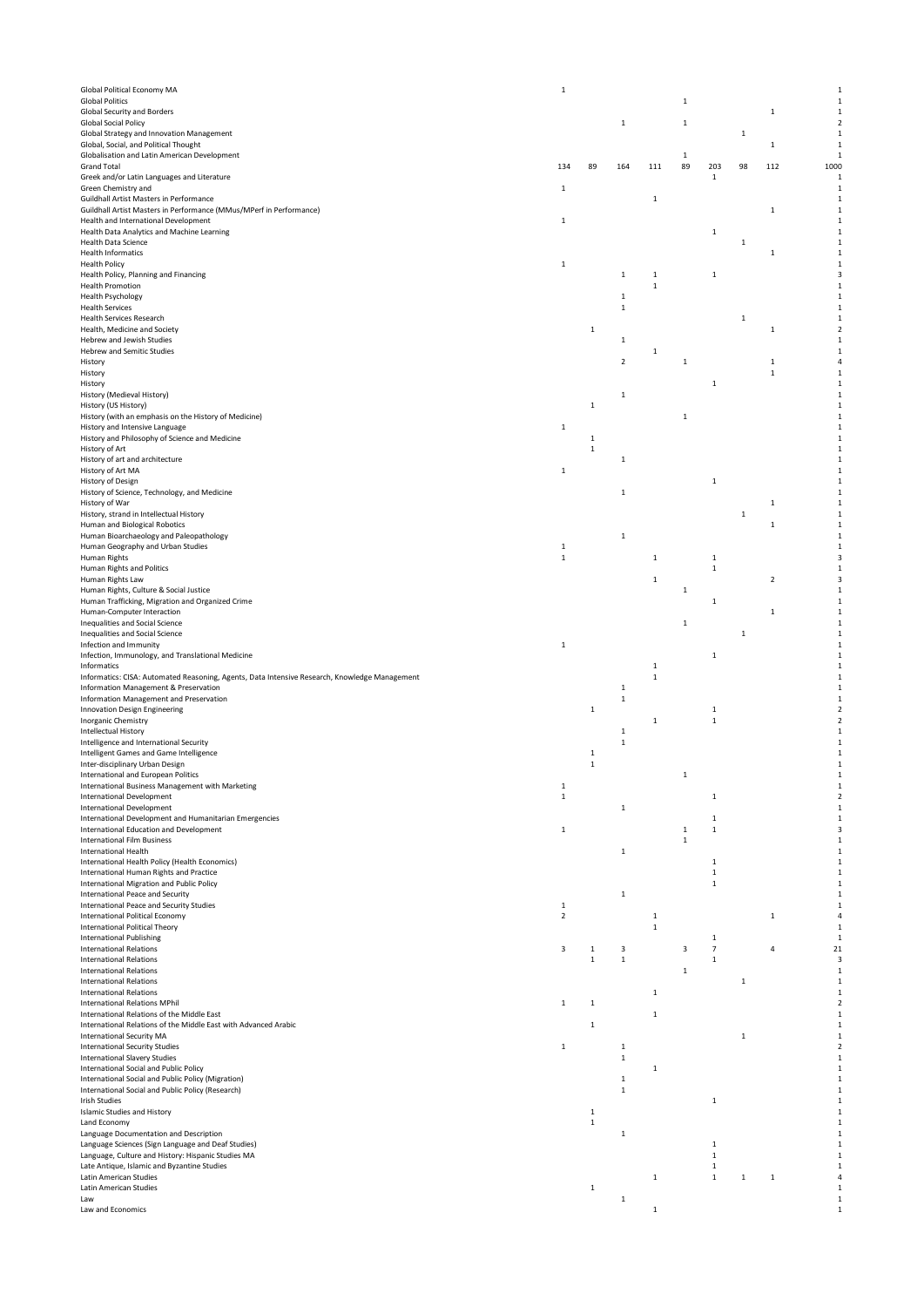| | | | | | | | | | |
|---|---|---|---|---|---|---|---|---|---|
| Global Political Economy MA | 1 | | | | | | | | 1 |
| Global Politics | | | | | 1 | | | | 1 |
| Global Security and Borders | | | | | | | | 1 | 1 |
| Global Social Policy | | | 1 | | 1 | | | | 2 |
| Global Strategy and Innovation Management | | | | | | | 1 | | 1 |
| Global, Social, and Political Thought | | | | | | | | 1 | 1 |
| Globalisation and Latin American Development | | | | | 1 | | | | 1 |
| Grand Total | 134 | 89 | 164 | 111 | 89 | 203 | 98 | 112 | 1000 |
| Greek and/or Latin Languages and Literature | | | | | | 1 | | | 1 |
| Green Chemistry and | 1 | | | | | | | | 1 |
| Guildhall Artist Masters in Performance | | | | 1 | | | | | 1 |
| Guildhall Artist Masters in Performance (MMus/MPerf in Performance) | | | | | | | | 1 | 1 |
| Health and International Development | 1 | | | | | | | | 1 |
| Health Data Analytics and Machine Learning | | | | | | 1 | | | 1 |
| Health Data Science | | | | | | | 1 | | 1 |
| Health Informatics | | | | | | | | 1 | 1 |
| Health Policy | 1 | | | | | | | | 1 |
| Health Policy, Planning and Financing | | | 1 | 1 | | 1 | | | 3 |
| Health Promotion | | | | 1 | | | | | 1 |
| Health Psychology | | | 1 | | | | | | 1 |
| Health Services | | | 1 | | | | | | 1 |
| Health Services Research | | | | | | | 1 | | 1 |
| Health, Medicine and Society | | 1 | | | | | | 1 | 2 |
| Hebrew and Jewish Studies | | | 1 | | | | | | 1 |
| Hebrew and Semitic Studies | | | | 1 | | | | | 1 |
| History | | | 2 | | 1 | | | 1 | 4 |
| History | | | | | | | | 1 | 1 |
| History | | | | | | 1 | | | 1 |
| History (Medieval History) | | | 1 | | | | | | 1 |
| History (US History) | | 1 | | | | | | | 1 |
| History (with an emphasis on the History of Medicine) | | | | | 1 | | | | 1 |
| History and Intensive Language | 1 | | | | | | | | 1 |
| History and Philosophy of Science and Medicine | | 1 | | | | | | | 1 |
| History of Art | | 1 | | | | | | | 1 |
| History of art and architecture | | | 1 | | | | | | 1 |
| History of Art MA | 1 | | | | | | | | 1 |
| History of Design | | | | | | 1 | | | 1 |
| History of Science, Technology, and Medicine | | | 1 | | | | | | 1 |
| History of War | | | | | | | | 1 | 1 |
| History, strand in Intellectual History | | | | | | | 1 | | 1 |
| Human and Biological Robotics | | | | | | | | 1 | 1 |
| Human Bioarchaeology and Paleopathology | | | 1 | | | | | | 1 |
| Human Geography and Urban Studies | 1 | | | | | | | | 1 |
| Human Rights | 1 | | | 1 | | 1 | | | 3 |
| Human Rights and Politics | | | | | | 1 | | | 1 |
| Human Rights Law | | | | 1 | | | | 2 | 3 |
| Human Rights, Culture & Social Justice | | | | | 1 | | | | 1 |
| Human Trafficking, Migration and Organized Crime | | | | | | 1 | | | 1 |
| Human-Computer Interaction | | | | | | | | 1 | 1 |
| Inequalities and Social Science | | | | | 1 | | | | 1 |
| Inequalities and Social Science | | | | | | | 1 | | 1 |
| Infection and Immunity | 1 | | | | | | | | 1 |
| Infection, Immunology, and Translational Medicine | | | | | | 1 | | | 1 |
| Informatics | | | | 1 | | | | | 1 |
| Informatics: CISA: Automated Reasoning, Agents, Data Intensive Research, Knowledge Management | | | | 1 | | | | | 1 |
| Information Management & Preservation | | | 1 | | | | | | 1 |
| Information Management and Preservation | | | 1 | | | | | | 1 |
| Innovation Design Engineering | | 1 | | | | 1 | | | 2 |
| Inorganic Chemistry | | | | 1 | | 1 | | | 2 |
| Intellectual History | | | 1 | | | | | | 1 |
| Intelligence and International Security | | | 1 | | | | | | 1 |
| Intelligent Games and Game Intelligence | | 1 | | | | | | | 1 |
| Inter-disciplinary Urban Design | | 1 | | | | | | | 1 |
| International and European Politics | | | | | 1 | | | | 1 |
| International Business Management with Marketing | 1 | | | | | | | | 1 |
| International Development | 1 | | | | | 1 | | | 2 |
| International Development | | | 1 | | | | | | 1 |
| International Development and Humanitarian Emergencies | | | | | | 1 | | | 1 |
| International Education and Development | 1 | | | | 1 | 1 | | | 3 |
| International Film Business | | | | | 1 | | | | 1 |
| International Health | | | 1 | | | | | | 1 |
| International Health Policy (Health Economics) | | | | | | 1 | | | 1 |
| International Human Rights and Practice | | | | | | 1 | | | 1 |
| International Migration and Public Policy | | | | | | 1 | | | 1 |
| International Peace and Security | | | 1 | | | | | | 1 |
| International Peace and Security Studies | 1 | | | | | | | | 1 |
| International Political Economy | 2 | | | 1 | | | | 1 | 4 |
| International Political Theory | | | | 1 | | | | | 1 |
| International Publishing | | | | | | 1 | | | 1 |
| International Relations | 3 | 1 | 3 | | 3 | 7 | | 4 | 21 |
| International Relations | | 1 | 1 | | | 1 | | | 3 |
| International Relations | | | | | 1 | | | | 1 |
| International Relations | | | | | | | 1 | | 1 |
| International Relations | | | | 1 | | | | | 1 |
| International Relations MPhil | 1 | 1 | | | | | | | 2 |
| International Relations of the Middle East | | | | 1 | | | | | 1 |
| International Relations of the Middle East with Advanced Arabic | | 1 | | | | | | | 1 |
| International Security MA | | | | | | | 1 | | 1 |
| International Security Studies | 1 | | 1 | | | | | | 2 |
| International Slavery Studies | | | 1 | | | | | | 1 |
| International Social and Public Policy | | | | 1 | | | | | 1 |
| International Social and Public Policy (Migration) | | | 1 | | | | | | 1 |
| International Social and Public Policy (Research) | | | 1 | | | | | | 1 |
| Irish Studies | | | | | | 1 | | | 1 |
| Islamic Studies and History | | 1 | | | | | | | 1 |
| Land Economy | | 1 | | | | | | | 1 |
| Language Documentation and Description | | | 1 | | | | | | 1 |
| Language Sciences (Sign Language and Deaf Studies) | | | | | | 1 | | | 1 |
| Language, Culture and History: Hispanic Studies MA | | | | | | 1 | | | 1 |
| Late Antique, Islamic and Byzantine Studies | | | | | | 1 | | | 1 |
| Latin American Studies | | | | 1 | | 1 | 1 | 1 | 4 |
| Latin American Studies | | 1 | | | | | | | 1 |
| Law | | | 1 | | | | | | 1 |
| Law and Economics | | | | 1 | | | | | 1 |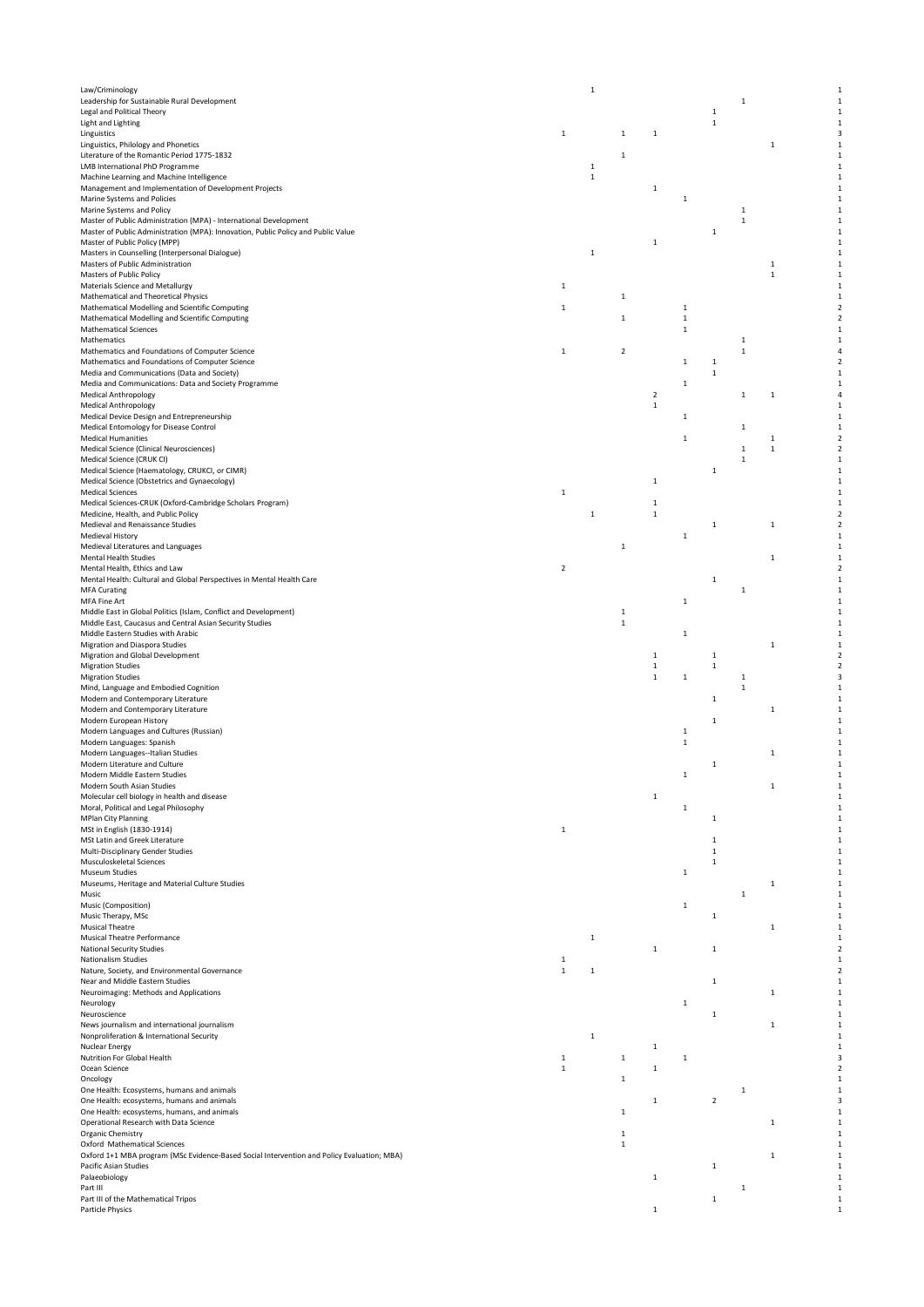| | | | | | | | | | |
|---|---|---|---|---|---|---|---|---|---|
| Law/Criminology | | 1 | | | | | | | 1 |
| Leadership for Sustainable Rural Development | | | | | | | 1 | | 1 |
| Legal and Political Theory | | | | | | 1 | | | 1 |
| Light and Lighting | | | | | | 1 | | | 1 |
| Linguistics | 1 | | 1 | 1 | | | | | 3 |
| Linguistics, Philology and Phonetics | | | | | | | | 1 | 1 |
| Literature of the Romantic Period 1775-1832 | | | 1 | | | | | | 1 |
| LMB International PhD Programme | | 1 | | | | | | | 1 |
| Machine Learning and Machine Intelligence | | 1 | | | | | | | 1 |
| Management and Implementation of Development Projects | | | | 1 | | | | | 1 |
| Marine Systems and Policies | | | | | 1 | | | | 1 |
| Marine Systems and Policy | | | | | | | 1 | | 1 |
| Master of Public Administration (MPA) - International Development | | | | | | | 1 | | 1 |
| Master of Public Administration (MPA): Innovation, Public Policy and Public Value | | | | | | 1 | | | 1 |
| Master of Public Policy (MPP) | | | | 1 | | | | | 1 |
| Masters in Counselling (Interpersonal Dialogue) | | 1 | | | | | | | 1 |
| Masters of Public Administration | | | | | | | | 1 | 1 |
| Masters of Public Policy | | | | | | | | 1 | 1 |
| Materials Science and Metallurgy | 1 | | | | | | | | 1 |
| Mathematical and Theoretical Physics | | | 1 | | | | | | 1 |
| Mathematical Modelling and Scientific Computing | 1 | | | | 1 | | | | 2 |
| Mathematical Modelling and Scientific Computing | | | 1 | | 1 | | | | 2 |
| Mathematical Sciences | | | | | 1 | | | | 1 |
| Mathematics | | | | | | | 1 | | 1 |
| Mathematics and Foundations of Computer Science | 1 | | 2 | | | | 1 | | 4 |
| Mathematics and Foundations of Computer Science | | | | | 1 | 1 | | | 2 |
| Media and Communications (Data and Society) | | | | | | 1 | | | 1 |
| Media and Communications: Data and Society Programme | | | | | 1 | | | | 1 |
| Medical Anthropology | | | | 2 | | | 1 | 1 | 4 |
| Medical Anthropology | | | | 1 | | | | | 1 |
| Medical Device Design and Entrepreneurship | | | | | 1 | | | | 1 |
| Medical Entomology for Disease Control | | | | | | | 1 | | 1 |
| Medical Humanities | | | | | 1 | | | 1 | 2 |
| Medical Science (Clinical Neurosciences) | | | | | | | 1 | 1 | 2 |
| Medical Science (CRUK CI) | | | | | | | 1 | | 1 |
| Medical Science (Haematology, CRUKCI, or CIMR) | | | | | | 1 | | | 1 |
| Medical Science (Obstetrics and Gynaecology) | | | | 1 | | | | | 1 |
| Medical Sciences | 1 | | | | | | | | 1 |
| Medical Sciences-CRUK (Oxford-Cambridge Scholars Program) | | | | 1 | | | | | 1 |
| Medicine, Health, and Public Policy | | 1 | | 1 | | | | | 2 |
| Medieval and Renaissance Studies | | | | | | 1 | | 1 | 2 |
| Medieval History | | | | | 1 | | | | 1 |
| Medieval Literatures and Languages | | | 1 | | | | | | 1 |
| Mental Health Studies | | | | | | | | 1 | 1 |
| Mental Health, Ethics and Law | 2 | | | | | | | | 2 |
| Mental Health: Cultural and Global Perspectives in Mental Health Care | | | | | | 1 | | | 1 |
| MFA Curating | | | | | | | 1 | | 1 |
| MFA Fine Art | | | | | 1 | | | | 1 |
| Middle East in Global Politics (Islam, Conflict and Development) | | | 1 | | | | | | 1 |
| Middle East, Caucasus and Central Asian Security Studies | | | 1 | | | | | | 1 |
| Middle Eastern Studies with Arabic | | | | | 1 | | | | 1 |
| Migration and Diaspora Studies | | | | | | | | 1 | 1 |
| Migration and Global Development | | | | 1 | | 1 | | | 2 |
| Migration Studies | | | | 1 | | 1 | | | 2 |
| Migration Studies | | | | 1 | 1 | | 1 | | 3 |
| Mind, Language and Embodied Cognition | | | | | | | 1 | | 1 |
| Modern and Contemporary Literature | | | | | | 1 | | | 1 |
| Modern and Contemporary Literature | | | | | | | | 1 | 1 |
| Modern European History | | | | | | 1 | | | 1 |
| Modern Languages and Cultures (Russian) | | | | | 1 | | | | 1 |
| Modern Languages: Spanish | | | | | 1 | | | | 1 |
| Modern Languages--Italian Studies | | | | | | | | 1 | 1 |
| Modern Literature and Culture | | | | | | 1 | | | 1 |
| Modern Middle Eastern Studies | | | | | 1 | | | | 1 |
| Modern South Asian Studies | | | | | | | | 1 | 1 |
| Molecular cell biology in health and disease | | | | 1 | | | | | 1 |
| Moral, Political and Legal Philosophy | | | | | 1 | | | | 1 |
| MPlan City Planning | | | | | | 1 | | | 1 |
| MSt in English (1830-1914) | 1 | | | | | | | | 1 |
| MSt Latin and Greek Literature | | | | | | 1 | | | 1 |
| Multi-Disciplinary Gender Studies | | | | | | 1 | | | 1 |
| Musculoskeletal Sciences | | | | | | 1 | | | 1 |
| Museum Studies | | | | | 1 | | | | 1 |
| Museums, Heritage and Material Culture Studies | | | | | | | | 1 | 1 |
| Music | | | | | | | 1 | | 1 |
| Music (Composition) | | | | | 1 | | | | 1 |
| Music Therapy, MSc | | | | | | 1 | | | 1 |
| Musical Theatre | | | | | | | | 1 | 1 |
| Musical Theatre Performance | | 1 | | | | | | | 1 |
| National Security Studies | | | | 1 | | 1 | | | 2 |
| Nationalism Studies | 1 | | | | | | | | 1 |
| Nature, Society, and Environmental Governance | 1 | 1 | | | | | | | 2 |
| Near and Middle Eastern Studies | | | | | | 1 | | | 1 |
| Neuroimaging: Methods and Applications | | | | | | | | 1 | 1 |
| Neurology | | | | | 1 | | | | 1 |
| Neuroscience | | | | | | 1 | | | 1 |
| News journalism and international journalism | | | | | | | | 1 | 1 |
| Nonproliferation & International Security | | 1 | | | | | | | 1 |
| Nuclear Energy | | | | 1 | | | | | 1 |
| Nutrition For Global Health | 1 | | 1 | | 1 | | | | 3 |
| Ocean Science | 1 | | | 1 | | | | | 2 |
| Oncology | | | 1 | | | | | | 1 |
| One Health: Ecosystems, humans and animals | | | | | | | 1 | | 1 |
| One Health: ecosystems, humans and animals | | | | 1 | | 2 | | | 3 |
| One Health: ecosystems, humans, and animals | | | 1 | | | | | | 1 |
| Operational Research with Data Science | | | | | | | | 1 | 1 |
| Organic Chemistry | | | 1 | | | | | | 1 |
| Oxford Mathematical Sciences | | | 1 | | | | | | 1 |
| Oxford 1+1 MBA program (MSc Evidence-Based Social Intervention and Policy Evaluation; MBA) | | | | | | | | 1 | 1 |
| Pacific Asian Studies | | | | | | 1 | | | 1 |
| Palaeobiology | | | | 1 | | | | | 1 |
| Part III | | | | | | | 1 | | 1 |
| Part III of the Mathematical Tripos | | | | | | 1 | | | 1 |
| Particle Physics | | | | 1 | | | | | 1 |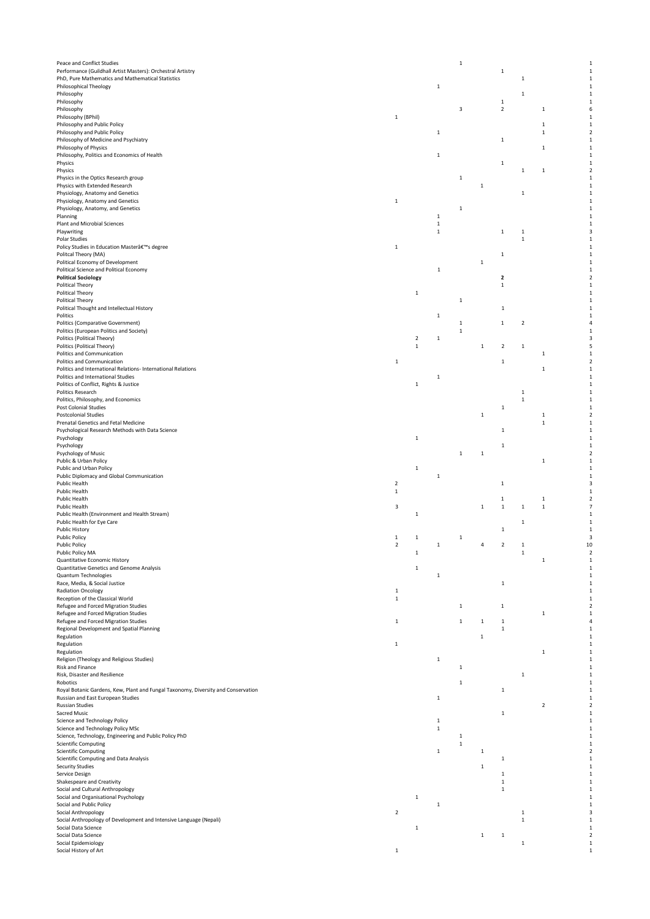| | | | | | | | | | |
|---|---|---|---|---|---|---|---|---|---|
| Peace and Conflict Studies | | | | 1 | | | | | 1 |
| Performance (Guildhall Artist Masters): Orchestral Artistry | | | | | | 1 | | | 1 |
| PhD, Pure Mathematics and Mathematical Statistics | | | | | | | 1 | | 1 |
| Philosophical Theology | | | 1 | | | | | | 1 |
| Philosophy | | | | | | | 1 | | 1 |
| Philosophy | | | | | | 1 | | | 1 |
| Philosophy | | | | 3 | | 2 | | 1 | 6 |
| Philosophy (BPhil) | 1 | | | | | | | | 1 |
| Philosophy and Public Policy | | | | | | | | 1 | 1 |
| Philosophy and Public Policy | | | 1 | | | | | 1 | 2 |
| Philosophy of Medicine and Psychiatry | | | | | | 1 | | | 1 |
| Philosophy of Physics | | | | | | | | 1 | 1 |
| Philosophy, Politics and Economics of Health | | | 1 | | | | | | 1 |
| Physics | | | | | | 1 | | | 1 |
| Physics | | | | | | | 1 | 1 | 2 |
| Physics in the Optics Research group | | | | 1 | | | | | 1 |
| Physics with Extended Research | | | | | 1 | | | | 1 |
| Physiology, Anatomy and Genetics | | | | | | | 1 | | 1 |
| Physiology, Anatomy and Genetics | 1 | | | | | | | | 1 |
| Physiology, Anatomy, and Genetics | | | | 1 | | | | | 1 |
| Planning | | | 1 | | | | | | 1 |
| Plant and Microbial Sciences | | | 1 | | | | | | 1 |
| Playwriting | | | 1 | | | 1 | 1 | | 3 |
| Polar Studies | | | | | | | 1 | | 1 |
| Policy Studies in Education Masterâ€™s degree | 1 | | | | | | | | 1 |
| Politcal Theory (MA) | | | | | | 1 | | | 1 |
| Political Economy of Development | | | | | 1 | | | | 1 |
| Political Science and Political Economy | | | 1 | | | | | | 1 |
| **Political Sociology** | | | | | | **2** | | | 2 |
| Political Theory | | | | | | 1 | | | 1 |
| Political Theory | | 1 | | | | | | | 1 |
| Political Theory | | | | 1 | | | | | 1 |
| Political Thought and Intellectual History | | | | | | 1 | | | 1 |
| Politics | | | 1 | | | | | | 1 |
| Politics (Comparative Government) | | | | 1 | | 1 | 2 | | 4 |
| Politics (European Politics and Society) | | | | 1 | | | | | 1 |
| Politics (Political Theory) | | 2 | 1 | | | | | | 3 |
| Politics (Political Theory) | | 1 | | | 1 | 2 | 1 | | 5 |
| Politics and Communication | | | | | | | | 1 | 1 |
| Politics and Communication | 1 | | | | | 1 | | | 2 |
| Politics and International Relations- International Relations | | | | | | | | 1 | 1 |
| Politics and International Studies | | | 1 | | | | | | 1 |
| Politics of Conflict, Rights & Justice | | 1 | | | | | | | 1 |
| Politics Research | | | | | | | 1 | | 1 |
| Politics, Philosophy, and Economics | | | | | | | 1 | | 1 |
| Post Colonial Studies | | | | | | 1 | | | 1 |
| Postcolonial Studies | | | | | 1 | | | 1 | 2 |
| Prenatal Genetics and Fetal Medicine | | | | | | | | 1 | 1 |
| Psychological Research Methods with Data Science | | | | | | 1 | | | 1 |
| Psychology | | 1 | | | | | | | 1 |
| Psychology | | | | | | 1 | | | 1 |
| Psychology of Music | | | | 1 | 1 | | | | 2 |
| Public & Urban Policy | | | | | | | | 1 | 1 |
| Public and Urban Policy | | 1 | | | | | | | 1 |
| Public Diplomacy and Global Communication | | | 1 | | | | | | 1 |
| Public Health | 2 | | | | | 1 | | | 3 |
| Public Health | 1 | | | | | | | | 1 |
| Public Health | | | | | | 1 | | 1 | 2 |
| Public Health | 3 | | | | 1 | 1 | 1 | 1 | 7 |
| Public Health (Environment and Health Stream) | | 1 | | | | | | | 1 |
| Public Health for Eye Care | | | | | | | 1 | | 1 |
| Public History | | | | | | 1 | | | 1 |
| Public Policy | 1 | 1 | | 1 | | | | | 3 |
| Public Policy | 2 | | 1 | | 4 | 2 | 1 | | 10 |
| Public Policy MA | | 1 | | | | | 1 | | 2 |
| Quantitative Economic History | | | | | | | | 1 | 1 |
| Quantitative Genetics and Genome Analysis | | 1 | | | | | | | 1 |
| Quantum Technologies | | | 1 | | | | | | 1 |
| Race, Media, & Social Justice | | | | | | 1 | | | 1 |
| Radiation Oncology | 1 | | | | | | | | 1 |
| Reception of the Classical World | 1 | | | | | | | | 1 |
| Refugee and Forced Migration Studies | | | | 1 | | 1 | | | 2 |
| Refugee and Forced Migration Studies | | | | | | | | 1 | 1 |
| Refugee and Forced Migration Studies | 1 | | | 1 | 1 | 1 | | | 4 |
| Regional Development and Spatial Planning | | | | | | 1 | | | 1 |
| Regulation | | | | | 1 | | | | 1 |
| Regulation | 1 | | | | | | | | 1 |
| Regulation | | | | | | | | 1 | 1 |
| Religion (Theology and Religious Studies) | | | 1 | | | | | | 1 |
| Risk and Finance | | | | 1 | | | | | 1 |
| Risk, Disaster and Resilience | | | | | | | 1 | | 1 |
| Robotics | | | | 1 | | | | | 1 |
| Royal Botanic Gardens, Kew, Plant and Fungal Taxonomy, Diversity and Conservation | | | | | | 1 | | | 1 |
| Russian and East European Studies | | | 1 | | | | | | 1 |
| Russian Studies | | | | | | | | 2 | 2 |
| Sacred Music | | | | | | 1 | | | 1 |
| Science and Technology Policy | | | 1 | | | | | | 1 |
| Science and Technology Policy MSc | | | 1 | | | | | | 1 |
| Science, Technology, Engineering and Public Policy PhD | | | | 1 | | | | | 1 |
| Scientific Computing | | | | 1 | | | | | 1 |
| Scientific Computing | | | 1 | | 1 | | | | 2 |
| Scientific Computing and Data Analysis | | | | | | 1 | | | 1 |
| Security Studies | | | | | 1 | | | | 1 |
| Service Design | | | | | | 1 | | | 1 |
| Shakespeare and Creativity | | | | | | 1 | | | 1 |
| Social and Cultural Anthropology | | | | | | 1 | | | 1 |
| Social and Organisational Psychology | | 1 | | | | | | | 1 |
| Social and Public Policy | | | 1 | | | | | | 1 |
| Social Anthropology | 2 | | | | | | 1 | | 3 |
| Social Anthropology of Development and Intensive Language (Nepali) | | | | | | | 1 | | 1 |
| Social Data Science | | 1 | | | | | | | 1 |
| Social Data Science | | | | | 1 | 1 | | | 2 |
| Social Epidemiology | | | | | | | 1 | | 1 |
| Social History of Art | 1 | | | | | | | | 1 |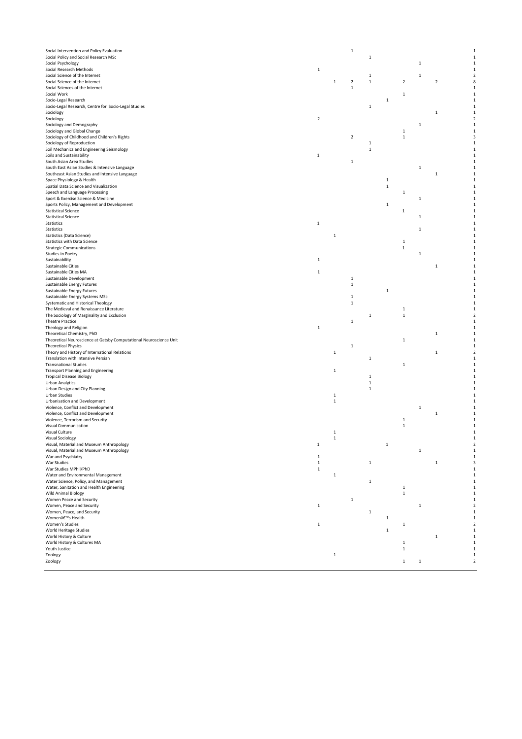| | | | | | | | | | |
|---|---|---|---|---|---|---|---|---|---|
| Social Intervention and Policy Evaluation | | | 1 | | | | | | 1 |
| Social Policy and Social Research MSc | | | | 1 | | | | | 1 |
| Social Psychology | | | | | | | 1 | | 1 |
| Social Research Methods | 1 | | | | | | | | 1 |
| Social Science of the Internet | | | | 1 | | | 1 | | 2 |
| Social Science of the Internet | | 1 | 2 | 1 | | 2 | | 2 | 8 |
| Social Sciences of the Internet | | | 1 | | | | | | 1 |
| Social Work | | | | | | 1 | | | 1 |
| Socio-Legal Research | | | | | 1 | | | | 1 |
| Socio-Legal Research, Centre for Socio-Legal Studies | | | | 1 | | | | | 1 |
| Sociology | | | | | | | | 1 | 1 |
| Sociology | 2 | | | | | | | | 2 |
| Sociology and Demography | | | | | | | 1 | | 1 |
| Sociology and Global Change | | | | | | 1 | | | 1 |
| Sociology of Childhood and Children's Rights | | | 2 | | | 1 | | | 3 |
| Sociology of Reproduction | | | | 1 | | | | | 1 |
| Soil Mechanics and Engineering Seismology | | | | 1 | | | | | 1 |
| Soils and Sustainability | 1 | | | | | | | | 1 |
| South Asian Area Studies | | | 1 | | | | | | 1 |
| South East Asian Studies & Intensive Language | | | | | | | 1 | | 1 |
| Southeast Asian Studies and Intensive Language | | | | | | | | 1 | 1 |
| Space Physiology & Health | | | | | 1 | | | | 1 |
| Spatial Data Science and Visualization | | | | | 1 | | | | 1 |
| Speech and Language Processing | | | | | | 1 | | | 1 |
| Sport & Exercise Science & Medicine | | | | | | | 1 | | 1 |
| Sports Policy, Management and Development | | | | | 1 | | | | 1 |
| Statistical Science | | | | | | 1 | | | 1 |
| Statistical Science | | | | | | | 1 | | 1 |
| Statistics | 1 | | | | | | | | 1 |
| Statistics | | | | | | | 1 | | 1 |
| Statistics (Data Science) | | 1 | | | | | | | 1 |
| Statistics with Data Science | | | | | | 1 | | | 1 |
| Strategic Communications | | | | | | 1 | | | 1 |
| Studies in Poetry | | | | | | | 1 | | 1 |
| Sustainability | 1 | | | | | | | | 1 |
| Sustainable Cities | | | | | | | | 1 | 1 |
| Sustainable Cities MA | 1 | | | | | | | | 1 |
| Sustainable Development | | | 1 | | | | | | 1 |
| Sustainable Energy Futures | | | 1 | | | | | | 1 |
| Sustainable Energy Futures | | | | | 1 | | | | 1 |
| Sustainable Energy Systems MSc | | | 1 | | | | | | 1 |
| Systematic and Historical Theology | | | 1 | | | | | | 1 |
| The Medieval and Renaissance Literature | | | | | | 1 | | | 1 |
| The Sociology of Marginality and Exclusion | | | | 1 | | 1 | | | 2 |
| Theatre Practice | | | 1 | | | | | | 1 |
| Theology and Religion | 1 | | | | | | | | 1 |
| Theoretical Chemistry, PhD | | | | | | | | 1 | 1 |
| Theoretical Neuroscience at Gatsby Computational Neuroscience Unit | | | | | | 1 | | | 1 |
| Theoretical Physics | | | 1 | | | | | | 1 |
| Theory and History of International Relations | | 1 | | | | | | 1 | 2 |
| Translation with Intensive Persian | | | | 1 | | | | | 1 |
| Transnational Studies | | | | | | 1 | | | 1 |
| Transport Planning and Engineering | | 1 | | | | | | | 1 |
| Tropical Disease Biology | | | | 1 | | | | | 1 |
| Urban Analytics | | | | 1 | | | | | 1 |
| Urban Design and City Planning | | | | 1 | | | | | 1 |
| Urban Studies | | 1 | | | | | | | 1 |
| Urbanisation and Development | | 1 | | | | | | | 1 |
| Violence, Conflict and Development | | | | | | | 1 | | 1 |
| Violence, Conflict and Development | | | | | | | | 1 | 1 |
| Violence, Terrorism and Security | | | | | | 1 | | | 1 |
| Visual Communication | | | | | | 1 | | | 1 |
| Visual Culture | | 1 | | | | | | | 1 |
| Visual Sociology | | 1 | | | | | | | 1 |
| Visual, Material and Museum Anthropology | 1 | | | | 1 | | | | 2 |
| Visual, Material and Museum Anthropology | | | | | | | 1 | | 1 |
| War and Psychiatry | 1 | | | | | | | | 1 |
| War Studies | 1 | | | 1 | | | | 1 | 3 |
| War Studies MPhil/PhD | 1 | | | | | | | | 1 |
| Water and Environmental Management | | 1 | | | | | | | 1 |
| Water Science, Policy, and Management | | | | 1 | | | | | 1 |
| Water, Sanitation and Health Engineering | | | | | | 1 | | | 1 |
| Wild Animal Biology | | | | | | 1 | | | 1 |
| Women Peace and Security | | | 1 | | | | | | 1 |
| Women, Peace and Security | 1 | | | | | | 1 | | 2 |
| Women, Peace, and Security | | | | 1 | | | | | 1 |
| Womenâ€™s Health | | | | | 1 | | | | 1 |
| Women's Studies | 1 | | | | | 1 | | | 2 |
| World Heritage Studies | | | | | 1 | | | | 1 |
| World History & Culture | | | | | | | | 1 | 1 |
| World History & Cultures MA | | | | | | 1 | | | 1 |
| Youth Justice | | | | | | 1 | | | 1 |
| Zoology | | 1 | | | | | | | 1 |
| Zoology | | | | | | 1 | 1 | | 2 |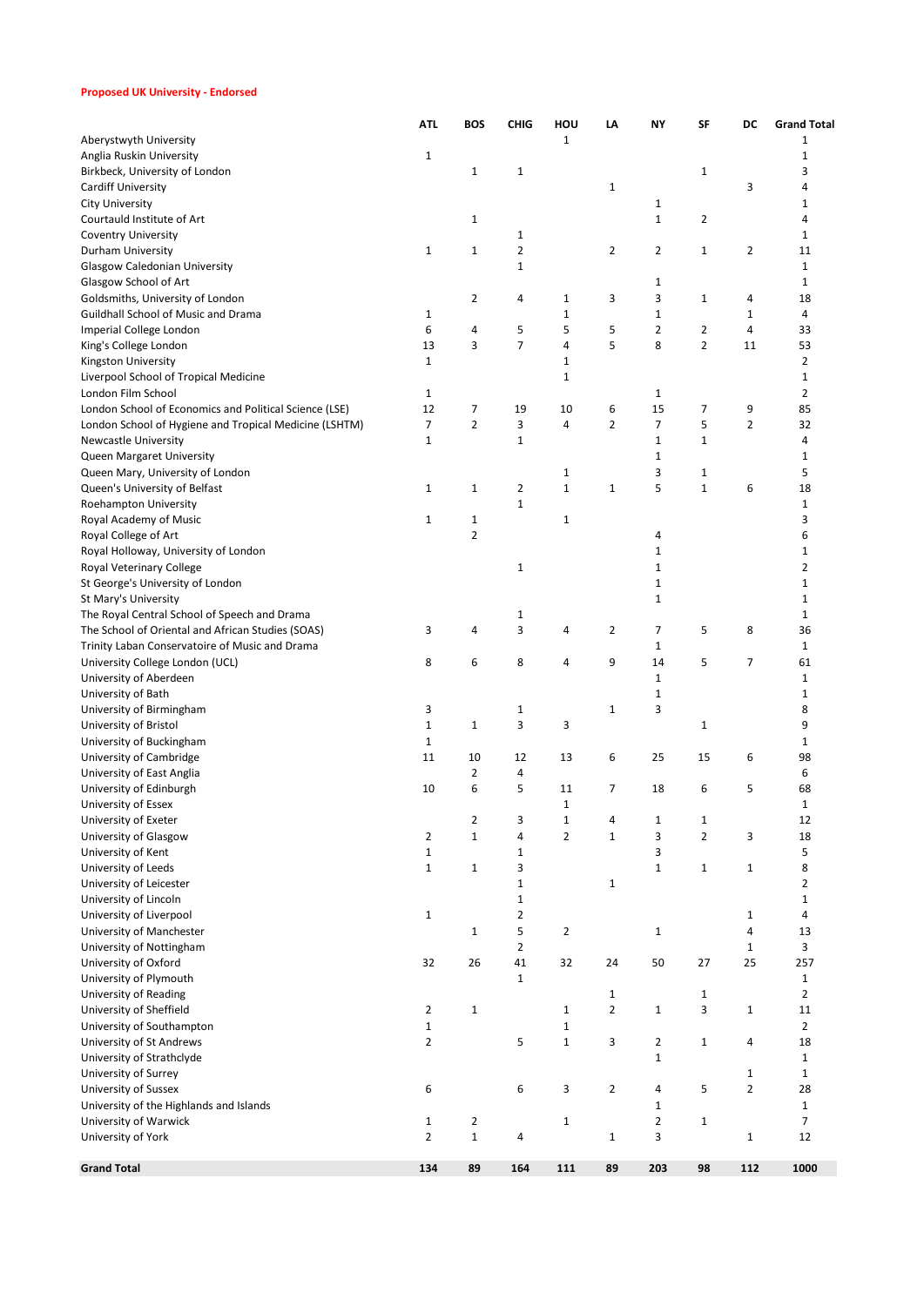**Proposed UK University - Endorsed**

| | ATL | BOS | CHIG | HOU | LA | NY | SF | DC | Grand Total |
|---|---|---|---|---|---|---|---|---|---|
| Aberystwyth University | | | | 1 | | | | | 1 |
| Anglia Ruskin University | 1 | | | | | | | | 1 |
| Birkbeck, University of London | | 1 | 1 | | | | 1 | | 3 |
| Cardiff University | | | | | 1 | | | 3 | 4 |
| City University | | | | | | 1 | | | 1 |
| Courtauld Institute of Art | | 1 | | | | 1 | 2 | | 4 |
| Coventry University | | | 1 | | | | | | 1 |
| Durham University | 1 | 1 | 2 | | 2 | 2 | 1 | 2 | 11 |
| Glasgow Caledonian University | | | 1 | | | | | | 1 |
| Glasgow School of Art | | | | | | 1 | | | 1 |
| Goldsmiths, University of London | | 2 | 4 | 1 | 3 | 3 | 1 | 4 | 18 |
| Guildhall School of Music and Drama | 1 | | | 1 | | 1 | | 1 | 4 |
| Imperial College London | 6 | 4 | 5 | 5 | 5 | 2 | 2 | 4 | 33 |
| King's College London | 13 | 3 | 7 | 4 | 5 | 8 | 2 | 11 | 53 |
| Kingston University | 1 | | | 1 | | | | | 2 |
| Liverpool School of Tropical Medicine | | | | 1 | | | | | 1 |
| London Film School | 1 | | | | | 1 | | | 2 |
| London School of Economics and Political Science (LSE) | 12 | 7 | 19 | 10 | 6 | 15 | 7 | 9 | 85 |
| London School of Hygiene and Tropical Medicine (LSHTM) | 7 | 2 | 3 | 4 | 2 | 7 | 5 | 2 | 32 |
| Newcastle University | 1 | | 1 | | | 1 | 1 | | 4 |
| Queen Margaret University | | | | | | 1 | | | 1 |
| Queen Mary, University of London | | | | 1 | | 3 | 1 | | 5 |
| Queen's University of Belfast | 1 | 1 | 2 | 1 | 1 | 5 | 1 | 6 | 18 |
| Roehampton University | | | 1 | | | | | | 1 |
| Royal Academy of Music | 1 | 1 | | 1 | | | | | 3 |
| Royal College of Art | | 2 | | | | 4 | | | 6 |
| Royal Holloway, University of London | | | | | | 1 | | | 1 |
| Royal Veterinary College | | | 1 | | | 1 | | | 2 |
| St George's University of London | | | | | | 1 | | | 1 |
| St Mary's University | | | | | | 1 | | | 1 |
| The Royal Central School of Speech and Drama | | | 1 | | | | | | 1 |
| The School of Oriental and African Studies (SOAS) | 3 | 4 | 3 | 4 | 2 | 7 | 5 | 8 | 36 |
| Trinity Laban Conservatoire of Music and Drama | | | | | | 1 | | | 1 |
| University College London (UCL) | 8 | 6 | 8 | 4 | 9 | 14 | 5 | 7 | 61 |
| University of Aberdeen | | | | | | 1 | | | 1 |
| University of Bath | | | | | | 1 | | | 1 |
| University of Birmingham | 3 | | 1 | | 1 | 3 | | | 8 |
| University of Bristol | 1 | 1 | 3 | 3 | | | 1 | | 9 |
| University of Buckingham | 1 | | | | | | | | 1 |
| University of Cambridge | 11 | 10 | 12 | 13 | 6 | 25 | 15 | 6 | 98 |
| University of East Anglia | | 2 | 4 | | | | | | 6 |
| University of Edinburgh | 10 | 6 | 5 | 11 | 7 | 18 | 6 | 5 | 68 |
| University of Essex | | | | 1 | | | | | 1 |
| University of Exeter | | 2 | 3 | 1 | 4 | 1 | 1 | | 12 |
| University of Glasgow | 2 | 1 | 4 | 2 | 1 | 3 | 2 | 3 | 18 |
| University of Kent | 1 | | 1 | | | 3 | | | 5 |
| University of Leeds | 1 | 1 | 3 | | | 1 | 1 | 1 | 8 |
| University of Leicester | | | 1 | | 1 | | | | 2 |
| University of Lincoln | | | 1 | | | | | | 1 |
| University of Liverpool | 1 | | 2 | | | | | 1 | 4 |
| University of Manchester | | 1 | 5 | 2 | | 1 | | 4 | 13 |
| University of Nottingham | | | 2 | | | | | 1 | 3 |
| University of Oxford | 32 | 26 | 41 | 32 | 24 | 50 | 27 | 25 | 257 |
| University of Plymouth | | | 1 | | | | | | 1 |
| University of Reading | | | | | 1 | | 1 | | 2 |
| University of Sheffield | 2 | 1 | | 1 | 2 | 1 | 3 | 1 | 11 |
| University of Southampton | 1 | | | 1 | | | | | 2 |
| University of St Andrews | 2 | | 5 | 1 | 3 | 2 | 1 | 4 | 18 |
| University of Strathclyde | | | | | | 1 | | | 1 |
| University of Surrey | | | | | | | | 1 | 1 |
| University of Sussex | 6 | | 6 | 3 | 2 | 4 | 5 | 2 | 28 |
| University of the Highlands and Islands | | | | | | 1 | | | 1 |
| University of Warwick | 1 | 2 | | 1 | | 2 | 1 | | 7 |
| University of York | 2 | 1 | 4 | | 1 | 3 | | 1 | 12 |
| **Grand Total** | **134** | **89** | **164** | **111** | **89** | **203** | **98** | **112** | **1000** |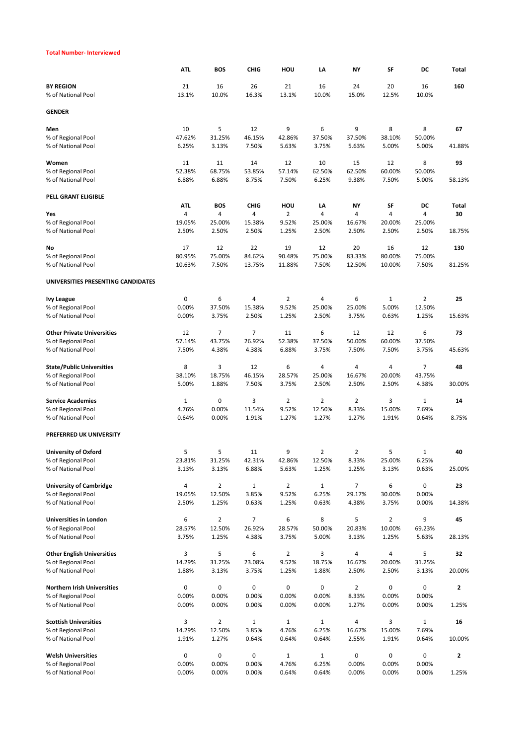**Total Number- Interviewed**

| | ATL | BOS | CHIG | HOU | LA | NY | SF | DC | Total |
|---|---|---|---|---|---|---|---|---|---|
| **BY REGION** | 21 | 16 | 26 | 21 | 16 | 24 | 20 | 16 | **160** |
| % of National Pool | 13.1% | 10.0% | 16.3% | 13.1% | 10.0% | 15.0% | 12.5% | 10.0% | |
| **GENDER** | | | | | | | | | |
| **Men** | 10 | 5 | 12 | 9 | 6 | 9 | 8 | 8 | **67** |
| % of Regional Pool | 47.62% | 31.25% | 46.15% | 42.86% | 37.50% | 37.50% | 38.10% | 50.00% | |
| % of National Pool | 6.25% | 3.13% | 7.50% | 5.63% | 3.75% | 5.63% | 5.00% | 5.00% | 41.88% |
| **Women** | 11 | 11 | 14 | 12 | 10 | 15 | 12 | 8 | **93** |
| % of Regional Pool | 52.38% | 68.75% | 53.85% | 57.14% | 62.50% | 62.50% | 60.00% | 50.00% | |
| % of National Pool | 6.88% | 6.88% | 8.75% | 7.50% | 6.25% | 9.38% | 7.50% | 5.00% | 58.13% |
| **PELL GRANT ELIGIBLE** | | | | | | | | | |
| | **ATL** | **BOS** | **CHIG** | **HOU** | **LA** | **NY** | **SF** | **DC** | **Total** |
| **Yes** | 4 | 4 | 4 | 2 | 4 | 4 | 4 | 4 | **30** |
| % of Regional Pool | 19.05% | 25.00% | 15.38% | 9.52% | 25.00% | 16.67% | 20.00% | 25.00% | |
| % of National Pool | 2.50% | 2.50% | 2.50% | 1.25% | 2.50% | 2.50% | 2.50% | 2.50% | 18.75% |
| **No** | 17 | 12 | 22 | 19 | 12 | 20 | 16 | 12 | **130** |
| % of Regional Pool | 80.95% | 75.00% | 84.62% | 90.48% | 75.00% | 83.33% | 80.00% | 75.00% | |
| % of National Pool | 10.63% | 7.50% | 13.75% | 11.88% | 7.50% | 12.50% | 10.00% | 7.50% | 81.25% |
| **UNIVERSITIES PRESENTING CANDIDATES** | | | | | | | | | |
| **Ivy League** | 0 | 6 | 4 | 2 | 4 | 6 | 1 | 2 | **25** |
| % of Regional Pool | 0.00% | 37.50% | 15.38% | 9.52% | 25.00% | 25.00% | 5.00% | 12.50% | |
| % of National Pool | 0.00% | 3.75% | 2.50% | 1.25% | 2.50% | 3.75% | 0.63% | 1.25% | 15.63% |
| **Other Private Universities** | 12 | 7 | 7 | 11 | 6 | 12 | 12 | 6 | **73** |
| % of Regional Pool | 57.14% | 43.75% | 26.92% | 52.38% | 37.50% | 50.00% | 60.00% | 37.50% | |
| % of National Pool | 7.50% | 4.38% | 4.38% | 6.88% | 3.75% | 7.50% | 7.50% | 3.75% | 45.63% |
| **State/Public Universities** | 8 | 3 | 12 | 6 | 4 | 4 | 4 | 7 | **48** |
| % of Regional Pool | 38.10% | 18.75% | 46.15% | 28.57% | 25.00% | 16.67% | 20.00% | 43.75% | |
| % of National Pool | 5.00% | 1.88% | 7.50% | 3.75% | 2.50% | 2.50% | 2.50% | 4.38% | 30.00% |
| **Service Academies** | 1 | 0 | 3 | 2 | 2 | 2 | 3 | 1 | **14** |
| % of Regional Pool | 4.76% | 0.00% | 11.54% | 9.52% | 12.50% | 8.33% | 15.00% | 7.69% | |
| % of National Pool | 0.64% | 0.00% | 1.91% | 1.27% | 1.27% | 1.27% | 1.91% | 0.64% | 8.75% |
| **PREFERRED UK UNIVERSITY** | | | | | | | | | |
| **University of Oxford** | 5 | 5 | 11 | 9 | 2 | 2 | 5 | 1 | **40** |
| % of Regional Pool | 23.81% | 31.25% | 42.31% | 42.86% | 12.50% | 8.33% | 25.00% | 6.25% | |
| % of National Pool | 3.13% | 3.13% | 6.88% | 5.63% | 1.25% | 1.25% | 3.13% | 0.63% | 25.00% |
| **University of Cambridge** | 4 | 2 | 1 | 2 | 1 | 7 | 6 | 0 | **23** |
| % of Regional Pool | 19.05% | 12.50% | 3.85% | 9.52% | 6.25% | 29.17% | 30.00% | 0.00% | |
| % of National Pool | 2.50% | 1.25% | 0.63% | 1.25% | 0.63% | 4.38% | 3.75% | 0.00% | 14.38% |
| **Universities in London** | 6 | 2 | 7 | 6 | 8 | 5 | 2 | 9 | **45** |
| % of Regional Pool | 28.57% | 12.50% | 26.92% | 28.57% | 50.00% | 20.83% | 10.00% | 69.23% | |
| % of National Pool | 3.75% | 1.25% | 4.38% | 3.75% | 5.00% | 3.13% | 1.25% | 5.63% | 28.13% |
| **Other English Universities** | 3 | 5 | 6 | 2 | 3 | 4 | 4 | 5 | **32** |
| % of Regional Pool | 14.29% | 31.25% | 23.08% | 9.52% | 18.75% | 16.67% | 20.00% | 31.25% | |
| % of National Pool | 1.88% | 3.13% | 3.75% | 1.25% | 1.88% | 2.50% | 2.50% | 3.13% | 20.00% |
| **Northern Irish Universities** | 0 | 0 | 0 | 0 | 0 | 2 | 0 | 0 | **2** |
| % of Regional Pool | 0.00% | 0.00% | 0.00% | 0.00% | 0.00% | 8.33% | 0.00% | 0.00% | |
| % of National Pool | 0.00% | 0.00% | 0.00% | 0.00% | 0.00% | 1.27% | 0.00% | 0.00% | 1.25% |
| **Scottish Universities** | 3 | 2 | 1 | 1 | 1 | 4 | 3 | 1 | **16** |
| % of Regional Pool | 14.29% | 12.50% | 3.85% | 4.76% | 6.25% | 16.67% | 15.00% | 7.69% | |
| % of National Pool | 1.91% | 1.27% | 0.64% | 0.64% | 0.64% | 2.55% | 1.91% | 0.64% | 10.00% |
| **Welsh Universities** | 0 | 0 | 0 | 1 | 1 | 0 | 0 | 0 | **2** |
| % of Regional Pool | 0.00% | 0.00% | 0.00% | 4.76% | 6.25% | 0.00% | 0.00% | 0.00% | |
| % of National Pool | 0.00% | 0.00% | 0.00% | 0.64% | 0.64% | 0.00% | 0.00% | 0.00% | 1.25% |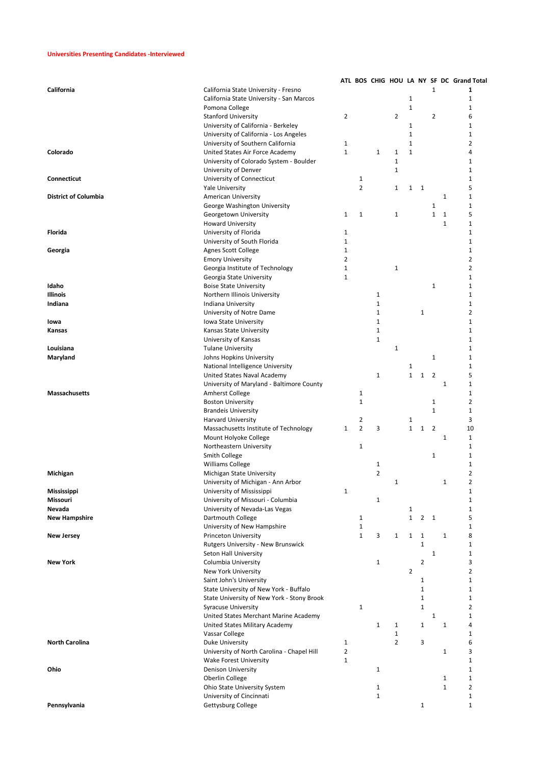**Universities Presenting Candidates -Interviewed**

| | | ATL | BOS | CHIG | HOU | LA | NY | SF | DC | Grand Total |
|---|---|---|---|---|---|---|---|---|---|---|
| **California** | California State University - Fresno | | | | | | | 1 | | **1** |
| | California State University - San Marcos | | | | | 1 | | | | 1 |
| | Pomona College | | | | | 1 | | | | 1 |
| | Stanford University | 2 | | | 2 | | | 2 | | 6 |
| | University of California - Berkeley | | | | | 1 | | | | 1 |
| | University of California - Los Angeles | | | | | 1 | | | | 1 |
| | University of Southern California | 1 | | | | 1 | | | | 2 |
| **Colorado** | United States Air Force Academy | 1 | | 1 | 1 | 1 | | | | 4 |
| | University of Colorado System - Boulder | | | | 1 | | | | | 1 |
| | University of Denver | | | | 1 | | | | | 1 |
| **Connecticut** | University of Connecticut | | 1 | | | | | | | 1 |
| | Yale University | | 2 | | 1 | 1 | 1 | | | 5 |
| **District of Columbia** | American University | | | | | | | | 1 | 1 |
| | George Washington University | | | | | | | 1 | | 1 |
| | Georgetown University | 1 | 1 | | 1 | | | 1 | 1 | 5 |
| | Howard University | | | | | | | | 1 | 1 |
| **Florida** | University of Florida | 1 | | | | | | | | 1 |
| | University of South Florida | 1 | | | | | | | | 1 |
| **Georgia** | Agnes Scott College | 1 | | | | | | | | 1 |
| | Emory University | 2 | | | | | | | | 2 |
| | Georgia Institute of Technology | 1 | | | 1 | | | | | 2 |
| | Georgia State University | 1 | | | | | | | | 1 |
| **Idaho** | Boise State University | | | | | | | 1 | | 1 |
| **Illinois** | Northern Illinois University | | | 1 | | | | | | 1 |
| **Indiana** | Indiana University | | | 1 | | | | | | 1 |
| | University of Notre Dame | | | 1 | | | 1 | | | 2 |
| **Iowa** | Iowa State University | | | 1 | | | | | | 1 |
| **Kansas** | Kansas State University | | | 1 | | | | | | 1 |
| | University of Kansas | | | 1 | | | | | | 1 |
| **Louisiana** | Tulane University | | | | 1 | | | | | 1 |
| **Maryland** | Johns Hopkins University | | | | | | | 1 | | 1 |
| | National Intelligence University | | | | | 1 | | | | 1 |
| | United States Naval Academy | | | 1 | | 1 | 1 | 2 | | 5 |
| | University of Maryland - Baltimore County | | | | | | | | 1 | 1 |
| **Massachusetts** | Amherst College | | 1 | | | | | | | 1 |
| | Boston University | | 1 | | | | | 1 | | 2 |
| | Brandeis University | | | | | | | 1 | | 1 |
| | Harvard University | | 2 | | | 1 | | | | 3 |
| | Massachusetts Institute of Technology | 1 | 2 | 3 | | 1 | 1 | 2 | | 10 |
| | Mount Holyoke College | | | | | | | | 1 | 1 |
| | Northeastern University | | 1 | | | | | | | 1 |
| | Smith College | | | | | | | 1 | | 1 |
| | Williams College | | | 1 | | | | | | 1 |
| **Michigan** | Michigan State University | | | 2 | | | | | | 2 |
| | University of Michigan - Ann Arbor | | | | 1 | | | | 1 | 2 |
| **Mississippi** | University of Mississippi | 1 | | | | | | | | 1 |
| **Missouri** | University of Missouri - Columbia | | | 1 | | | | | | 1 |
| **Nevada** | University of Nevada-Las Vegas | | | | | 1 | | | | 1 |
| **New Hampshire** | Dartmouth College | | 1 | | | 1 | 2 | 1 | | 5 |
| | University of New Hampshire | | 1 | | | | | | | 1 |
| **New Jersey** | Princeton University | | 1 | 3 | 1 | 1 | 1 | | 1 | 8 |
| | Rutgers University - New Brunswick | | | | | | 1 | | | 1 |
| | Seton Hall University | | | | | | | 1 | | 1 |
| **New York** | Columbia University | | | 1 | | | 2 | | | 3 |
| | New York University | | | | | 2 | | | | 2 |
| | Saint John's University | | | | | | 1 | | | 1 |
| | State University of New York - Buffalo | | | | | | 1 | | | 1 |
| | State University of New York - Stony Brook | | | | | | 1 | | | 1 |
| | Syracuse University | | 1 | | | | 1 | | | 2 |
| | United States Merchant Marine Academy | | | | | | | 1 | | 1 |
| | United States Military Academy | | | 1 | 1 | | 1 | | 1 | 4 |
| | Vassar College | | | | 1 | | | | | 1 |
| **North Carolina** | Duke University | 1 | | | 2 | | 3 | | | 6 |
| | University of North Carolina - Chapel Hill | 2 | | | | | | | 1 | 3 |
| | Wake Forest University | 1 | | | | | | | | 1 |
| **Ohio** | Denison University | | | 1 | | | | | | 1 |
| | Oberlin College | | | | | | | | 1 | 1 |
| | Ohio State University System | | | 1 | | | | | 1 | 2 |
| | University of Cincinnati | | | 1 | | | | | | 1 |
| **Pennsylvania** | Gettysburg College | | | | | | 1 | | | 1 |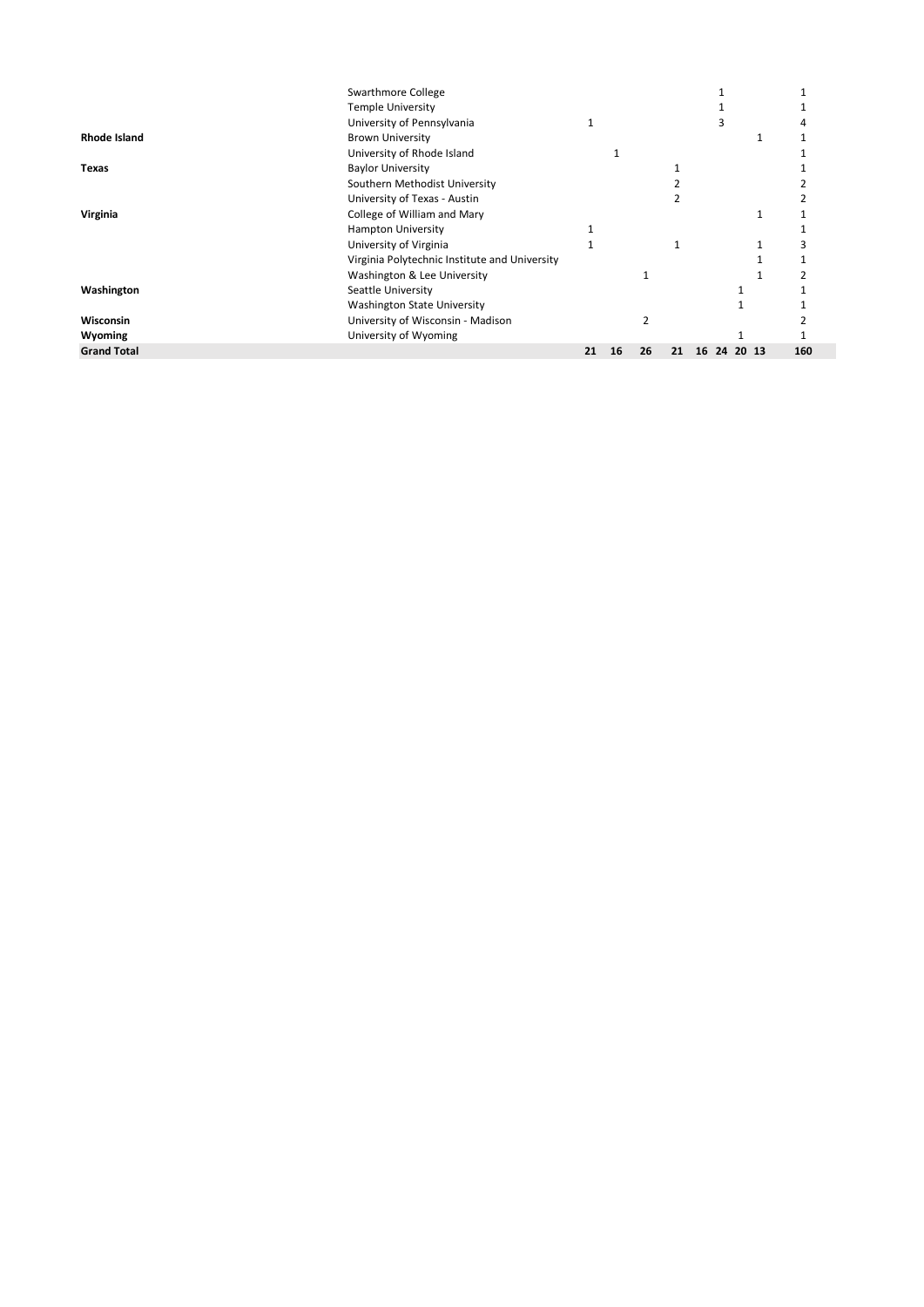| | | | | | | | | | | |
|---|---|---|---|---|---|---|---|---|---|---|
| | Swarthmore College | | | | | | 1 | | | 1 |
| | Temple University | | | | | | 1 | | | 1 |
| | University of Pennsylvania | 1 | | | | | 3 | | | 4 |
| **Rhode Island** | Brown University | | | | | | | | 1 | 1 |
| | University of Rhode Island | | 1 | | | | | | | 1 |
| **Texas** | Baylor University | | | | 1 | | | | | 1 |
| | Southern Methodist University | | | | 2 | | | | | 2 |
| | University of Texas - Austin | | | | 2 | | | | | 2 |
| **Virginia** | College of William and Mary | | | | | | | | 1 | 1 |
| | Hampton University | 1 | | | | | | | | 1 |
| | University of Virginia | 1 | | | 1 | | | | 1 | 3 |
| | Virginia Polytechnic Institute and University | | | | | | | | 1 | 1 |
| | Washington & Lee University | | | 1 | | | | | 1 | 2 |
| **Washington** | Seattle University | | | | | | | 1 | | 1 |
| | Washington State University | | | | | | | 1 | | 1 |
| **Wisconsin** | University of Wisconsin - Madison | | | 2 | | | | | | 2 |
| **Wyoming** | University of Wyoming | | | | | | | 1 | | 1 |
| **Grand Total** | | **21** | **16** | **26** | **21** | **16** | **24** | **20** | **13** | **160** |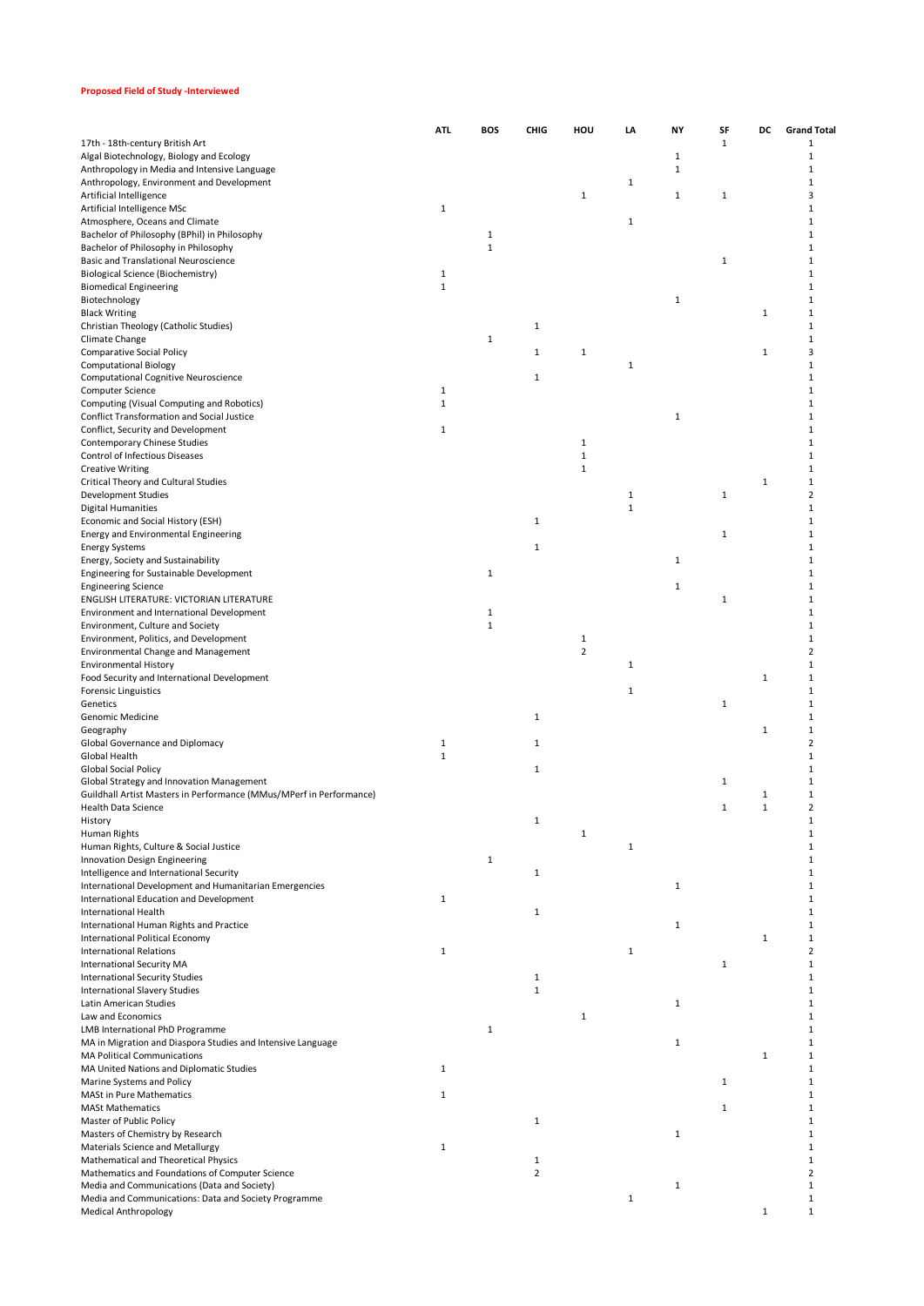**Proposed Field of Study -Interviewed**

| | ATL | BOS | CHIG | HOU | LA | NY | SF | DC | Grand Total |
|---|---|---|---|---|---|---|---|---|---|
| 17th - 18th-century British Art | | | | | | | 1 | | 1 |
| Algal Biotechnology, Biology and Ecology | | | | | | 1 | | | 1 |
| Anthropology in Media and Intensive Language | | | | | | 1 | | | 1 |
| Anthropology, Environment and Development | | | | | 1 | | | | 1 |
| Artificial Intelligence | | | | 1 | | 1 | 1 | | 3 |
| Artificial Intelligence MSc | 1 | | | | | | | | 1 |
| Atmosphere, Oceans and Climate | | | | | 1 | | | | 1 |
| Bachelor of Philosophy (BPhil) in Philosophy | | 1 | | | | | | | 1 |
| Bachelor of Philosophy in Philosophy | | 1 | | | | | | | 1 |
| Basic and Translational Neuroscience | | | | | | | 1 | | 1 |
| Biological Science (Biochemistry) | 1 | | | | | | | | 1 |
| Biomedical Engineering | 1 | | | | | | | | 1 |
| Biotechnology | | | | | | 1 | | | 1 |
| Black Writing | | | | | | | | 1 | 1 |
| Christian Theology (Catholic Studies) | | | 1 | | | | | | 1 |
| Climate Change | | 1 | | | | | | | 1 |
| Comparative Social Policy | | | 1 | 1 | | | | 1 | 3 |
| Computational Biology | | | | | 1 | | | | 1 |
| Computational Cognitive Neuroscience | | | 1 | | | | | | 1 |
| Computer Science | 1 | | | | | | | | 1 |
| Computing (Visual Computing and Robotics) | 1 | | | | | | | | 1 |
| Conflict Transformation and Social Justice | | | | | | 1 | | | 1 |
| Conflict, Security and Development | 1 | | | | | | | | 1 |
| Contemporary Chinese Studies | | | | 1 | | | | | 1 |
| Control of Infectious Diseases | | | | 1 | | | | | 1 |
| Creative Writing | | | | 1 | | | | | 1 |
| Critical Theory and Cultural Studies | | | | | | | | 1 | 1 |
| Development Studies | | | | | 1 | | 1 | | 2 |
| Digital Humanities | | | | | 1 | | | | 1 |
| Economic and Social History (ESH) | | | 1 | | | | | | 1 |
| Energy and Environmental Engineering | | | | | | | 1 | | 1 |
| Energy Systems | | | 1 | | | | | | 1 |
| Energy, Society and Sustainability | | | | | | 1 | | | 1 |
| Engineering for Sustainable Development | | 1 | | | | | | | 1 |
| Engineering Science | | | | | | 1 | | | 1 |
| ENGLISH LITERATURE: VICTORIAN LITERATURE | | | | | | | 1 | | 1 |
| Environment and International Development | | 1 | | | | | | | 1 |
| Environment, Culture and Society | | 1 | | | | | | | 1 |
| Environment, Politics, and Development | | | | 1 | | | | | 1 |
| Environmental Change and Management | | | | 2 | | | | | 2 |
| Environmental History | | | | | 1 | | | | 1 |
| Food Security and International Development | | | | | | | | 1 | 1 |
| Forensic Linguistics | | | | | 1 | | | | 1 |
| Genetics | | | | | | | 1 | | 1 |
| Genomic Medicine | | | 1 | | | | | | 1 |
| Geography | | | | | | | | 1 | 1 |
| Global Governance and Diplomacy | 1 | | 1 | | | | | | 2 |
| Global Health | 1 | | | | | | | | 1 |
| Global Social Policy | | | 1 | | | | | | 1 |
| Global Strategy and Innovation Management | | | | | | | 1 | | 1 |
| Guildhall Artist Masters in Performance (MMus/MPerf in Performance) | | | | | | | | 1 | 1 |
| Health Data Science | | | | | | | 1 | 1 | 2 |
| History | | | 1 | | | | | | 1 |
| Human Rights | | | | 1 | | | | | 1 |
| Human Rights, Culture & Social Justice | | | | | 1 | | | | 1 |
| Innovation Design Engineering | | 1 | | | | | | | 1 |
| Intelligence and International Security | | | 1 | | | | | | 1 |
| International Development and Humanitarian Emergencies | | | | | | 1 | | | 1 |
| International Education and Development | 1 | | | | | | | | 1 |
| International Health | | | 1 | | | | | | 1 |
| International Human Rights and Practice | | | | | | 1 | | | 1 |
| International Political Economy | | | | | | | | 1 | 1 |
| International Relations | 1 | | | | 1 | | | | 2 |
| International Security MA | | | | | | | 1 | | 1 |
| International Security Studies | | | 1 | | | | | | 1 |
| International Slavery Studies | | | 1 | | | | | | 1 |
| Latin American Studies | | | | | | 1 | | | 1 |
| Law and Economics | | | | 1 | | | | | 1 |
| LMB International PhD Programme | | 1 | | | | | | | 1 |
| MA in Migration and Diaspora Studies and Intensive Language | | | | | | 1 | | | 1 |
| MA Political Communications | | | | | | | | 1 | 1 |
| MA United Nations and Diplomatic Studies | 1 | | | | | | | | 1 |
| Marine Systems and Policy | | | | | | | 1 | | 1 |
| MASt in Pure Mathematics | 1 | | | | | | | | 1 |
| MASt Mathematics | | | | | | | 1 | | 1 |
| Master of Public Policy | | | 1 | | | | | | 1 |
| Masters of Chemistry by Research | | | | | | 1 | | | 1 |
| Materials Science and Metallurgy | 1 | | | | | | | | 1 |
| Mathematical and Theoretical Physics | | | 1 | | | | | | 1 |
| Mathematics and Foundations of Computer Science | | | 2 | | | | | | 2 |
| Media and Communications (Data and Society) | | | | | | 1 | | | 1 |
| Media and Communications: Data and Society Programme | | | | | 1 | | | | 1 |
| Medical Anthropology | | | | | | | | 1 | 1 |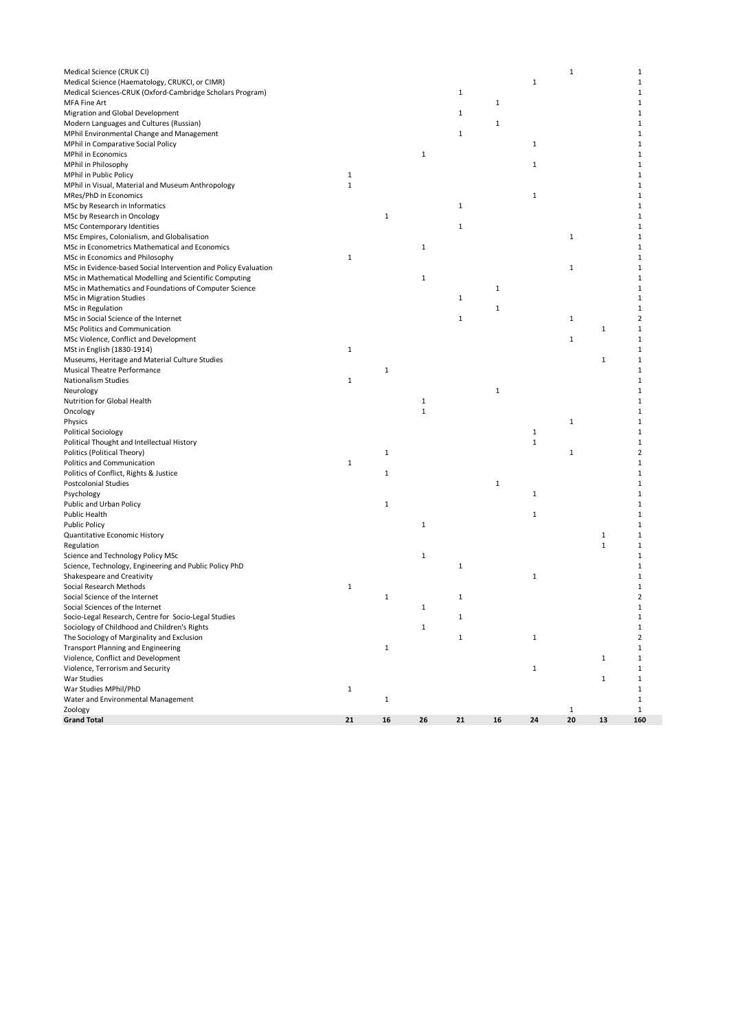| | | | | | | | | | |
|---|---|---|---|---|---|---|---|---|---|
| Medical Science (CRUK CI) | | | | | | | 1 | | 1 |
| Medical Science (Haematology, CRUKCI, or CIMR) | | | | | | 1 | | | 1 |
| Medical Sciences-CRUK (Oxford-Cambridge Scholars Program) | | | | 1 | | | | | 1 |
| MFA Fine Art | | | | | 1 | | | | 1 |
| Migration and Global Development | | | | 1 | | | | | 1 |
| Modern Languages and Cultures (Russian) | | | | | 1 | | | | 1 |
| MPhil Environmental Change and Management | | | | 1 | | | | | 1 |
| MPhil in Comparative Social Policy | | | | | | 1 | | | 1 |
| MPhil in Economics | | | 1 | | | | | | 1 |
| MPhil in Philosophy | | | | | | 1 | | | 1 |
| MPhil in Public Policy | 1 | | | | | | | | 1 |
| MPhil in Visual, Material and Museum Anthropology | 1 | | | | | | | | 1 |
| MRes/PhD in Economics | | | | | | 1 | | | 1 |
| MSc by Research in Informatics | | | | 1 | | | | | 1 |
| MSc by Research in Oncology | | 1 | | | | | | | 1 |
| MSc Contemporary Identities | | | | 1 | | | | | 1 |
| MSc Empires, Colonialism, and Globalisation | | | | | | | 1 | | 1 |
| MSc in Econometrics Mathematical and Economics | | | 1 | | | | | | 1 |
| MSc in Economics and Philosophy | 1 | | | | | | | | 1 |
| MSc in Evidence-based Social Intervention and Policy Evaluation | | | | | | | 1 | | 1 |
| MSc in Mathematical Modelling and Scientific Computing | | | 1 | | | | | | 1 |
| MSc in Mathematics and Foundations of Computer Science | | | | | 1 | | | | 1 |
| MSc in Migration Studies | | | | 1 | | | | | 1 |
| MSc in Regulation | | | | | 1 | | | | 1 |
| MSc in Social Science of the Internet | | | | 1 | | | 1 | | 2 |
| MSc Politics and Communication | | | | | | | | 1 | 1 |
| MSc Violence, Conflict and Development | | | | | | | 1 | | 1 |
| MSt in English (1830-1914) | 1 | | | | | | | | 1 |
| Museums, Heritage and Material Culture Studies | | | | | | | | 1 | 1 |
| Musical Theatre Performance | | 1 | | | | | | | 1 |
| Nationalism Studies | 1 | | | | | | | | 1 |
| Neurology | | | | | 1 | | | | 1 |
| Nutrition for Global Health | | | 1 | | | | | | 1 |
| Oncology | | | 1 | | | | | | 1 |
| Physics | | | | | | | 1 | | 1 |
| Political Sociology | | | | | | 1 | | | 1 |
| Political Thought and Intellectual History | | | | | | 1 | | | 1 |
| Politics (Political Theory) | | 1 | | | | | 1 | | 2 |
| Politics and Communication | 1 | | | | | | | | 1 |
| Politics of Conflict, Rights & Justice | | 1 | | | | | | | 1 |
| Postcolonial Studies | | | | | 1 | | | | 1 |
| Psychology | | | | | | 1 | | | 1 |
| Public and Urban Policy | | 1 | | | | | | | 1 |
| Public Health | | | | | | 1 | | | 1 |
| Public Policy | | | 1 | | | | | | 1 |
| Quantitative Economic History | | | | | | | | 1 | 1 |
| Regulation | | | | | | | | 1 | 1 |
| Science and Technology Policy MSc | | | 1 | | | | | | 1 |
| Science, Technology, Engineering and Public Policy PhD | | | | 1 | | | | | 1 |
| Shakespeare and Creativity | | | | | | 1 | | | 1 |
| Social Research Methods | 1 | | | | | | | | 1 |
| Social Science of the Internet | | 1 | | 1 | | | | | 2 |
| Social Sciences of the Internet | | | 1 | | | | | | 1 |
| Socio-Legal Research, Centre for Socio-Legal Studies | | | | 1 | | | | | 1 |
| Sociology of Childhood and Children's Rights | | | 1 | | | | | | 1 |
| The Sociology of Marginality and Exclusion | | | | 1 | | 1 | | | 2 |
| Transport Planning and Engineering | | 1 | | | | | | | 1 |
| Violence, Conflict and Development | | | | | | | | 1 | 1 |
| Violence, Terrorism and Security | | | | | | 1 | | | 1 |
| War Studies | | | | | | | | 1 | 1 |
| War Studies MPhil/PhD | 1 | | | | | | | | 1 |
| Water and Environmental Management | | 1 | | | | | | | 1 |
| Zoology | | | | | | | 1 | | 1 |
| **Grand Total** | **21** | **16** | **26** | **21** | **16** | **24** | **20** | **13** | **160** |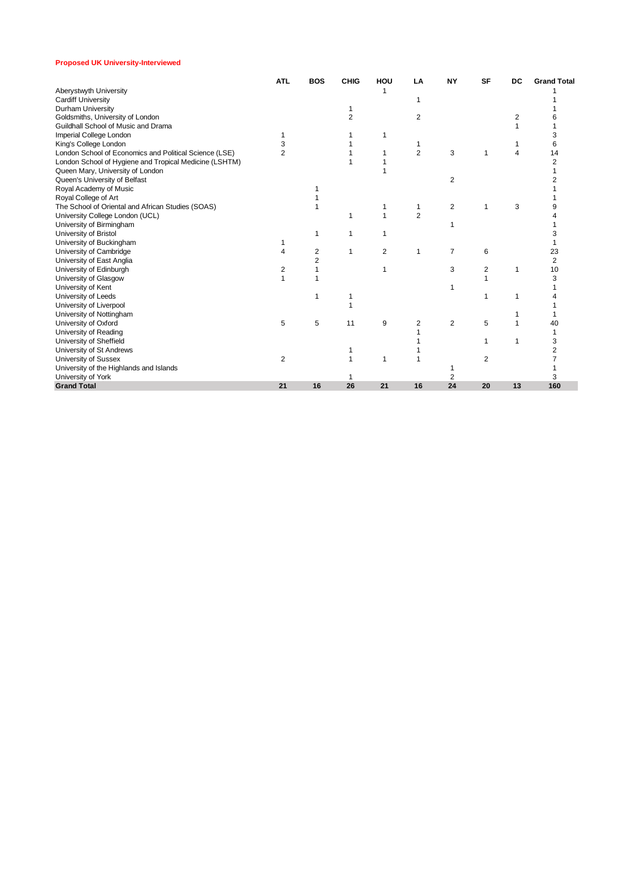**Proposed UK University-Interviewed**

| | ATL | BOS | CHIG | HOU | LA | NY | SF | DC | Grand Total |
|---|---|---|---|---|---|---|---|---|---|
| Aberystwyth University | | | | 1 | | | | | 1 |
| Cardiff University | | | | | 1 | | | | 1 |
| Durham University | | | 1 | | | | | | 1 |
| Goldsmiths, University of London | | | 2 | | 2 | | | 2 | 6 |
| Guildhall School of Music and Drama | | | | | | | | 1 | 1 |
| Imperial College London | 1 | | 1 | 1 | | | | | 3 |
| King's College London | 3 | | 1 | | 1 | | | 1 | 6 |
| London School of Economics and Political Science (LSE) | 2 | | 1 | 1 | 2 | 3 | 1 | 4 | 14 |
| London School of Hygiene and Tropical Medicine (LSHTM) | | | 1 | 1 | | | | | 2 |
| Queen Mary, University of London | | | | 1 | | | | | 1 |
| Queen's University of Belfast | | | | | | 2 | | | 2 |
| Royal Academy of Music | | 1 | | | | | | | 1 |
| Royal College of Art | | 1 | | | | | | | 1 |
| The School of Oriental and African Studies (SOAS) | | 1 | | 1 | 1 | 2 | 1 | 3 | 9 |
| University College London (UCL) | | | 1 | 1 | 2 | | | | 4 |
| University of Birmingham | | | | | | 1 | | | 1 |
| University of Bristol | | 1 | 1 | 1 | | | | | 3 |
| University of Buckingham | 1 | | | | | | | | 1 |
| University of Cambridge | 4 | 2 | 1 | 2 | 1 | 7 | 6 | | 23 |
| University of East Anglia | | 2 | | | | | | | 2 |
| University of Edinburgh | 2 | 1 | | 1 | | 3 | 2 | 1 | 10 |
| University of Glasgow | 1 | 1 | | | | | 1 | | 3 |
| University of Kent | | | | | | 1 | | | 1 |
| University of Leeds | | 1 | 1 | | | | 1 | 1 | 4 |
| University of Liverpool | | | 1 | | | | | | 1 |
| University of Nottingham | | | | | | | | 1 | 1 |
| University of Oxford | 5 | 5 | 11 | 9 | 2 | 2 | 5 | 1 | 40 |
| University of Reading | | | | | 1 | | | | 1 |
| University of Sheffield | | | | | 1 | | 1 | 1 | 3 |
| University of St Andrews | | | 1 | | 1 | | | | 2 |
| University of Sussex | 2 | | 1 | 1 | 1 | | 2 | | 7 |
| University of the Highlands and Islands | | | | | | 1 | | | 1 |
| University of York | | | 1 | | | 2 | | | 3 |
| **Grand Total** | **21** | **16** | **26** | **21** | **16** | **24** | **20** | **13** | **160** |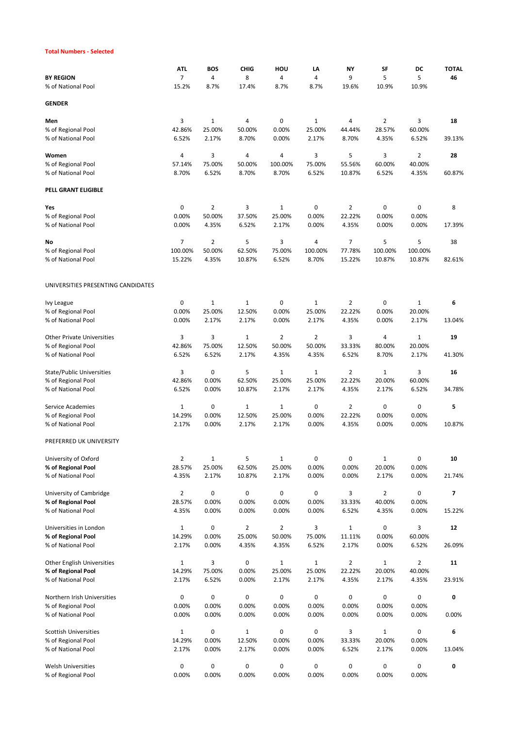**Total Numbers - Selected**

| | ATL | BOS | CHIG | HOU | LA | NY | SF | DC | TOTAL |
|---|---|---|---|---|---|---|---|---|---|
| **BY REGION** | 7 | 4 | 8 | 4 | 4 | 9 | 5 | 5 | **46** |
| % of National Pool | 15.2% | 8.7% | 17.4% | 8.7% | 8.7% | 19.6% | 10.9% | 10.9% | |
| **GENDER** | | | | | | | | | |
| **Men** | 3 | 1 | 4 | 0 | 1 | 4 | 2 | 3 | **18** |
| % of Regional Pool | 42.86% | 25.00% | 50.00% | 0.00% | 25.00% | 44.44% | 28.57% | 60.00% | |
| % of National Pool | 6.52% | 2.17% | 8.70% | 0.00% | 2.17% | 8.70% | 4.35% | 6.52% | 39.13% |
| **Women** | 4 | 3 | 4 | 4 | 3 | 5 | 3 | 2 | **28** |
| % of Regional Pool | 57.14% | 75.00% | 50.00% | 100.00% | 75.00% | 55.56% | 60.00% | 40.00% | |
| % of National Pool | 8.70% | 6.52% | 8.70% | 8.70% | 6.52% | 10.87% | 6.52% | 4.35% | 60.87% |
| **PELL GRANT ELIGIBLE** | | | | | | | | | |
| **Yes** | 0 | 2 | 3 | 1 | 0 | 2 | 0 | 0 | 8 |
| % of Regional Pool | 0.00% | 50.00% | 37.50% | 25.00% | 0.00% | 22.22% | 0.00% | 0.00% | |
| % of National Pool | 0.00% | 4.35% | 6.52% | 2.17% | 0.00% | 4.35% | 0.00% | 0.00% | 17.39% |
| **No** | 7 | 2 | 5 | 3 | 4 | 7 | 5 | 5 | 38 |
| % of Regional Pool | 100.00% | 50.00% | 62.50% | 75.00% | 100.00% | 77.78% | 100.00% | 100.00% | |
| % of National Pool | 15.22% | 4.35% | 10.87% | 6.52% | 8.70% | 15.22% | 10.87% | 10.87% | 82.61% |
| UNIVERSITIES PRESENTING CANDIDATES | | | | | | | | | |
| Ivy League | 0 | 1 | 1 | 0 | 1 | 2 | 0 | 1 | **6** |
| % of Regional Pool | 0.00% | 25.00% | 12.50% | 0.00% | 25.00% | 22.22% | 0.00% | 20.00% | |
| % of National Pool | 0.00% | 2.17% | 2.17% | 0.00% | 2.17% | 4.35% | 0.00% | 2.17% | 13.04% |
| Other Private Universities | 3 | 3 | 1 | 2 | 2 | 3 | 4 | 1 | **19** |
| % of Regional Pool | 42.86% | 75.00% | 12.50% | 50.00% | 50.00% | 33.33% | 80.00% | 20.00% | |
| % of National Pool | 6.52% | 6.52% | 2.17% | 4.35% | 4.35% | 6.52% | 8.70% | 2.17% | 41.30% |
| State/Public Universities | 3 | 0 | 5 | 1 | 1 | 2 | 1 | 3 | **16** |
| % of Regional Pool | 42.86% | 0.00% | 62.50% | 25.00% | 25.00% | 22.22% | 20.00% | 60.00% | |
| % of National Pool | 6.52% | 0.00% | 10.87% | 2.17% | 2.17% | 4.35% | 2.17% | 6.52% | 34.78% |
| Service Academies | 1 | 0 | 1 | 1 | 0 | 2 | 0 | 0 | **5** |
| % of Regional Pool | 14.29% | 0.00% | 12.50% | 25.00% | 0.00% | 22.22% | 0.00% | 0.00% | |
| % of National Pool | 2.17% | 0.00% | 2.17% | 2.17% | 0.00% | 4.35% | 0.00% | 0.00% | 10.87% |
| PREFERRED UK UNIVERSITY | | | | | | | | | |
| University of Oxford | 2 | 1 | 5 | 1 | 0 | 0 | 1 | 0 | **10** |
| **% of Regional Pool** | 28.57% | 25.00% | 62.50% | 25.00% | 0.00% | 0.00% | 20.00% | 0.00% | |
| % of National Pool | 4.35% | 2.17% | 10.87% | 2.17% | 0.00% | 0.00% | 2.17% | 0.00% | 21.74% |
| University of Cambridge | 2 | 0 | 0 | 0 | 0 | 3 | 2 | 0 | **7** |
| **% of Regional Pool** | 28.57% | 0.00% | 0.00% | 0.00% | 0.00% | 33.33% | 40.00% | 0.00% | |
| % of National Pool | 4.35% | 0.00% | 0.00% | 0.00% | 0.00% | 6.52% | 4.35% | 0.00% | 15.22% |
| Universities in London | 1 | 0 | 2 | 2 | 3 | 1 | 0 | 3 | **12** |
| **% of Regional Pool** | 14.29% | 0.00% | 25.00% | 50.00% | 75.00% | 11.11% | 0.00% | 60.00% | |
| % of National Pool | 2.17% | 0.00% | 4.35% | 4.35% | 6.52% | 2.17% | 0.00% | 6.52% | 26.09% |
| Other English Universities | 1 | 3 | 0 | 1 | 1 | 2 | 1 | 2 | **11** |
| **% of Regional Pool** | 14.29% | 75.00% | 0.00% | 25.00% | 25.00% | 22.22% | 20.00% | 40.00% | |
| % of National Pool | 2.17% | 6.52% | 0.00% | 2.17% | 2.17% | 4.35% | 2.17% | 4.35% | 23.91% |
| Northern Irish Universities | 0 | 0 | 0 | 0 | 0 | 0 | 0 | 0 | **0** |
| % of Regional Pool | 0.00% | 0.00% | 0.00% | 0.00% | 0.00% | 0.00% | 0.00% | 0.00% | |
| % of National Pool | 0.00% | 0.00% | 0.00% | 0.00% | 0.00% | 0.00% | 0.00% | 0.00% | 0.00% |
| Scottish Universities | 1 | 0 | 1 | 0 | 0 | 3 | 1 | 0 | **6** |
| % of Regional Pool | 14.29% | 0.00% | 12.50% | 0.00% | 0.00% | 33.33% | 20.00% | 0.00% | |
| % of National Pool | 2.17% | 0.00% | 2.17% | 0.00% | 0.00% | 6.52% | 2.17% | 0.00% | 13.04% |
| Welsh Universities | 0 | 0 | 0 | 0 | 0 | 0 | 0 | 0 | **0** |
| % of Regional Pool | 0.00% | 0.00% | 0.00% | 0.00% | 0.00% | 0.00% | 0.00% | 0.00% | |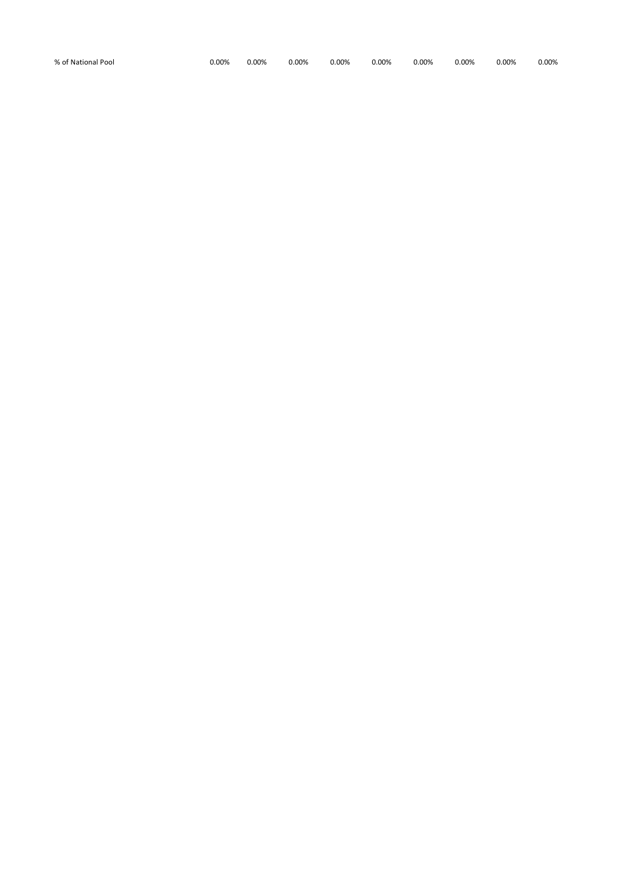| % of National Pool | 0.00% | 0.00% | 0.00% | 0.00% | 0.00% | 0.00% | 0.00% | 0.00% | 0.00% |
|---|---|---|---|---|---|---|---|---|---|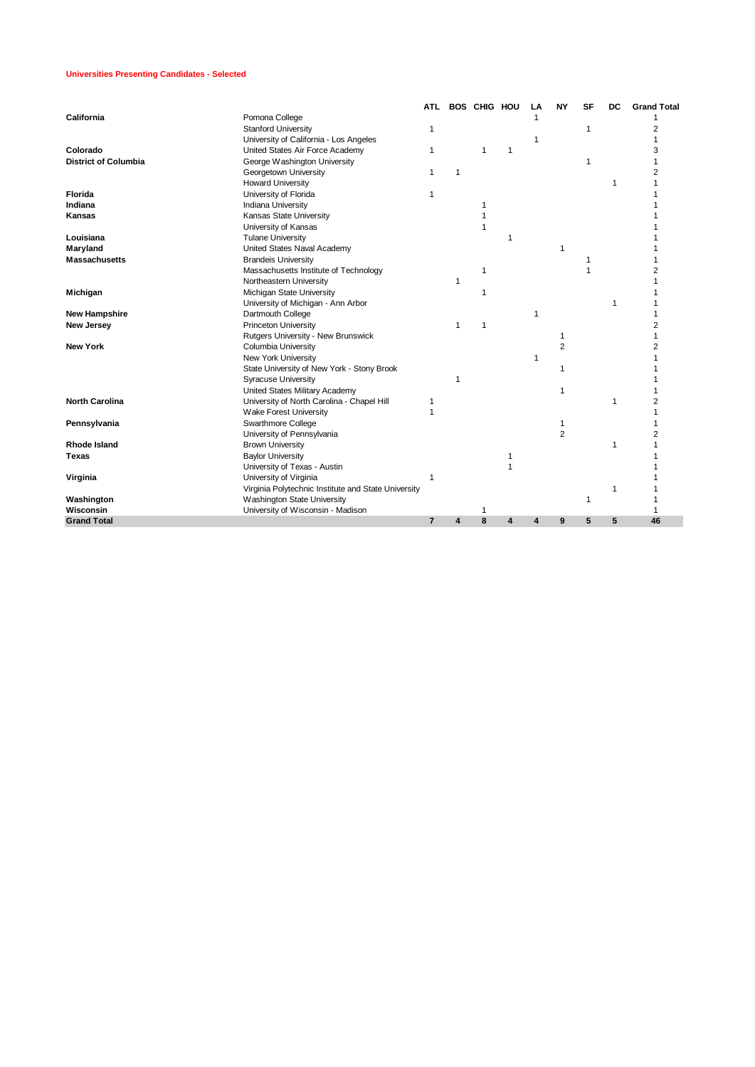**Universities Presenting Candidates - Selected**

| | | ATL | BOS | CHIG | HOU | LA | NY | SF | DC | Grand Total |
|---|---|---|---|---|---|---|---|---|---|---|
| **California** | Pomona College | | | | | 1 | | | | 1 |
| | Stanford University | 1 | | | | | | 1 | | 2 |
| | University of California - Los Angeles | | | | | 1 | | | | 1 |
| **Colorado** | United States Air Force Academy | 1 | | 1 | 1 | | | | | 3 |
| **District of Columbia** | George Washington University | | | | | | | 1 | | 1 |
| | Georgetown University | 1 | 1 | | | | | | | 2 |
| | Howard University | | | | | | | | 1 | 1 |
| **Florida** | University of Florida | 1 | | | | | | | | 1 |
| **Indiana** | Indiana University | | | 1 | | | | | | 1 |
| **Kansas** | Kansas State University | | | 1 | | | | | | 1 |
| | University of Kansas | | | 1 | | | | | | 1 |
| **Louisiana** | Tulane University | | | | 1 | | | | | 1 |
| **Maryland** | United States Naval Academy | | | | | | 1 | | | 1 |
| **Massachusetts** | Brandeis University | | | | | | | 1 | | 1 |
| | Massachusetts Institute of Technology | | | 1 | | | | 1 | | 2 |
| | Northeastern University | | 1 | | | | | | | 1 |
| **Michigan** | Michigan State University | | | 1 | | | | | | 1 |
| | University of Michigan - Ann Arbor | | | | | | | | 1 | 1 |
| **New Hampshire** | Dartmouth College | | | | | 1 | | | | 1 |
| **New Jersey** | Princeton University | | 1 | 1 | | | | | | 2 |
| | Rutgers University - New Brunswick | | | | | | 1 | | | 1 |
| **New York** | Columbia University | | | | | | 2 | | | 2 |
| | New York University | | | | | 1 | | | | 1 |
| | State University of New York - Stony Brook | | | | | | 1 | | | 1 |
| | Syracuse University | | 1 | | | | | | | 1 |
| | United States Military Academy | | | | | | 1 | | | 1 |
| **North Carolina** | University of North Carolina - Chapel Hill | 1 | | | | | | | 1 | 2 |
| | Wake Forest University | 1 | | | | | | | | 1 |
| **Pennsylvania** | Swarthmore College | | | | | | 1 | | | 1 |
| | University of Pennsylvania | | | | | | 2 | | | 2 |
| **Rhode Island** | Brown University | | | | | | | | 1 | 1 |
| **Texas** | Baylor University | | | | 1 | | | | | 1 |
| | University of Texas - Austin | | | | 1 | | | | | 1 |
| **Virginia** | University of Virginia | 1 | | | | | | | | 1 |
| | Virginia Polytechnic Institute and State University | | | | | | | | 1 | 1 |
| **Washington** | Washington State University | | | | | | | 1 | | 1 |
| **Wisconsin** | University of Wisconsin - Madison | | | 1 | | | | | | 1 |
| **Grand Total** | | **7** | **4** | **8** | **4** | **4** | **9** | **5** | **5** | **46** |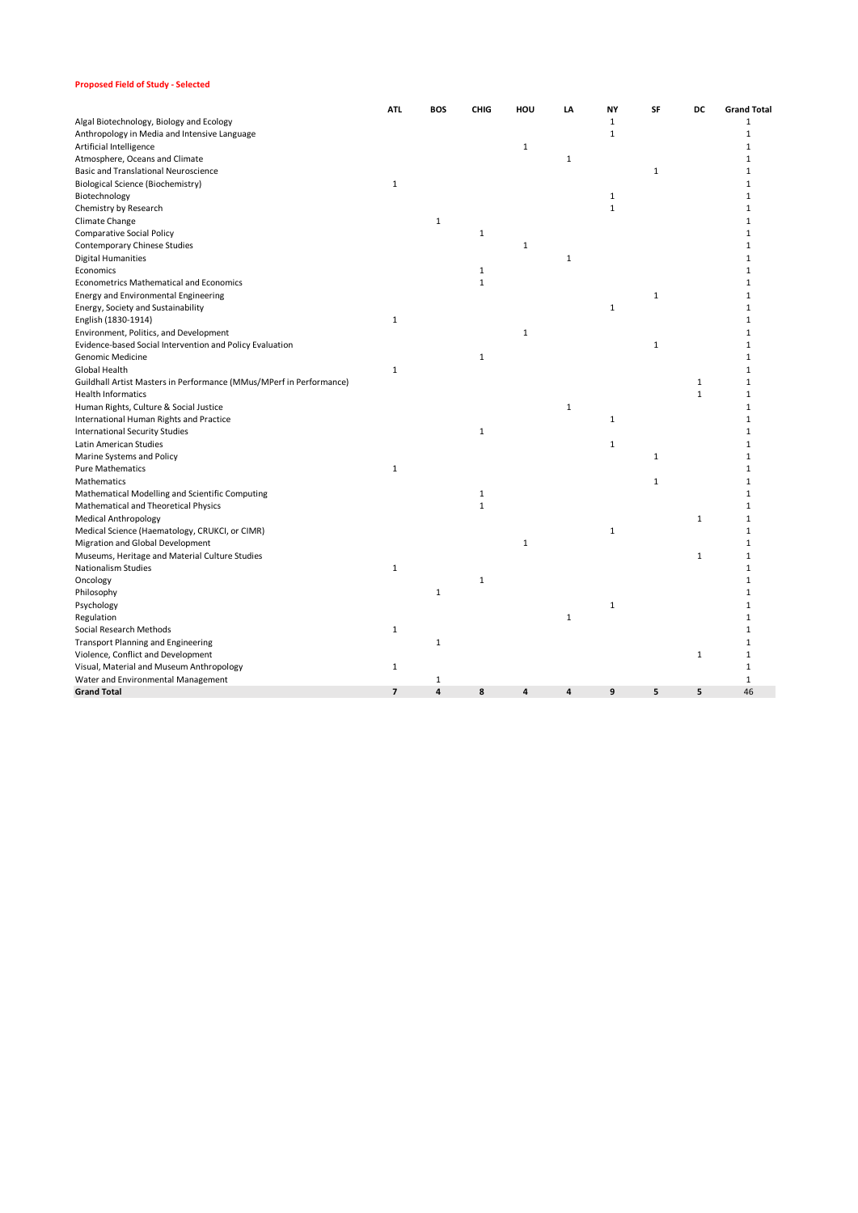**Proposed Field of Study - Selected**

| | ATL | BOS | CHIG | HOU | LA | NY | SF | DC | Grand Total |
|---|---|---|---|---|---|---|---|---|---|
| Algal Biotechnology, Biology and Ecology | | | | | | 1 | | | 1 |
| Anthropology in Media and Intensive Language | | | | | | 1 | | | 1 |
| Artificial Intelligence | | | | 1 | | | | | 1 |
| Atmosphere, Oceans and Climate | | | | | 1 | | | | 1 |
| Basic and Translational Neuroscience | | | | | | | 1 | | 1 |
| Biological Science (Biochemistry) | 1 | | | | | | | | 1 |
| Biotechnology | | | | | | 1 | | | 1 |
| Chemistry by Research | | | | | | 1 | | | 1 |
| Climate Change | | 1 | | | | | | | 1 |
| Comparative Social Policy | | | 1 | | | | | | 1 |
| Contemporary Chinese Studies | | | | 1 | | | | | 1 |
| Digital Humanities | | | | | 1 | | | | 1 |
| Economics | | | 1 | | | | | | 1 |
| Econometrics Mathematical and Economics | | | 1 | | | | | | 1 |
| Energy and Environmental Engineering | | | | | | | 1 | | 1 |
| Energy, Society and Sustainability | | | | | | 1 | | | 1 |
| English (1830-1914) | 1 | | | | | | | | 1 |
| Environment, Politics, and Development | | | | 1 | | | | | 1 |
| Evidence-based Social Intervention and Policy Evaluation | | | | | | | 1 | | 1 |
| Genomic Medicine | | | 1 | | | | | | 1 |
| Global Health | 1 | | | | | | | | 1 |
| Guildhall Artist Masters in Performance (MMus/MPerf in Performance) | | | | | | | | 1 | 1 |
| Health Informatics | | | | | | | | 1 | 1 |
| Human Rights, Culture & Social Justice | | | | | 1 | | | | 1 |
| International Human Rights and Practice | | | | | | 1 | | | 1 |
| International Security Studies | | | 1 | | | | | | 1 |
| Latin American Studies | | | | | | 1 | | | 1 |
| Marine Systems and Policy | | | | | | | 1 | | 1 |
| Pure Mathematics | 1 | | | | | | | | 1 |
| Mathematics | | | | | | | 1 | | 1 |
| Mathematical Modelling and Scientific Computing | | | 1 | | | | | | 1 |
| Mathematical and Theoretical Physics | | | 1 | | | | | | 1 |
| Medical Anthropology | | | | | | | | 1 | 1 |
| Medical Science (Haematology, CRUKCI, or CIMR) | | | | | | 1 | | | 1 |
| Migration and Global Development | | | | 1 | | | | | 1 |
| Museums, Heritage and Material Culture Studies | | | | | | | | 1 | 1 |
| Nationalism Studies | 1 | | | | | | | | 1 |
| Oncology | | | 1 | | | | | | 1 |
| Philosophy | | 1 | | | | | | | 1 |
| Psychology | | | | | | 1 | | | 1 |
| Regulation | | | | | 1 | | | | 1 |
| Social Research Methods | 1 | | | | | | | | 1 |
| Transport Planning and Engineering | | 1 | | | | | | | 1 |
| Violence, Conflict and Development | | | | | | | | 1 | 1 |
| Visual, Material and Museum Anthropology | 1 | | | | | | | | 1 |
| Water and Environmental Management | | 1 | | | | | | | 1 |
| **Grand Total** | **7** | **4** | **8** | **4** | **4** | **9** | **5** | **5** | 46 |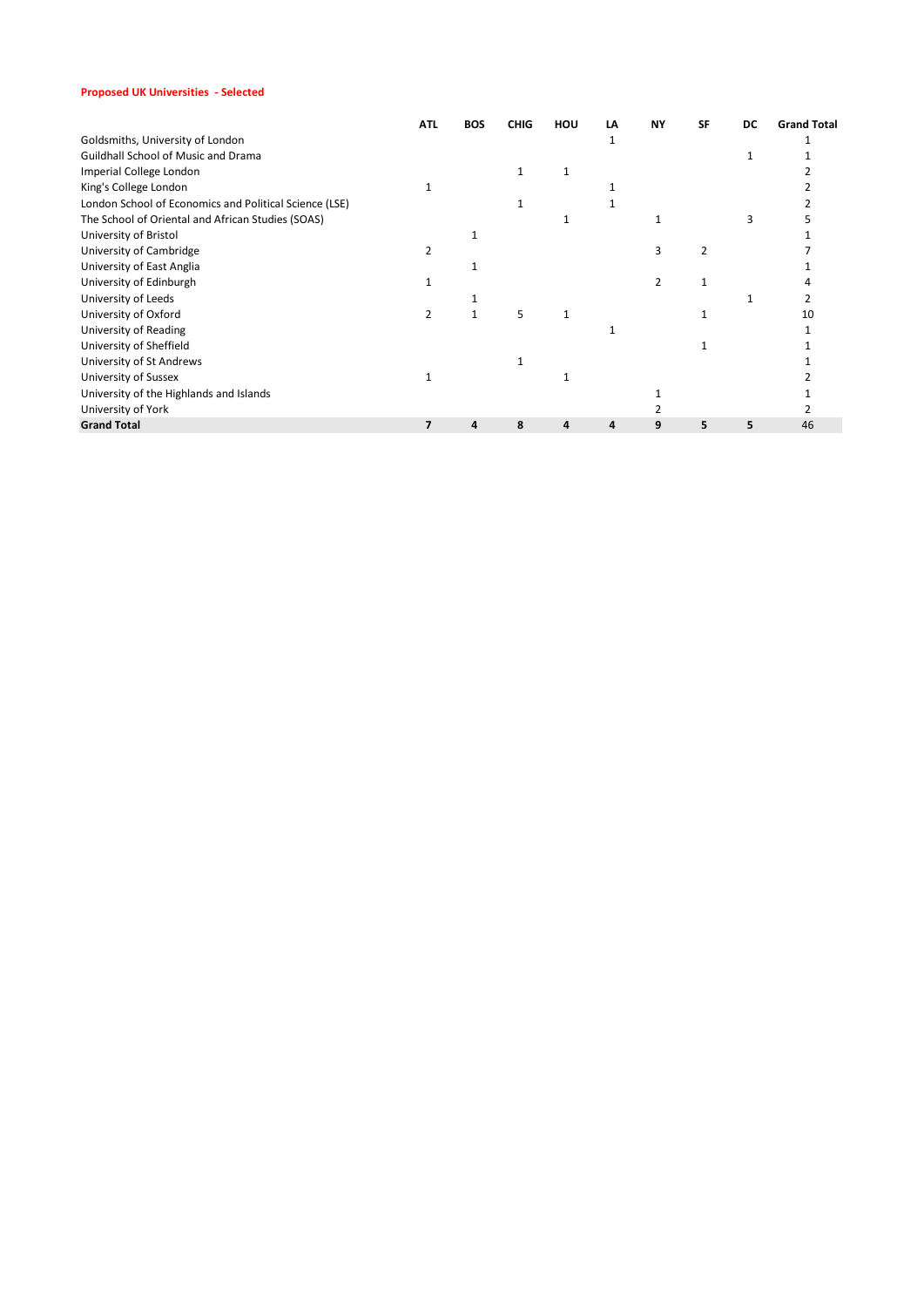**Proposed UK Universities - Selected**

| | ATL | BOS | CHIG | HOU | LA | NY | SF | DC | Grand Total |
|---|---|---|---|---|---|---|---|---|---|
| Goldsmiths, University of London | | | | | 1 | | | | 1 |
| Guildhall School of Music and Drama | | | | | | | | 1 | 1 |
| Imperial College London | | | 1 | 1 | | | | | 2 |
| King's College London | 1 | | | | 1 | | | | 2 |
| London School of Economics and Political Science (LSE) | | | 1 | | 1 | | | | 2 |
| The School of Oriental and African Studies (SOAS) | | | | 1 | | 1 | | 3 | 5 |
| University of Bristol | | 1 | | | | | | | 1 |
| University of Cambridge | 2 | | | | | 3 | 2 | | 7 |
| University of East Anglia | | 1 | | | | | | | 1 |
| University of Edinburgh | 1 | | | | | 2 | 1 | | 4 |
| University of Leeds | | 1 | | | | | | 1 | 2 |
| University of Oxford | 2 | 1 | 5 | 1 | | | 1 | | 10 |
| University of Reading | | | | | 1 | | | | 1 |
| University of Sheffield | | | | | | | 1 | | 1 |
| University of St Andrews | | | 1 | | | | | | 1 |
| University of Sussex | 1 | | | 1 | | | | | 2 |
| University of the Highlands and Islands | | | | | | 1 | | | 1 |
| University of York | | | | | | 2 | | | 2 |
| **Grand Total** | **7** | **4** | **8** | **4** | **4** | **9** | **5** | **5** | 46 |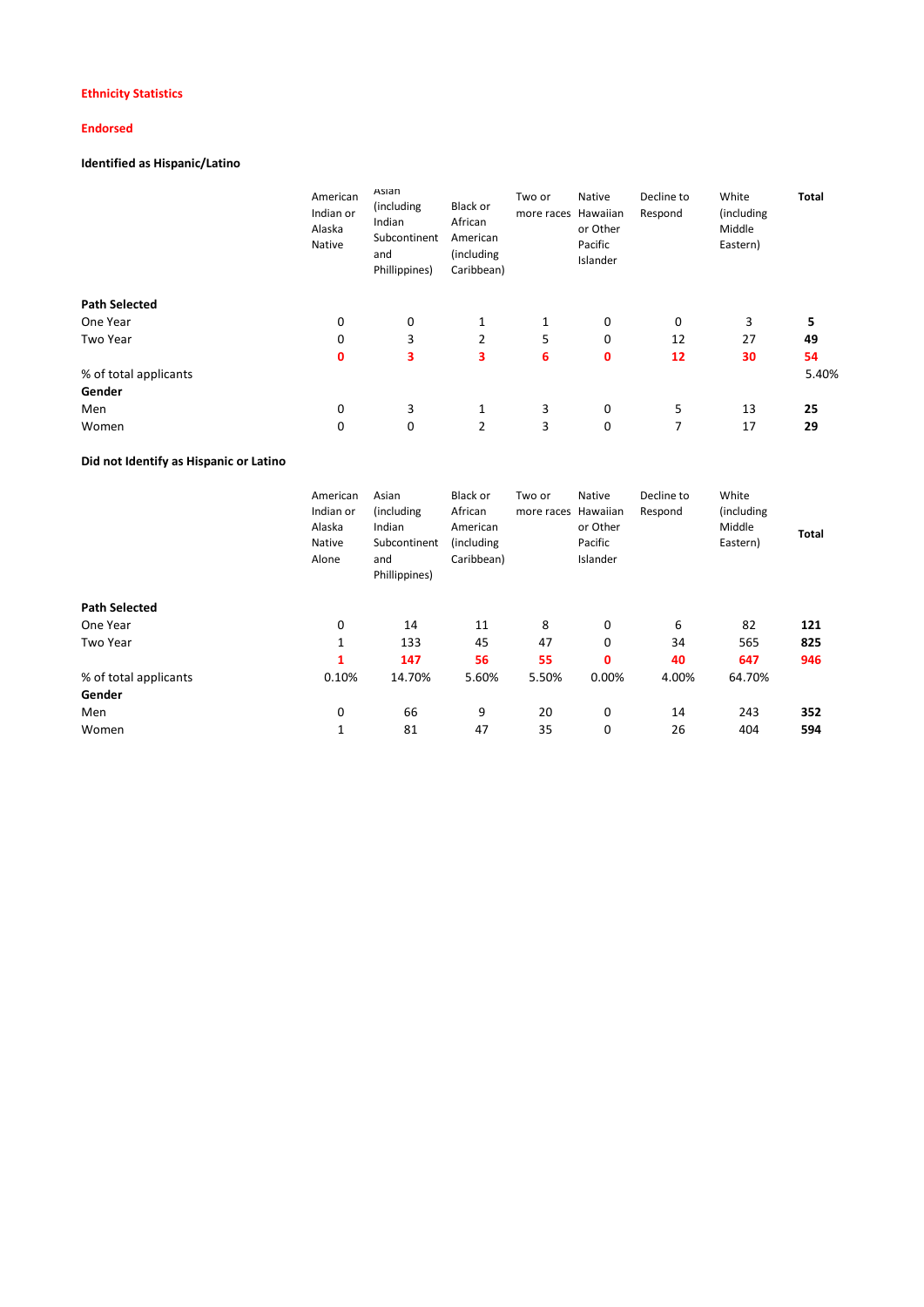**Ethnicity Statistics**

**Endorsed**

**Identified as Hispanic/Latino**

| | American Indian or Alaska Native | Asian (including Indian Subcontinent and Phillippines) | Black or African American (including Caribbean) | Two or more races | Native Hawaiian or Other Pacific Islander | Decline to Respond | White (including Middle Eastern) | Total |
|---|---|---|---|---|---|---|---|---|
| **Path Selected** | | | | | | | | |
| One Year | 0 | 0 | 1 | 1 | 0 | 0 | 3 | **5** |
| Two Year | 0 | 3 | 2 | 5 | 0 | 12 | 27 | **49** |
| | **0** | **3** | **3** | **6** | **0** | **12** | **30** | **54** |
| % of total applicants | | | | | | | | 5.40% |
| **Gender** | | | | | | | | |
| Men | 0 | 3 | 1 | 3 | 0 | 5 | 13 | **25** |
| Women | 0 | 0 | 2 | 3 | 0 | 7 | 17 | **29** |

**Did not Identify as Hispanic or Latino**

| | American Indian or Alaska Native Alone | Asian (including Indian Subcontinent and Phillippines) | Black or African American (including Caribbean) | Two or more races | Native Hawaiian or Other Pacific Islander | Decline to Respond | White (including Middle Eastern) | **Total** |
|---|---|---|---|---|---|---|---|---|
| **Path Selected** | | | | | | | | |
| One Year | 0 | 14 | 11 | 8 | 0 | 6 | 82 | **121** |
| Two Year | 1 | 133 | 45 | 47 | 0 | 34 | 565 | **825** |
| | **1** | **147** | **56** | **55** | **0** | **40** | **647** | **946** |
| % of total applicants | 0.10% | 14.70% | 5.60% | 5.50% | 0.00% | 4.00% | 64.70% | |
| **Gender** | | | | | | | | |
| Men | 0 | 66 | 9 | 20 | 0 | 14 | 243 | **352** |
| Women | 1 | 81 | 47 | 35 | 0 | 26 | 404 | **594** |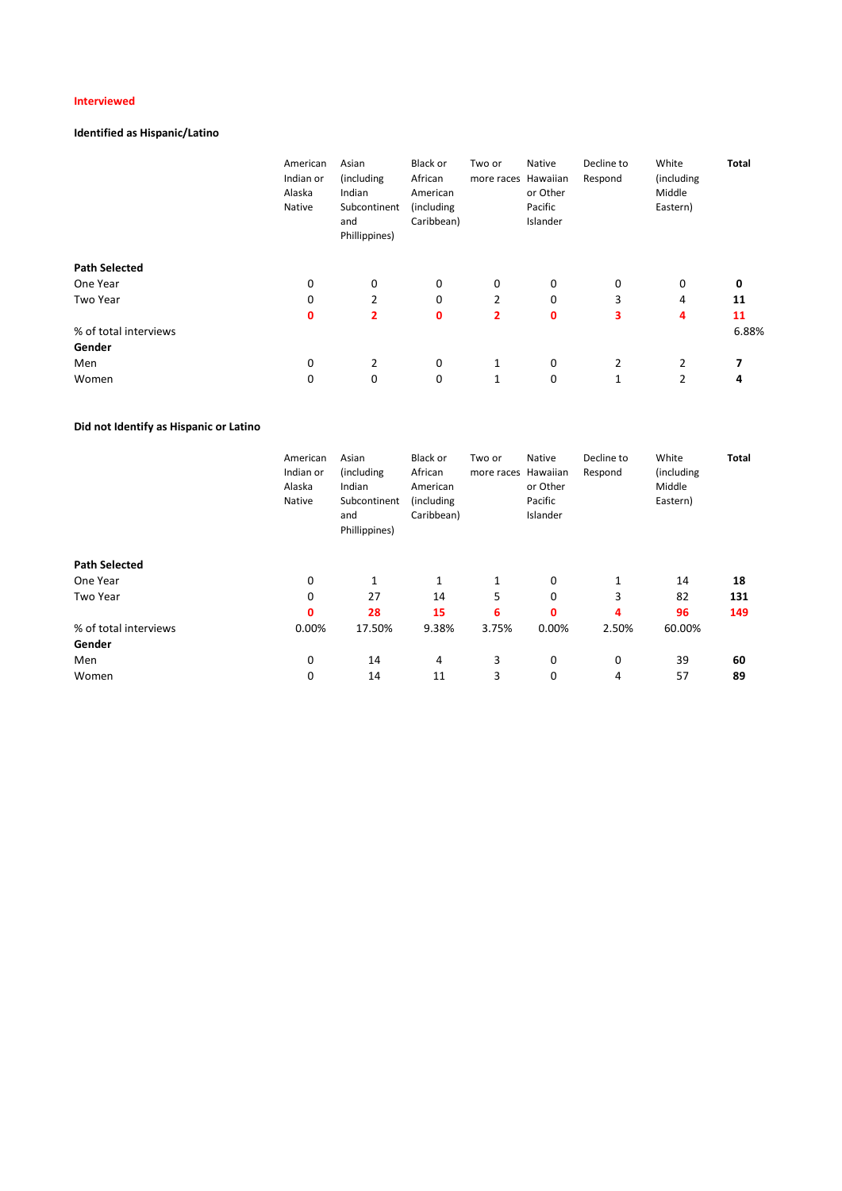**Interviewed**

**Identified as Hispanic/Latino**

| | American Indian or Alaska Native | Asian (including Indian Subcontinent and Phillippines) | Black or African American (including Caribbean) | Two or more races | Native Hawaiian or Other Pacific Islander | Decline to Respond | White (including Middle Eastern) | Total |
|---|---|---|---|---|---|---|---|---|
| **Path Selected** | | | | | | | | |
| One Year | 0 | 0 | 0 | 0 | 0 | 0 | 0 | **0** |
| Two Year | 0 | 2 | 0 | 2 | 0 | 3 | 4 | **11** |
| | **0** | **2** | **0** | **2** | **0** | **3** | **4** | **11** |
| % of total interviews | | | | | | | | 6.88% |
| **Gender** | | | | | | | | |
| Men | 0 | 2 | 0 | 1 | 0 | 2 | 2 | **7** |
| Women | 0 | 0 | 0 | 1 | 0 | 1 | 2 | **4** |

**Did not Identify as Hispanic or Latino**

| | American Indian or Alaska Native | Asian (including Indian Subcontinent and Phillippines) | Black or African American (including Caribbean) | Two or more races | Native Hawaiian or Other Pacific Islander | Decline to Respond | White (including Middle Eastern) | Total |
|---|---|---|---|---|---|---|---|---|
| **Path Selected** | | | | | | | | |
| One Year | 0 | 1 | 1 | 1 | 0 | 1 | 14 | **18** |
| Two Year | 0 | 27 | 14 | 5 | 0 | 3 | 82 | **131** |
| | **0** | **28** | **15** | **6** | **0** | **4** | **96** | **149** |
| % of total interviews | 0.00% | 17.50% | 9.38% | 3.75% | 0.00% | 2.50% | 60.00% | |
| **Gender** | | | | | | | | |
| Men | 0 | 14 | 4 | 3 | 0 | 0 | 39 | **60** |
| Women | 0 | 14 | 11 | 3 | 0 | 4 | 57 | **89** |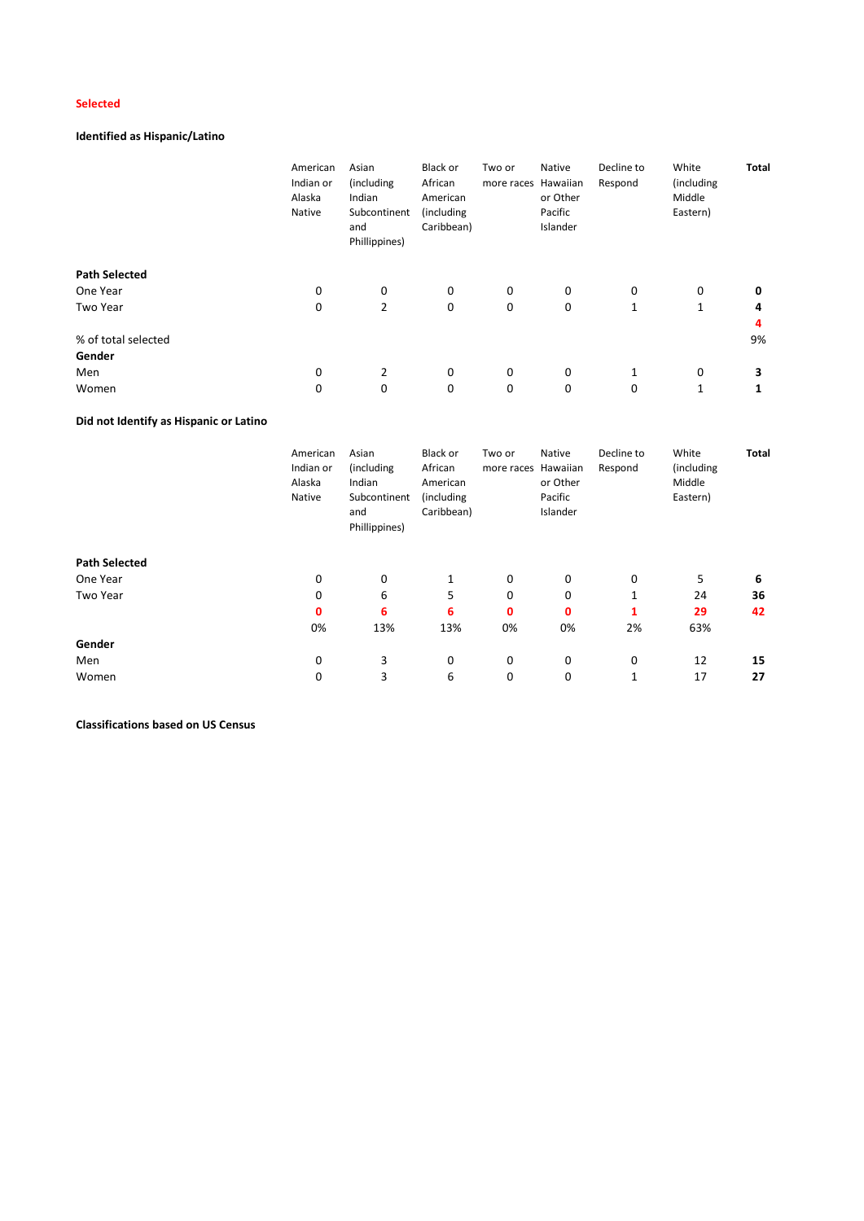**Selected**

**Identified as Hispanic/Latino**

| | American Indian or Alaska Native | Asian (including Indian Subcontinent and Phillippines) | Black or African American (including Caribbean) | Two or more races | Native Hawaiian or Other Pacific Islander | Decline to Respond | White (including Middle Eastern) | **Total** |
|---|---|---|---|---|---|---|---|---|
| **Path Selected** | | | | | | | | |
| One Year | 0 | 0 | 0 | 0 | 0 | 0 | 0 | **0** |
| Two Year | 0 | 2 | 0 | 0 | 0 | 1 | 1 | **4** |
| | | | | | | | | **4** |
| % of total selected | | | | | | | | 9% |
| **Gender** | | | | | | | | |
| Men | 0 | 2 | 0 | 0 | 0 | 1 | 0 | **3** |
| Women | 0 | 0 | 0 | 0 | 0 | 0 | 1 | **1** |

**Did not Identify as Hispanic or Latino**

| | American Indian or Alaska Native | Asian (including Indian Subcontinent and Phillippines) | Black or African American (including Caribbean) | Two or more races | Native Hawaiian or Other Pacific Islander | Decline to Respond | White (including Middle Eastern) | **Total** |
|---|---|---|---|---|---|---|---|---|
| **Path Selected** | | | | | | | | |
| One Year | 0 | 0 | 1 | 0 | 0 | 0 | 5 | **6** |
| Two Year | 0 | 6 | 5 | 0 | 0 | 1 | 24 | **36** |
| | **0** | **6** | **6** | **0** | **0** | **1** | **29** | **42** |
| | 0% | 13% | 13% | 0% | 0% | 2% | 63% | |
| **Gender** | | | | | | | | |
| Men | 0 | 3 | 0 | 0 | 0 | 0 | 12 | **15** |
| Women | 0 | 3 | 6 | 0 | 0 | 1 | 17 | **27** |

**Classifications based on US Census**